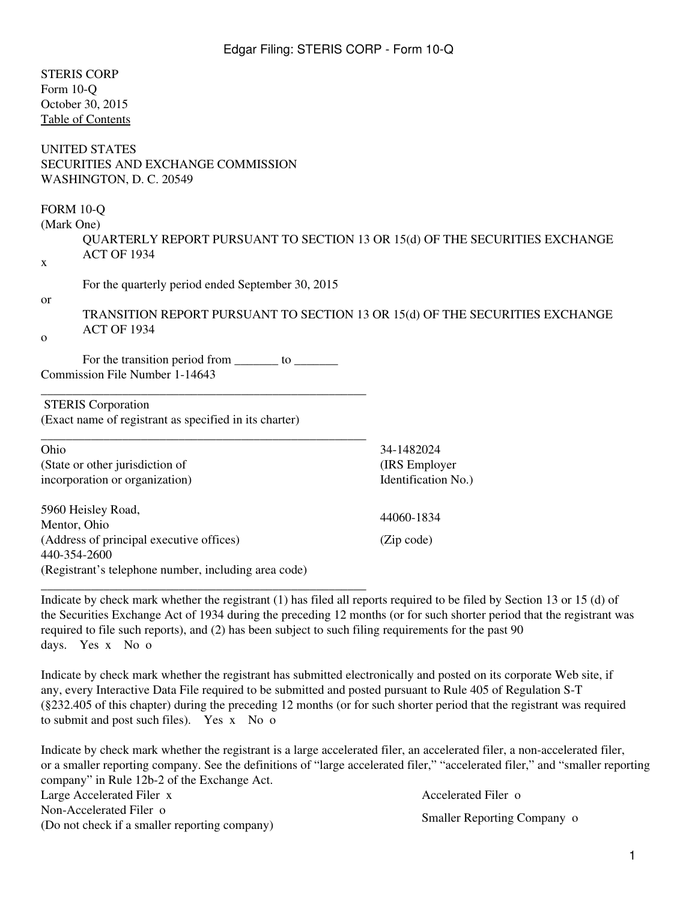STERIS CORP
Form 10-Q
October 30, 2015
Table of Contents

UNITED STATES
SECURITIES AND EXCHANGE COMMISSION
WASHINGTON, D. C. 20549

FORM 10-Q

(Mark One)

x QUARTERLY REPORT PURSUANT TO SECTION 13 OR 15(d) OF THE SECURITIES EXCHANGE ACT OF 1934

For the quarterly period ended September 30, 2015

or

o TRANSITION REPORT PURSUANT TO SECTION 13 OR 15(d) OF THE SECURITIES EXCHANGE ACT OF 1934

For the transition period from _______ to _______

Commission File Number 1-14643

STERIS Corporation
(Exact name of registrant as specified in its charter)

| | |
|---|---|
| Ohio<br>(State or other jurisdiction of incorporation or organization) | 34-1482024<br>(IRS Employer Identification No.) |
| 5960 Heisley Road,<br>Mentor, Ohio<br>(Address of principal executive offices) | 44060-1834<br>(Zip code) |

440-354-2600
(Registrant's telephone number, including area code)

Indicate by check mark whether the registrant (1) has filed all reports required to be filed by Section 13 or 15 (d) of the Securities Exchange Act of 1934 during the preceding 12 months (or for such shorter period that the registrant was required to file such reports), and (2) has been subject to such filing requirements for the past 90 days. Yes x No o

Indicate by check mark whether the registrant has submitted electronically and posted on its corporate Web site, if any, every Interactive Data File required to be submitted and posted pursuant to Rule 405 of Regulation S-T (§232.405 of this chapter) during the preceding 12 months (or for such shorter period that the registrant was required to submit and post such files). Yes x No o

Indicate by check mark whether the registrant is a large accelerated filer, an accelerated filer, a non-accelerated filer, or a smaller reporting company. See the definitions of "large accelerated filer," "accelerated filer," and "smaller reporting company" in Rule 12b-2 of the Exchange Act.

| | |
|---|---|
| Large Accelerated Filer x | Accelerated Filer o |
| Non-Accelerated Filer o<br>(Do not check if a smaller reporting company) | Smaller Reporting Company o |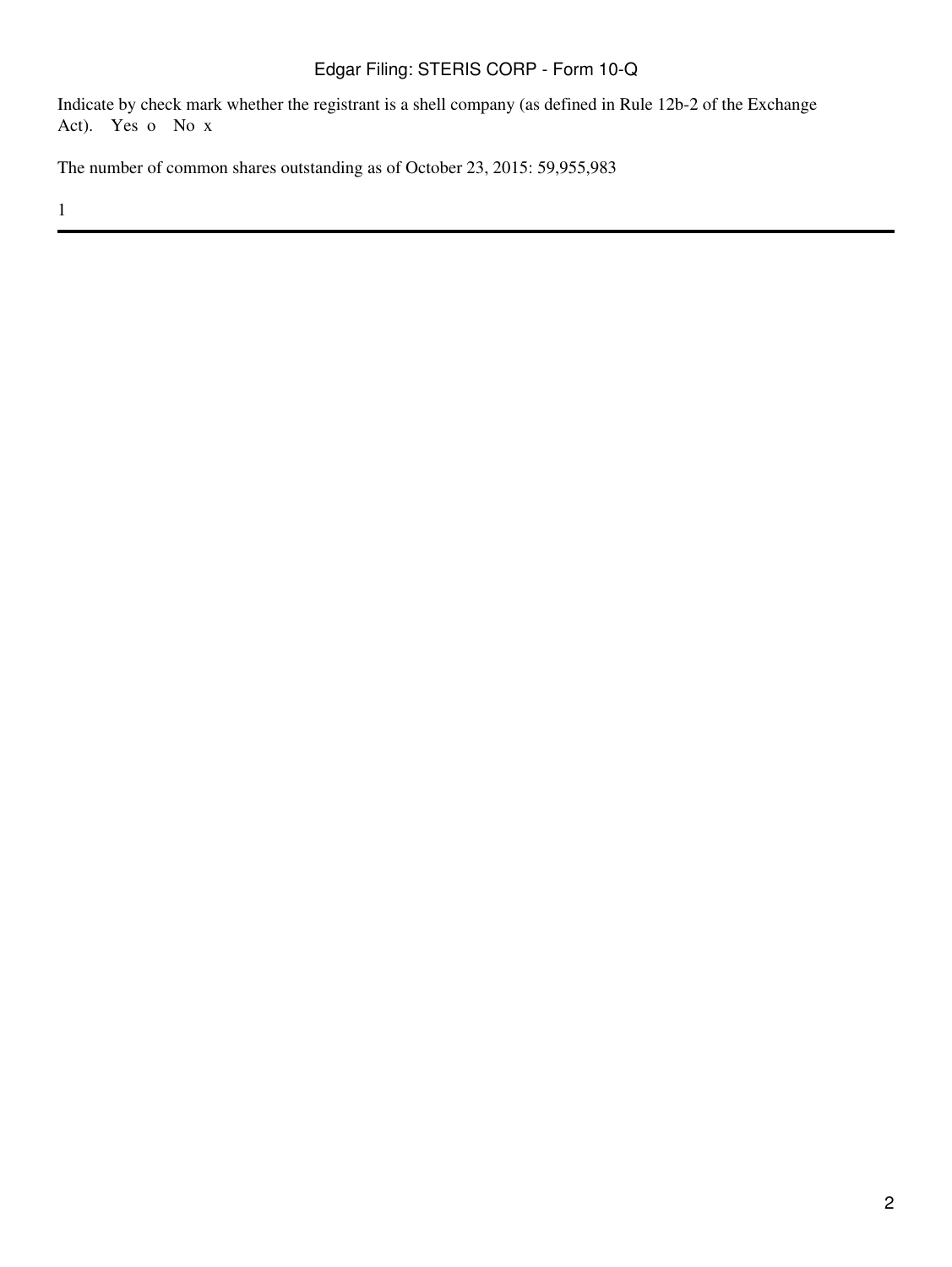Indicate by check mark whether the registrant is a shell company (as defined in Rule 12b-2 of the Exchange Act). Yes o No x

The number of common shares outstanding as of October 23, 2015: 59,955,983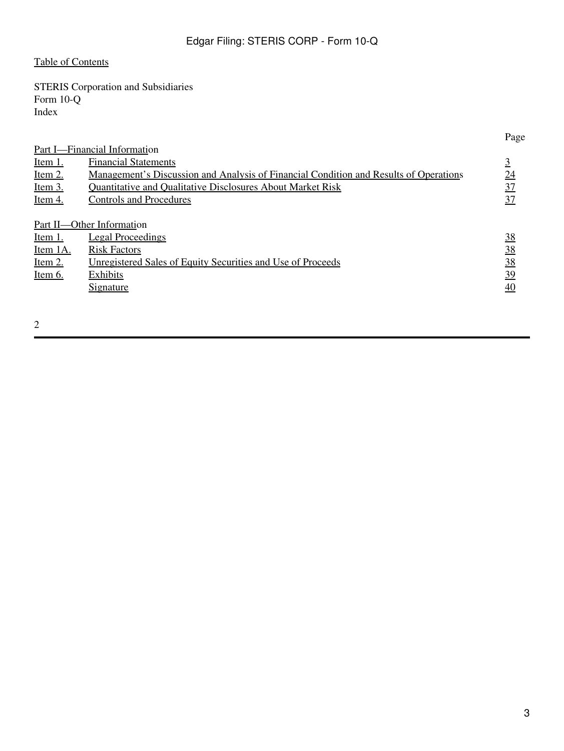Table of Contents

STERIS Corporation and Subsidiaries
Form 10-Q
Index

| | | Page |
|---|---|---|
| Part I—Financial Information | | |
| Item 1. | Financial Statements | 3 |
| Item 2. | Management's Discussion and Analysis of Financial Condition and Results of Operations | 24 |
| Item 3. | Quantitative and Qualitative Disclosures About Market Risk | 37 |
| Item 4. | Controls and Procedures | 37 |
| Part II—Other Information | | |
| Item 1. | Legal Proceedings | 38 |
| Item 1A. | Risk Factors | 38 |
| Item 2. | Unregistered Sales of Equity Securities and Use of Proceeds | 38 |
| Item 6. | Exhibits | 39 |
| | Signature | 40 |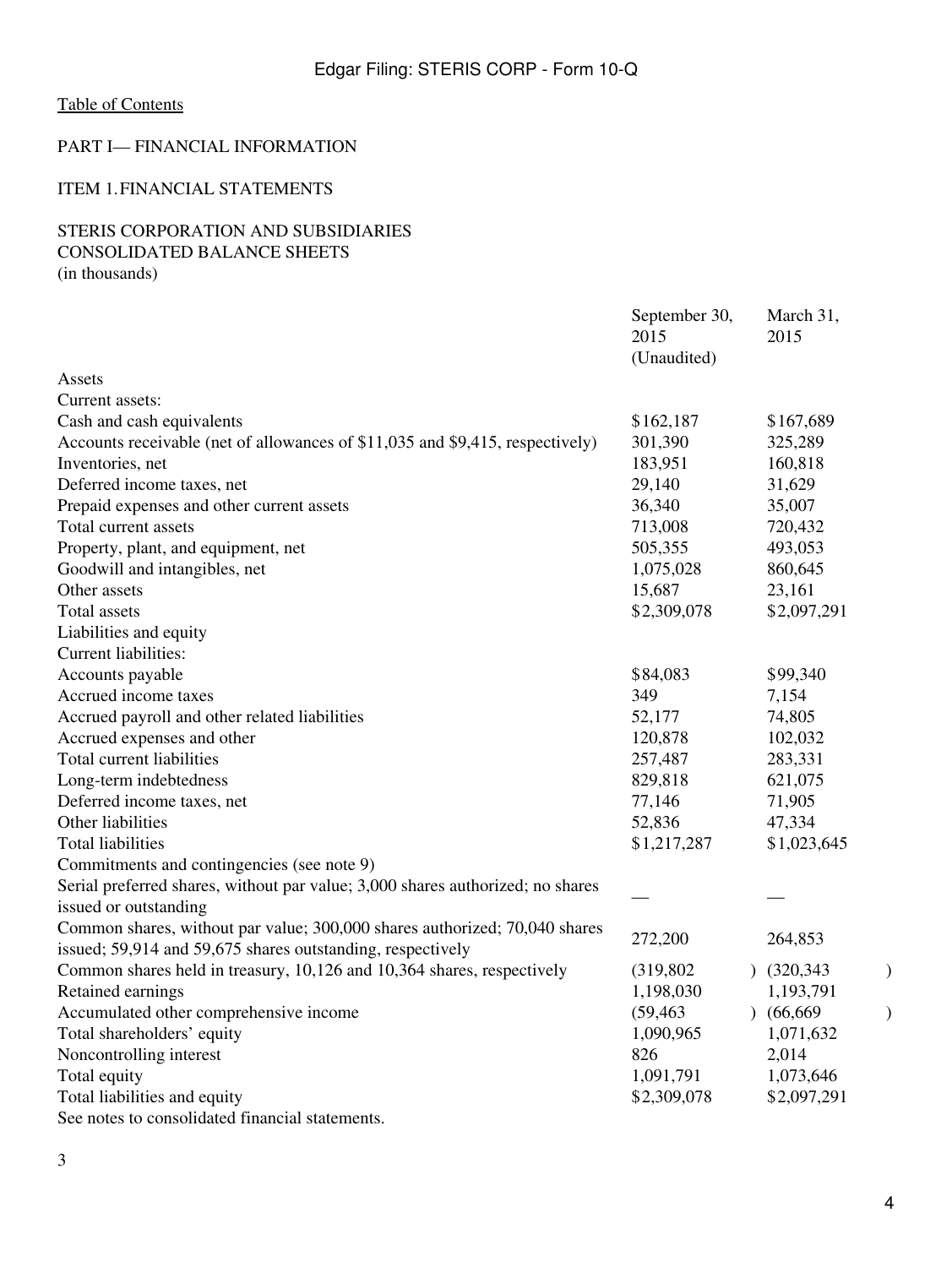[Table of Contents](#)

# PART I— FINANCIAL INFORMATION

## ITEM 1. FINANCIAL STATEMENTS

STERIS CORPORATION AND SUBSIDIARIES
CONSOLIDATED BALANCE SHEETS
(in thousands)

| | September 30, 2015 (Unaudited) | March 31, 2015 |
|---|---|---|
| Assets | | |
| Current assets: | | |
| Cash and cash equivalents | $162,187 | $167,689 |
| Accounts receivable (net of allowances of $11,035 and $9,415, respectively) | 301,390 | 325,289 |
| Inventories, net | 183,951 | 160,818 |
| Deferred income taxes, net | 29,140 | 31,629 |
| Prepaid expenses and other current assets | 36,340 | 35,007 |
| Total current assets | 713,008 | 720,432 |
| Property, plant, and equipment, net | 505,355 | 493,053 |
| Goodwill and intangibles, net | 1,075,028 | 860,645 |
| Other assets | 15,687 | 23,161 |
| Total assets | $2,309,078 | $2,097,291 |
| Liabilities and equity | | |
| Current liabilities: | | |
| Accounts payable | $84,083 | $99,340 |
| Accrued income taxes | 349 | 7,154 |
| Accrued payroll and other related liabilities | 52,177 | 74,805 |
| Accrued expenses and other | 120,878 | 102,032 |
| Total current liabilities | 257,487 | 283,331 |
| Long-term indebtedness | 829,818 | 621,075 |
| Deferred income taxes, net | 77,146 | 71,905 |
| Other liabilities | 52,836 | 47,334 |
| Total liabilities | $1,217,287 | $1,023,645 |
| Commitments and contingencies (see note 9) | | |
| Serial preferred shares, without par value; 3,000 shares authorized; no shares issued or outstanding | — | — |
| Common shares, without par value; 300,000 shares authorized; 70,040 shares issued; 59,914 and 59,675 shares outstanding, respectively | 272,200 | 264,853 |
| Common shares held in treasury, 10,126 and 10,364 shares, respectively | (319,802) | (320,343) |
| Retained earnings | 1,198,030 | 1,193,791 |
| Accumulated other comprehensive income | (59,463) | (66,669) |
| Total shareholders' equity | 1,090,965 | 1,071,632 |
| Noncontrolling interest | 826 | 2,014 |
| Total equity | 1,091,791 | 1,073,646 |
| Total liabilities and equity | $2,309,078 | $2,097,291 |

See notes to consolidated financial statements.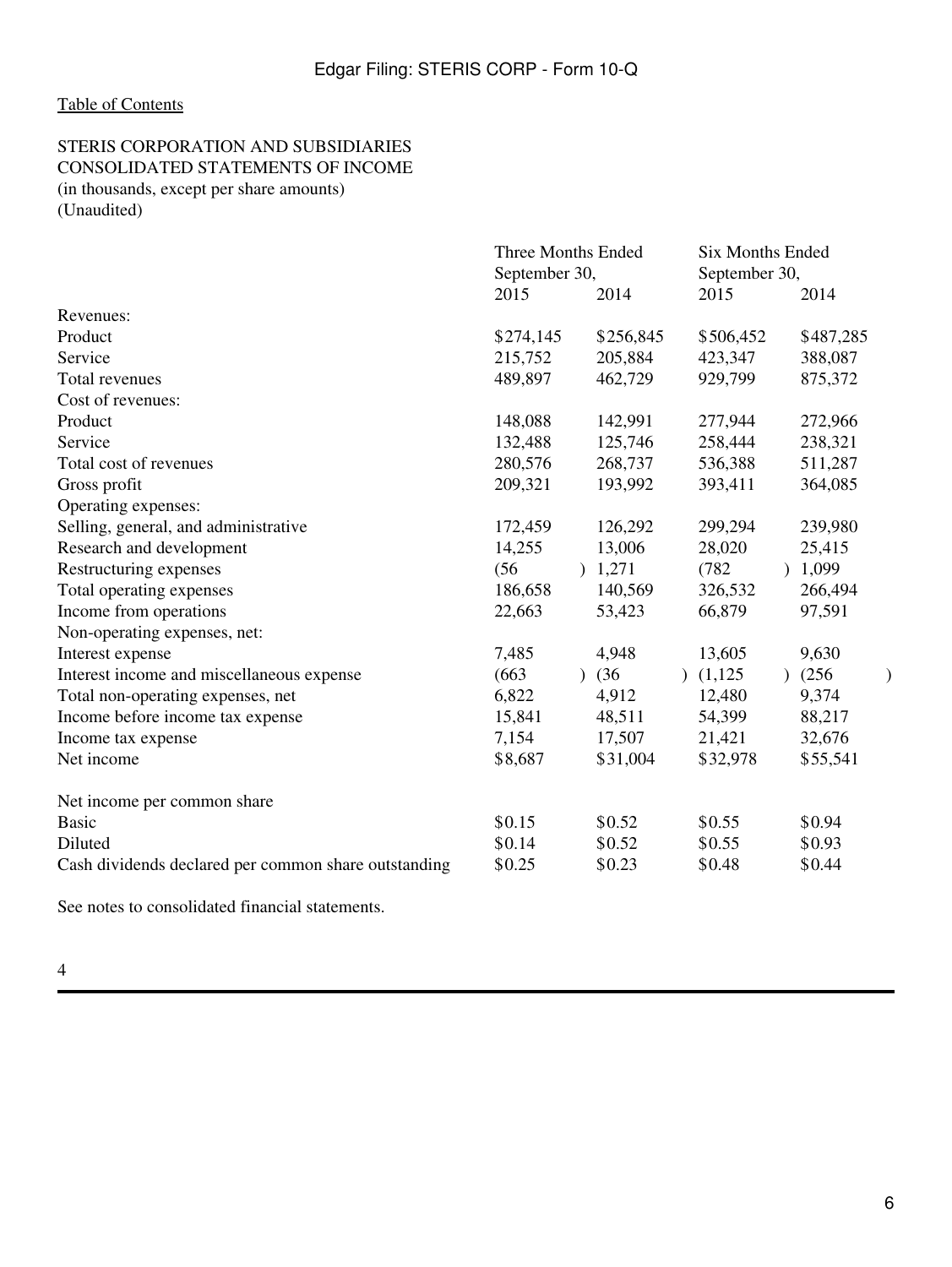Table of Contents

STERIS CORPORATION AND SUBSIDIARIES
CONSOLIDATED STATEMENTS OF INCOME
(in thousands, except per share amounts)
(Unaudited)

| | Three Months Ended September 30, | | Six Months Ended September 30, | |
|---|---|---|---|---|
| | 2015 | 2014 | 2015 | 2014 |
| Revenues: | | | | |
| Product | $274,145 | $256,845 | $506,452 | $487,285 |
| Service | 215,752 | 205,884 | 423,347 | 388,087 |
| Total revenues | 489,897 | 462,729 | 929,799 | 875,372 |
| Cost of revenues: | | | | |
| Product | 148,088 | 142,991 | 277,944 | 272,966 |
| Service | 132,488 | 125,746 | 258,444 | 238,321 |
| Total cost of revenues | 280,576 | 268,737 | 536,388 | 511,287 |
| Gross profit | 209,321 | 193,992 | 393,411 | 364,085 |
| Operating expenses: | | | | |
| Selling, general, and administrative | 172,459 | 126,292 | 299,294 | 239,980 |
| Research and development | 14,255 | 13,006 | 28,020 | 25,415 |
| Restructuring expenses | (56) | 1,271 | (782) | 1,099 |
| Total operating expenses | 186,658 | 140,569 | 326,532 | 266,494 |
| Income from operations | 22,663 | 53,423 | 66,879 | 97,591 |
| Non-operating expenses, net: | | | | |
| Interest expense | 7,485 | 4,948 | 13,605 | 9,630 |
| Interest income and miscellaneous expense | (663) | (36) | (1,125) | (256) |
| Total non-operating expenses, net | 6,822 | 4,912 | 12,480 | 9,374 |
| Income before income tax expense | 15,841 | 48,511 | 54,399 | 88,217 |
| Income tax expense | 7,154 | 17,507 | 21,421 | 32,676 |
| Net income | $8,687 | $31,004 | $32,978 | $55,541 |
| | | | | |
| Net income per common share | | | | |
| Basic | $0.15 | $0.52 | $0.55 | $0.94 |
| Diluted | $0.14 | $0.52 | $0.55 | $0.93 |
| Cash dividends declared per common share outstanding | $0.25 | $0.23 | $0.48 | $0.44 |

See notes to consolidated financial statements.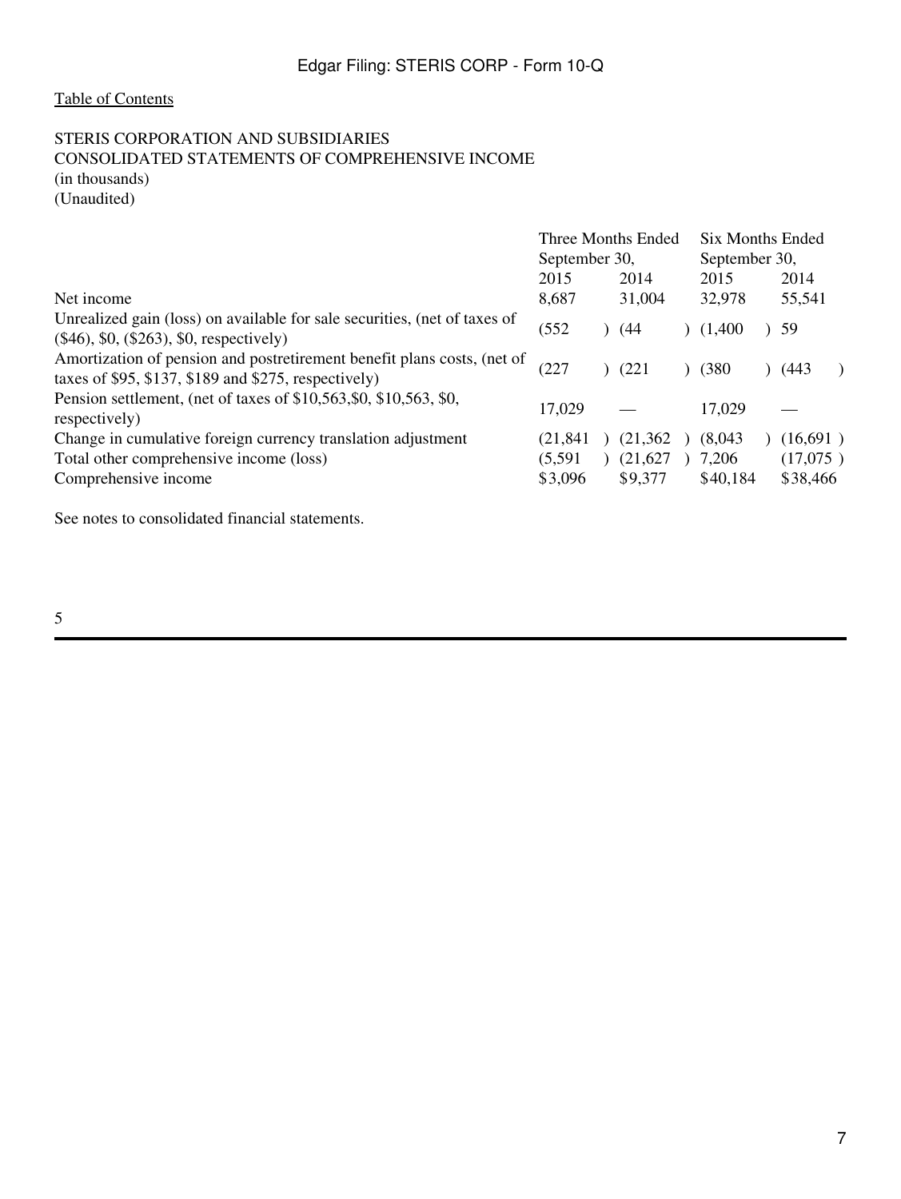Table of Contents

STERIS CORPORATION AND SUBSIDIARIES
CONSOLIDATED STATEMENTS OF COMPREHENSIVE INCOME
(in thousands)
(Unaudited)

| | Three Months Ended September 30, | | Six Months Ended September 30, | |
|---|---|---|---|---|
| | 2015 | 2014 | 2015 | 2014 |
| Net income | 8,687 | 31,004 | 32,978 | 55,541 |
| Unrealized gain (loss) on available for sale securities, (net of taxes of ($46), $0, ($263), $0, respectively) | (552) | (44) | (1,400) | 59 |
| Amortization of pension and postretirement benefit plans costs, (net of taxes of $95, $137, $189 and $275, respectively) | (227) | (221) | (380) | (443) |
| Pension settlement, (net of taxes of $10,563,$0, $10,563, $0, respectively) | 17,029 | — | 17,029 | — |
| Change in cumulative foreign currency translation adjustment | (21,841) | (21,362) | (8,043) | (16,691) |
| Total other comprehensive income (loss) | (5,591) | (21,627) | 7,206 | (17,075) |
| Comprehensive income | $3,096 | $9,377 | $40,184 | $38,466 |

See notes to consolidated financial statements.

5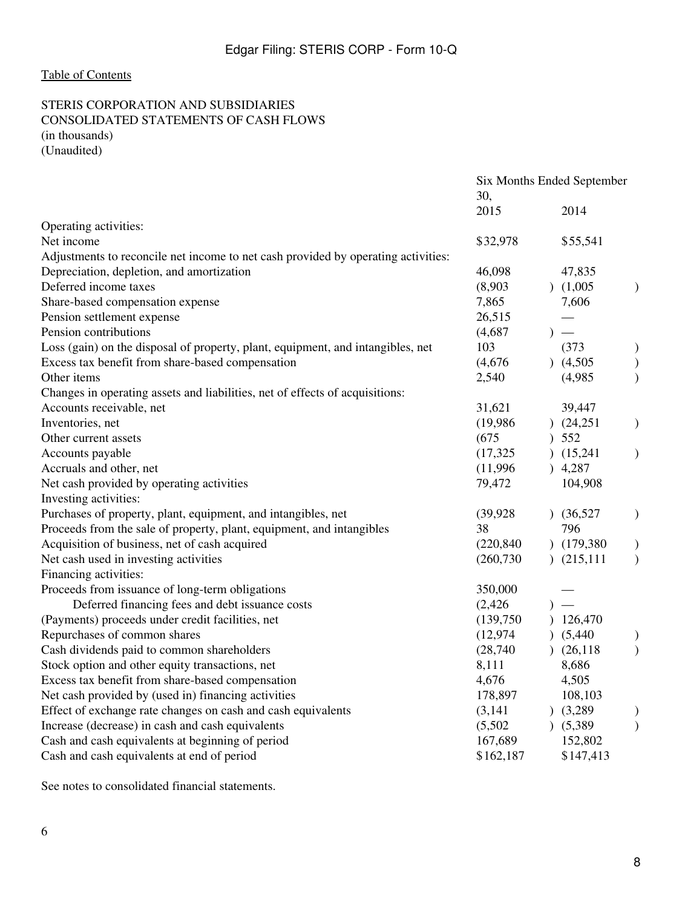Edgar Filing: STERIS CORP - Form 10-Q

Table of Contents

STERIS CORPORATION AND SUBSIDIARIES
CONSOLIDATED STATEMENTS OF CASH FLOWS
(in thousands)
(Unaudited)

| | Six Months Ended September 30, | |
|---|---|---|
| | 2015 | 2014 |
| Operating activities: | | |
| Net income | $32,978 | $55,541 |
| Adjustments to reconcile net income to net cash provided by operating activities: | | |
| Depreciation, depletion, and amortization | 46,098 | 47,835 |
| Deferred income taxes | (8,903) | (1,005) |
| Share-based compensation expense | 7,865 | 7,606 |
| Pension settlement expense | 26,515 | — |
| Pension contributions | (4,687) | — |
| Loss (gain) on the disposal of property, plant, equipment, and intangibles, net | 103 | (373) |
| Excess tax benefit from share-based compensation | (4,676) | (4,505) |
| Other items | 2,540 | (4,985) |
| Changes in operating assets and liabilities, net of effects of acquisitions: | | |
| Accounts receivable, net | 31,621 | 39,447 |
| Inventories, net | (19,986) | (24,251) |
| Other current assets | (675) | 552 |
| Accounts payable | (17,325) | (15,241) |
| Accruals and other, net | (11,996) | 4,287 |
| Net cash provided by operating activities | 79,472 | 104,908 |
| Investing activities: | | |
| Purchases of property, plant, equipment, and intangibles, net | (39,928) | (36,527) |
| Proceeds from the sale of property, plant, equipment, and intangibles | 38 | 796 |
| Acquisition of business, net of cash acquired | (220,840) | (179,380) |
| Net cash used in investing activities | (260,730) | (215,111) |
| Financing activities: | | |
| Proceeds from issuance of long-term obligations | 350,000 | — |
| Deferred financing fees and debt issuance costs | (2,426) | — |
| (Payments) proceeds under credit facilities, net | (139,750) | 126,470 |
| Repurchases of common shares | (12,974) | (5,440) |
| Cash dividends paid to common shareholders | (28,740) | (26,118) |
| Stock option and other equity transactions, net | 8,111 | 8,686 |
| Excess tax benefit from share-based compensation | 4,676 | 4,505 |
| Net cash provided by (used in) financing activities | 178,897 | 108,103 |
| Effect of exchange rate changes on cash and cash equivalents | (3,141) | (3,289) |
| Increase (decrease) in cash and cash equivalents | (5,502) | (5,389) |
| Cash and cash equivalents at beginning of period | 167,689 | 152,802 |
| Cash and cash equivalents at end of period | $162,187 | $147,413 |

See notes to consolidated financial statements.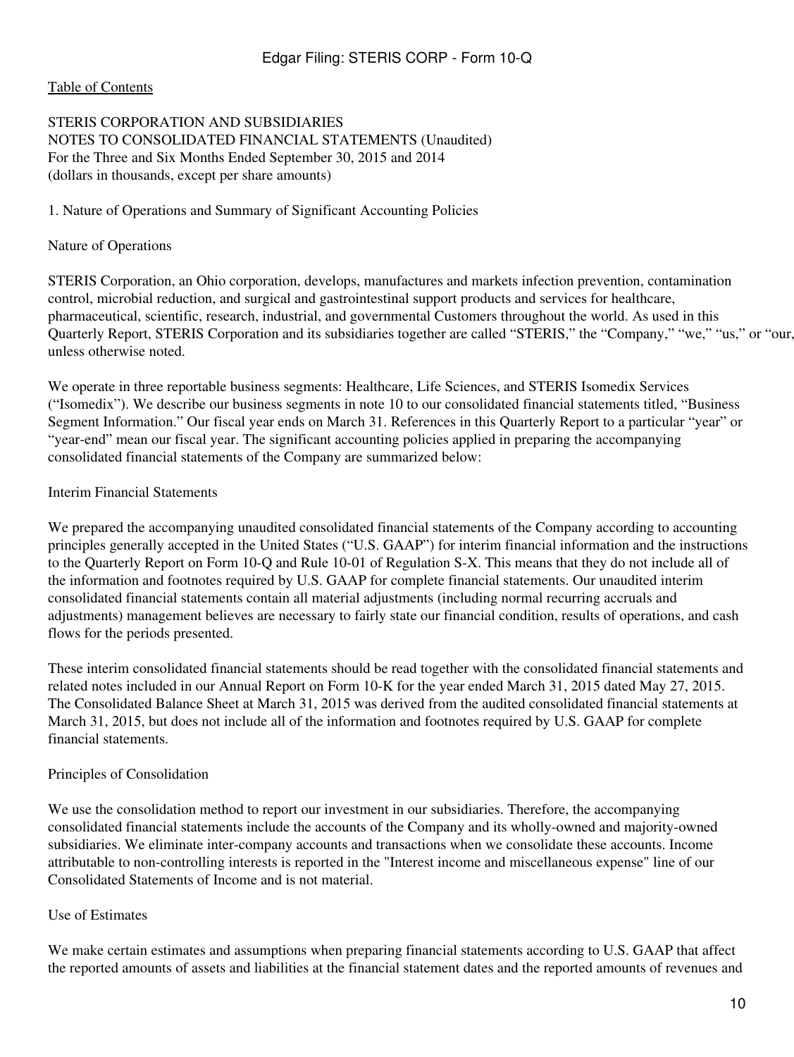Table of Contents

STERIS CORPORATION AND SUBSIDIARIES
NOTES TO CONSOLIDATED FINANCIAL STATEMENTS (Unaudited)
For the Three and Six Months Ended September 30, 2015 and 2014
(dollars in thousands, except per share amounts)

## 1. Nature of Operations and Summary of Significant Accounting Policies

### Nature of Operations

STERIS Corporation, an Ohio corporation, develops, manufactures and markets infection prevention, contamination control, microbial reduction, and surgical and gastrointestinal support products and services for healthcare, pharmaceutical, scientific, research, industrial, and governmental Customers throughout the world. As used in this Quarterly Report, STERIS Corporation and its subsidiaries together are called "STERIS," the "Company," "we," "us," or "our," unless otherwise noted.

We operate in three reportable business segments: Healthcare, Life Sciences, and STERIS Isomedix Services ("Isomedix"). We describe our business segments in note 10 to our consolidated financial statements titled, "Business Segment Information." Our fiscal year ends on March 31. References in this Quarterly Report to a particular "year" or "year-end" mean our fiscal year. The significant accounting policies applied in preparing the accompanying consolidated financial statements of the Company are summarized below:

### Interim Financial Statements

We prepared the accompanying unaudited consolidated financial statements of the Company according to accounting principles generally accepted in the United States ("U.S. GAAP") for interim financial information and the instructions to the Quarterly Report on Form 10-Q and Rule 10-01 of Regulation S-X. This means that they do not include all of the information and footnotes required by U.S. GAAP for complete financial statements. Our unaudited interim consolidated financial statements contain all material adjustments (including normal recurring accruals and adjustments) management believes are necessary to fairly state our financial condition, results of operations, and cash flows for the periods presented.

These interim consolidated financial statements should be read together with the consolidated financial statements and related notes included in our Annual Report on Form 10-K for the year ended March 31, 2015 dated May 27, 2015. The Consolidated Balance Sheet at March 31, 2015 was derived from the audited consolidated financial statements at March 31, 2015, but does not include all of the information and footnotes required by U.S. GAAP for complete financial statements.

### Principles of Consolidation

We use the consolidation method to report our investment in our subsidiaries. Therefore, the accompanying consolidated financial statements include the accounts of the Company and its wholly-owned and majority-owned subsidiaries. We eliminate inter-company accounts and transactions when we consolidate these accounts. Income attributable to non-controlling interests is reported in the "Interest income and miscellaneous expense" line of our Consolidated Statements of Income and is not material.

### Use of Estimates

We make certain estimates and assumptions when preparing financial statements according to U.S. GAAP that affect the reported amounts of assets and liabilities at the financial statement dates and the reported amounts of revenues and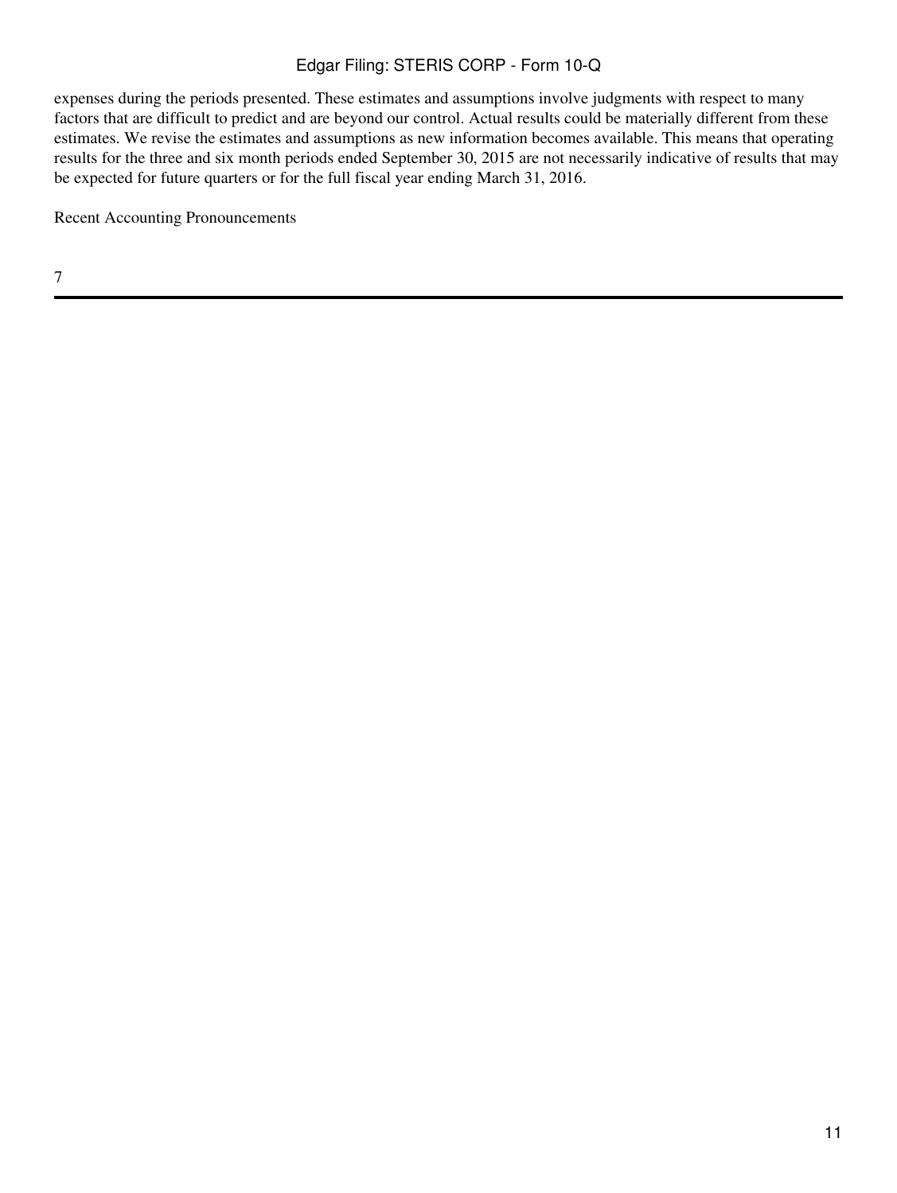expenses during the periods presented. These estimates and assumptions involve judgments with respect to many factors that are difficult to predict and are beyond our control. Actual results could be materially different from these estimates. We revise the estimates and assumptions as new information becomes available. This means that operating results for the three and six month periods ended September 30, 2015 are not necessarily indicative of results that may be expected for future quarters or for the full fiscal year ending March 31, 2016.

Recent Accounting Pronouncements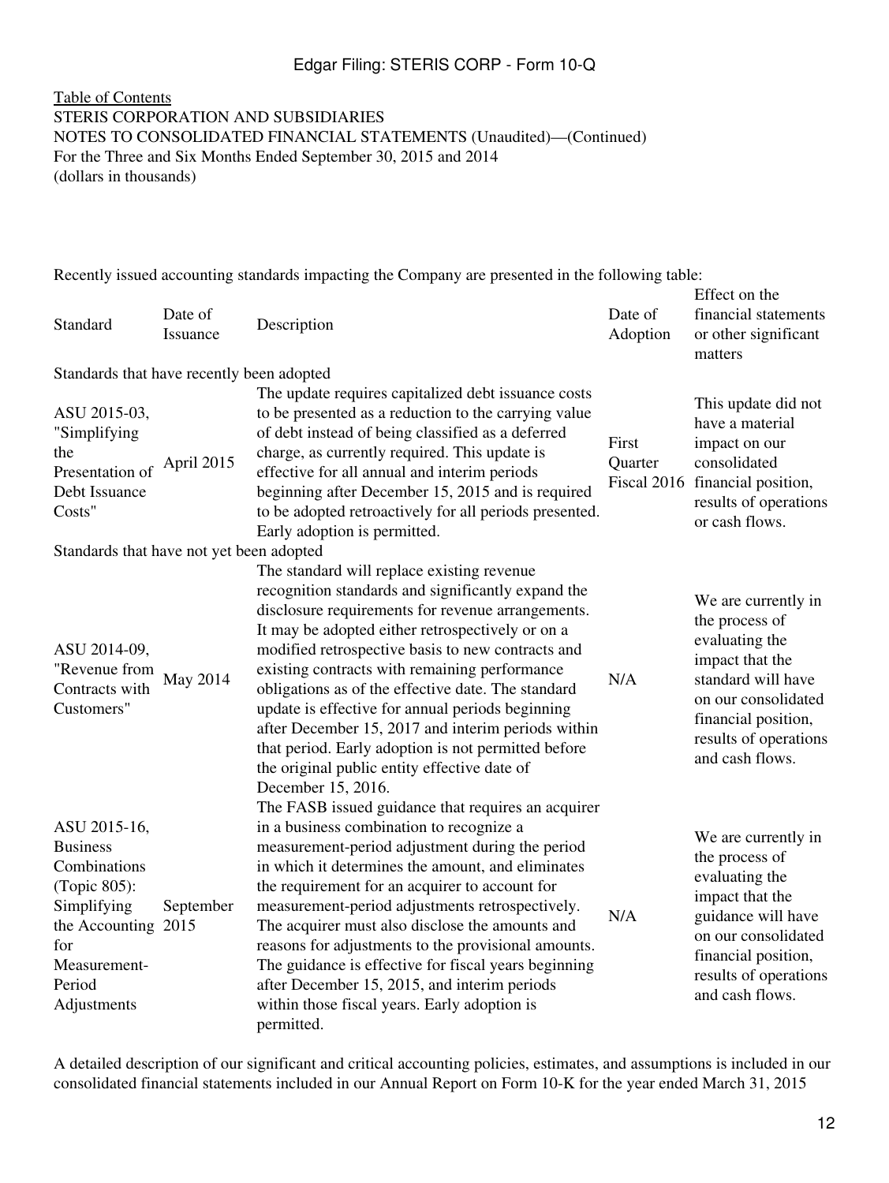[Table of Contents](#)

STERIS CORPORATION AND SUBSIDIARIES
NOTES TO CONSOLIDATED FINANCIAL STATEMENTS (Unaudited)—(Continued)
For the Three and Six Months Ended September 30, 2015 and 2014
(dollars in thousands)

Recently issued accounting standards impacting the Company are presented in the following table:

| Standard | Date of Issuance | Description | Date of Adoption | Effect on the financial statements or other significant matters |
|---|---|---|---|---|
| Standards that have recently been adopted | | | | |
| ASU 2015-03, "Simplifying the Presentation of Debt Issuance Costs" | April 2015 | The update requires capitalized debt issuance costs to be presented as a reduction to the carrying value of debt instead of being classified as a deferred charge, as currently required. This update is effective for all annual and interim periods beginning after December 15, 2015 and is required to be adopted retroactively for all periods presented. Early adoption is permitted. | First Quarter Fiscal 2016 | This update did not have a material impact on our consolidated financial position, results of operations or cash flows. |
| Standards that have not yet been adopted | | | | |
| ASU 2014-09, "Revenue from Contracts with Customers" | May 2014 | The standard will replace existing revenue recognition standards and significantly expand the disclosure requirements for revenue arrangements. It may be adopted either retrospectively or on a modified retrospective basis to new contracts and existing contracts with remaining performance obligations as of the effective date. The standard update is effective for annual periods beginning after December 15, 2017 and interim periods within that period. Early adoption is not permitted before the original public entity effective date of December 15, 2016. | N/A | We are currently in the process of evaluating the impact that the standard will have on our consolidated financial position, results of operations and cash flows. |
| ASU 2015-16, Business Combinations (Topic 805): Simplifying the Accounting for Measurement-Period Adjustments | September 2015 | The FASB issued guidance that requires an acquirer in a business combination to recognize a measurement-period adjustment during the period in which it determines the amount, and eliminates the requirement for an acquirer to account for measurement-period adjustments retrospectively. The acquirer must also disclose the amounts and reasons for adjustments to the provisional amounts. The guidance is effective for fiscal years beginning after December 15, 2015, and interim periods within those fiscal years. Early adoption is permitted. | N/A | We are currently in the process of evaluating the impact that the guidance will have on our consolidated financial position, results of operations and cash flows. |

A detailed description of our significant and critical accounting policies, estimates, and assumptions is included in our consolidated financial statements included in our Annual Report on Form 10-K for the year ended March 31, 2015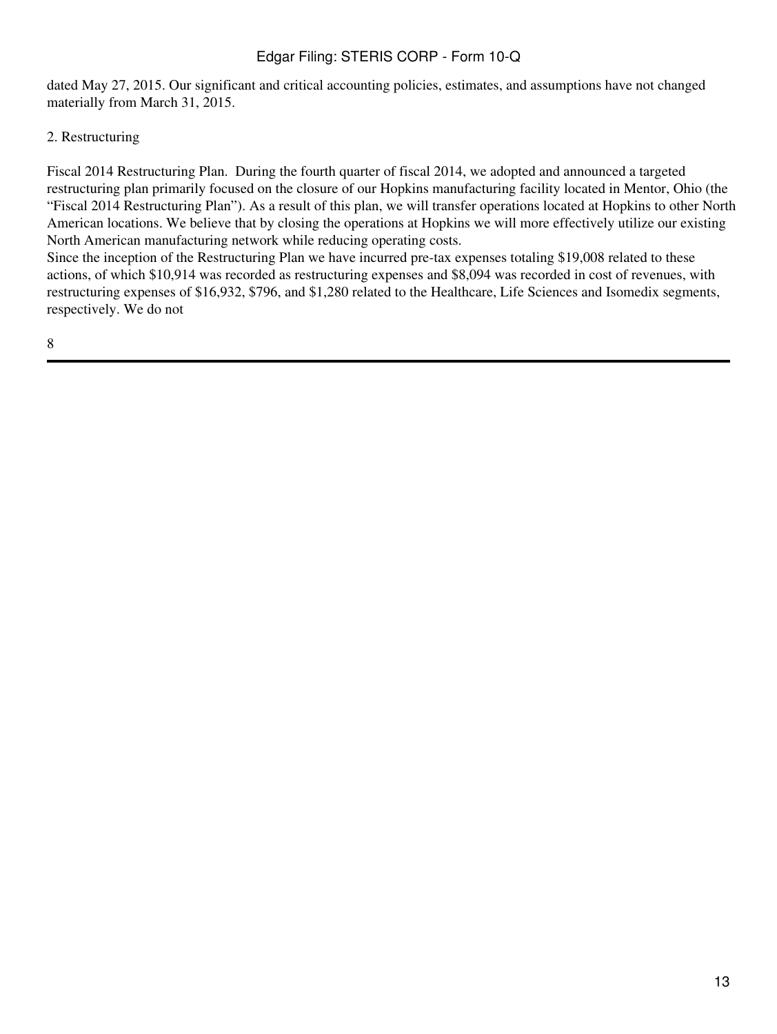dated May 27, 2015. Our significant and critical accounting policies, estimates, and assumptions have not changed materially from March 31, 2015.

2. Restructuring

Fiscal 2014 Restructuring Plan. During the fourth quarter of fiscal 2014, we adopted and announced a targeted restructuring plan primarily focused on the closure of our Hopkins manufacturing facility located in Mentor, Ohio (the "Fiscal 2014 Restructuring Plan"). As a result of this plan, we will transfer operations located at Hopkins to other North American locations. We believe that by closing the operations at Hopkins we will more effectively utilize our existing North American manufacturing network while reducing operating costs.

Since the inception of the Restructuring Plan we have incurred pre-tax expenses totaling $19,008 related to these actions, of which $10,914 was recorded as restructuring expenses and $8,094 was recorded in cost of revenues, with restructuring expenses of $16,932, $796, and $1,280 related to the Healthcare, Life Sciences and Isomedix segments, respectively. We do not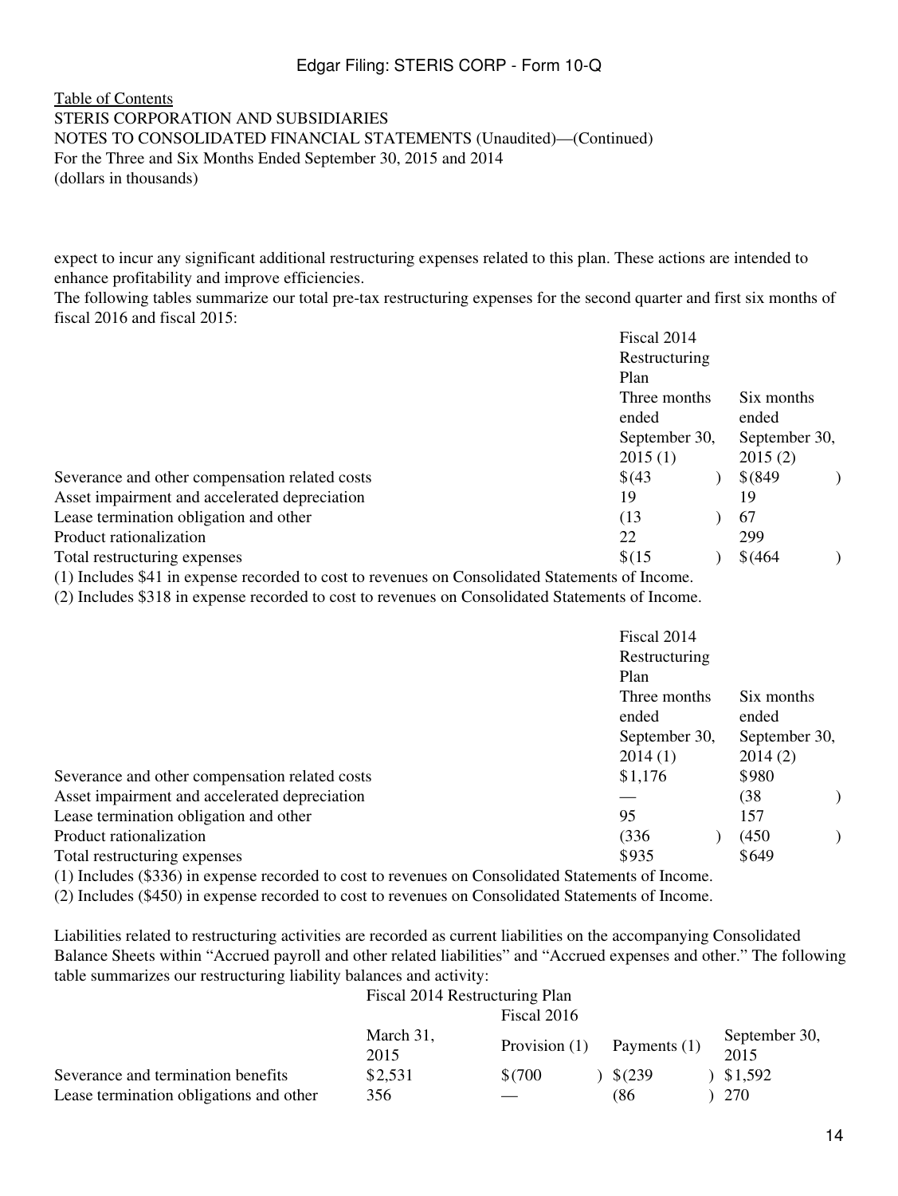Table of Contents
STERIS CORPORATION AND SUBSIDIARIES
NOTES TO CONSOLIDATED FINANCIAL STATEMENTS (Unaudited)—(Continued)
For the Three and Six Months Ended September 30, 2015 and 2014
(dollars in thousands)

expect to incur any significant additional restructuring expenses related to this plan. These actions are intended to enhance profitability and improve efficiencies.

The following tables summarize our total pre-tax restructuring expenses for the second quarter and first six months of fiscal 2016 and fiscal 2015:

| | Fiscal 2014 Restructuring Plan | |
|---|---|---|
| | Three months ended September 30, 2015 (1) | Six months ended September 30, 2015 (2) |
| Severance and other compensation related costs | $(43) | $(849) |
| Asset impairment and accelerated depreciation | 19 | 19 |
| Lease termination obligation and other | (13) | 67 |
| Product rationalization | 22 | 299 |
| Total restructuring expenses | $(15) | $(464) |

(1) Includes $41 in expense recorded to cost to revenues on Consolidated Statements of Income.
(2) Includes $318 in expense recorded to cost to revenues on Consolidated Statements of Income.

| | Fiscal 2014 Restructuring Plan | |
|---|---|---|
| | Three months ended September 30, 2014 (1) | Six months ended September 30, 2014 (2) |
| Severance and other compensation related costs | $1,176 | $980 |
| Asset impairment and accelerated depreciation | — | (38) |
| Lease termination obligation and other | 95 | 157 |
| Product rationalization | (336) | (450) |
| Total restructuring expenses | $935 | $649 |

(1) Includes ($336) in expense recorded to cost to revenues on Consolidated Statements of Income.
(2) Includes ($450) in expense recorded to cost to revenues on Consolidated Statements of Income.

Liabilities related to restructuring activities are recorded as current liabilities on the accompanying Consolidated Balance Sheets within "Accrued payroll and other related liabilities" and "Accrued expenses and other." The following table summarizes our restructuring liability balances and activity:

| | Fiscal 2014 Restructuring Plan | | | |
|---|---|---|---|---|
| | | Fiscal 2016 | | |
| | March 31, 2015 | Provision (1) | Payments (1) | September 30, 2015 |
| Severance and termination benefits | $2,531 | $(700) | $(239) | $1,592 |
| Lease termination obligations and other | 356 | — | (86) | 270 |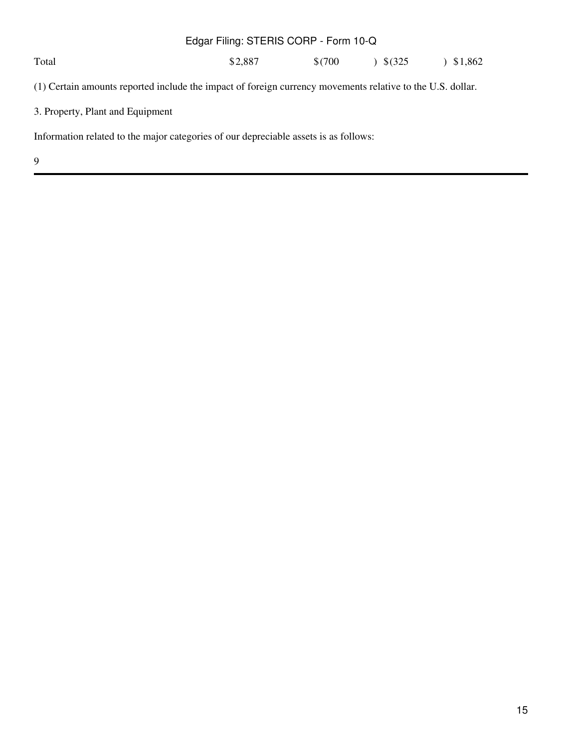| Total | $2,887 | $(700 | ) $(325 | ) $1,862 |
|---|---|---|---|---|

(1) Certain amounts reported include the impact of foreign currency movements relative to the U.S. dollar.

3. Property, Plant and Equipment

Information related to the major categories of our depreciable assets is as follows: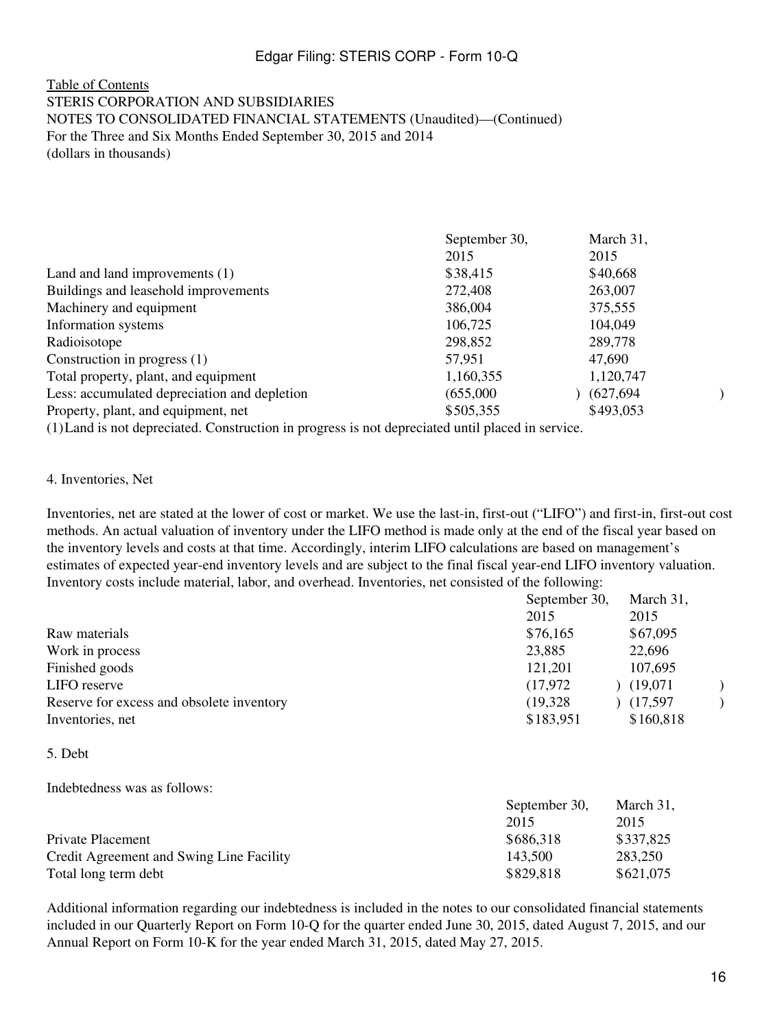Table of Contents

STERIS CORPORATION AND SUBSIDIARIES
NOTES TO CONSOLIDATED FINANCIAL STATEMENTS (Unaudited)—(Continued)
For the Three and Six Months Ended September 30, 2015 and 2014
(dollars in thousands)

| | September 30, 2015 | March 31, 2015 |
|---|---|---|
| Land and land improvements (1) | $38,415 | $40,668 |
| Buildings and leasehold improvements | 272,408 | 263,007 |
| Machinery and equipment | 386,004 | 375,555 |
| Information systems | 106,725 | 104,049 |
| Radioisotope | 298,852 | 289,778 |
| Construction in progress (1) | 57,951 | 47,690 |
| Total property, plant, and equipment | 1,160,355 | 1,120,747 |
| Less: accumulated depreciation and depletion | (655,000) | (627,694) |
| Property, plant, and equipment, net | $505,355 | $493,053 |

(1) Land is not depreciated. Construction in progress is not depreciated until placed in service.

4. Inventories, Net

Inventories, net are stated at the lower of cost or market. We use the last-in, first-out ("LIFO") and first-in, first-out cost methods. An actual valuation of inventory under the LIFO method is made only at the end of the fiscal year based on the inventory levels and costs at that time. Accordingly, interim LIFO calculations are based on management's estimates of expected year-end inventory levels and are subject to the final fiscal year-end LIFO inventory valuation. Inventory costs include material, labor, and overhead. Inventories, net consisted of the following:

| | September 30, 2015 | March 31, 2015 |
|---|---|---|
| Raw materials | $76,165 | $67,095 |
| Work in process | 23,885 | 22,696 |
| Finished goods | 121,201 | 107,695 |
| LIFO reserve | (17,972) | (19,071) |
| Reserve for excess and obsolete inventory | (19,328) | (17,597) |
| Inventories, net | $183,951 | $160,818 |

5. Debt

Indebtedness was as follows:

| | September 30, 2015 | March 31, 2015 |
|---|---|---|
| Private Placement | $686,318 | $337,825 |
| Credit Agreement and Swing Line Facility | 143,500 | 283,250 |
| Total long term debt | $829,818 | $621,075 |

Additional information regarding our indebtedness is included in the notes to our consolidated financial statements included in our Quarterly Report on Form 10-Q for the quarter ended June 30, 2015, dated August 7, 2015, and our Annual Report on Form 10-K for the year ended March 31, 2015, dated May 27, 2015.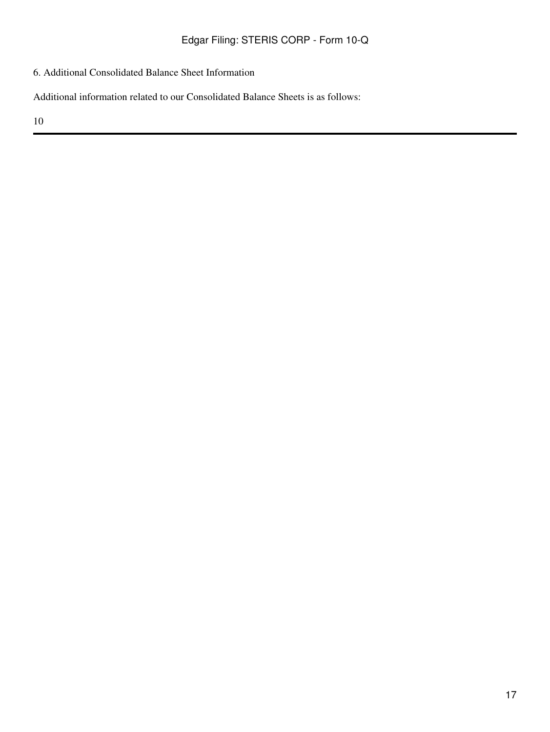6. Additional Consolidated Balance Sheet Information

Additional information related to our Consolidated Balance Sheets is as follows: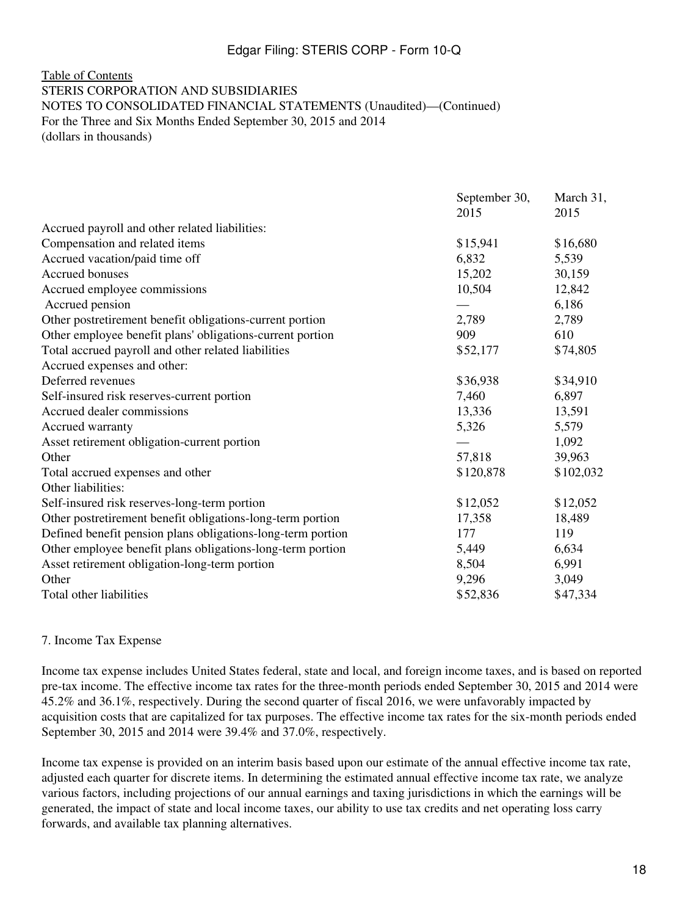Table of Contents

STERIS CORPORATION AND SUBSIDIARIES

NOTES TO CONSOLIDATED FINANCIAL STATEMENTS (Unaudited)—(Continued)

For the Three and Six Months Ended September 30, 2015 and 2014

(dollars in thousands)

| | September 30, 2015 | March 31, 2015 |
|---|---|---|
| Accrued payroll and other related liabilities: | | |
| Compensation and related items | $15,941 | $16,680 |
| Accrued vacation/paid time off | 6,832 | 5,539 |
| Accrued bonuses | 15,202 | 30,159 |
| Accrued employee commissions | 10,504 | 12,842 |
| Accrued pension | — | 6,186 |
| Other postretirement benefit obligations-current portion | 2,789 | 2,789 |
| Other employee benefit plans' obligations-current portion | 909 | 610 |
| Total accrued payroll and other related liabilities | $52,177 | $74,805 |
| Accrued expenses and other: | | |
| Deferred revenues | $36,938 | $34,910 |
| Self-insured risk reserves-current portion | 7,460 | 6,897 |
| Accrued dealer commissions | 13,336 | 13,591 |
| Accrued warranty | 5,326 | 5,579 |
| Asset retirement obligation-current portion | — | 1,092 |
| Other | 57,818 | 39,963 |
| Total accrued expenses and other | $120,878 | $102,032 |
| Other liabilities: | | |
| Self-insured risk reserves-long-term portion | $12,052 | $12,052 |
| Other postretirement benefit obligations-long-term portion | 17,358 | 18,489 |
| Defined benefit pension plans obligations-long-term portion | 177 | 119 |
| Other employee benefit plans obligations-long-term portion | 5,449 | 6,634 |
| Asset retirement obligation-long-term portion | 8,504 | 6,991 |
| Other | 9,296 | 3,049 |
| Total other liabilities | $52,836 | $47,334 |

7. Income Tax Expense

Income tax expense includes United States federal, state and local, and foreign income taxes, and is based on reported pre-tax income. The effective income tax rates for the three-month periods ended September 30, 2015 and 2014 were 45.2% and 36.1%, respectively. During the second quarter of fiscal 2016, we were unfavorably impacted by acquisition costs that are capitalized for tax purposes. The effective income tax rates for the six-month periods ended September 30, 2015 and 2014 were 39.4% and 37.0%, respectively.

Income tax expense is provided on an interim basis based upon our estimate of the annual effective income tax rate, adjusted each quarter for discrete items. In determining the estimated annual effective income tax rate, we analyze various factors, including projections of our annual earnings and taxing jurisdictions in which the earnings will be generated, the impact of state and local income taxes, our ability to use tax credits and net operating loss carry forwards, and available tax planning alternatives.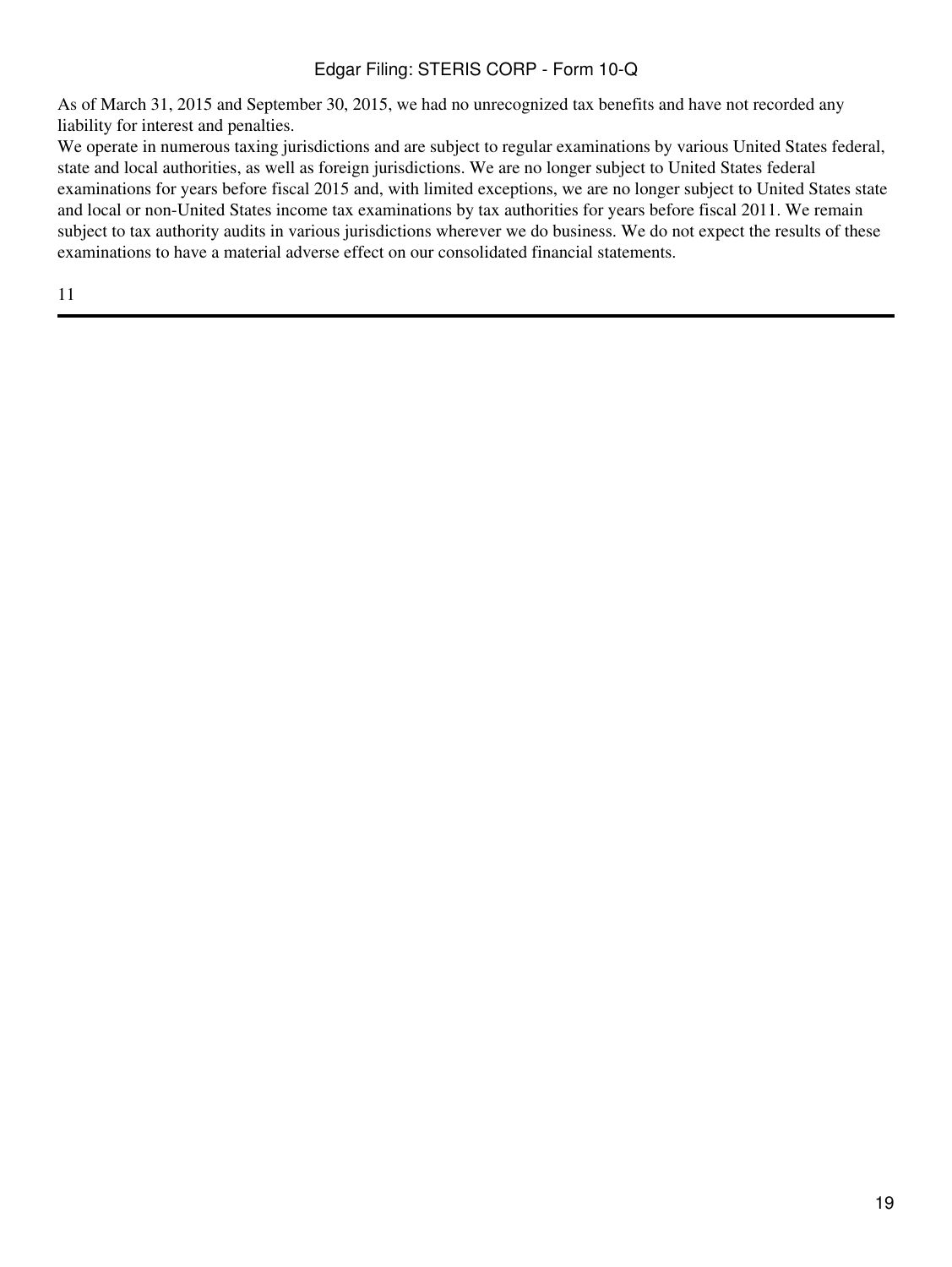As of March 31, 2015 and September 30, 2015, we had no unrecognized tax benefits and have not recorded any liability for interest and penalties.

We operate in numerous taxing jurisdictions and are subject to regular examinations by various United States federal, state and local authorities, as well as foreign jurisdictions. We are no longer subject to United States federal examinations for years before fiscal 2015 and, with limited exceptions, we are no longer subject to United States state and local or non-United States income tax examinations by tax authorities for years before fiscal 2011. We remain subject to tax authority audits in various jurisdictions wherever we do business. We do not expect the results of these examinations to have a material adverse effect on our consolidated financial statements.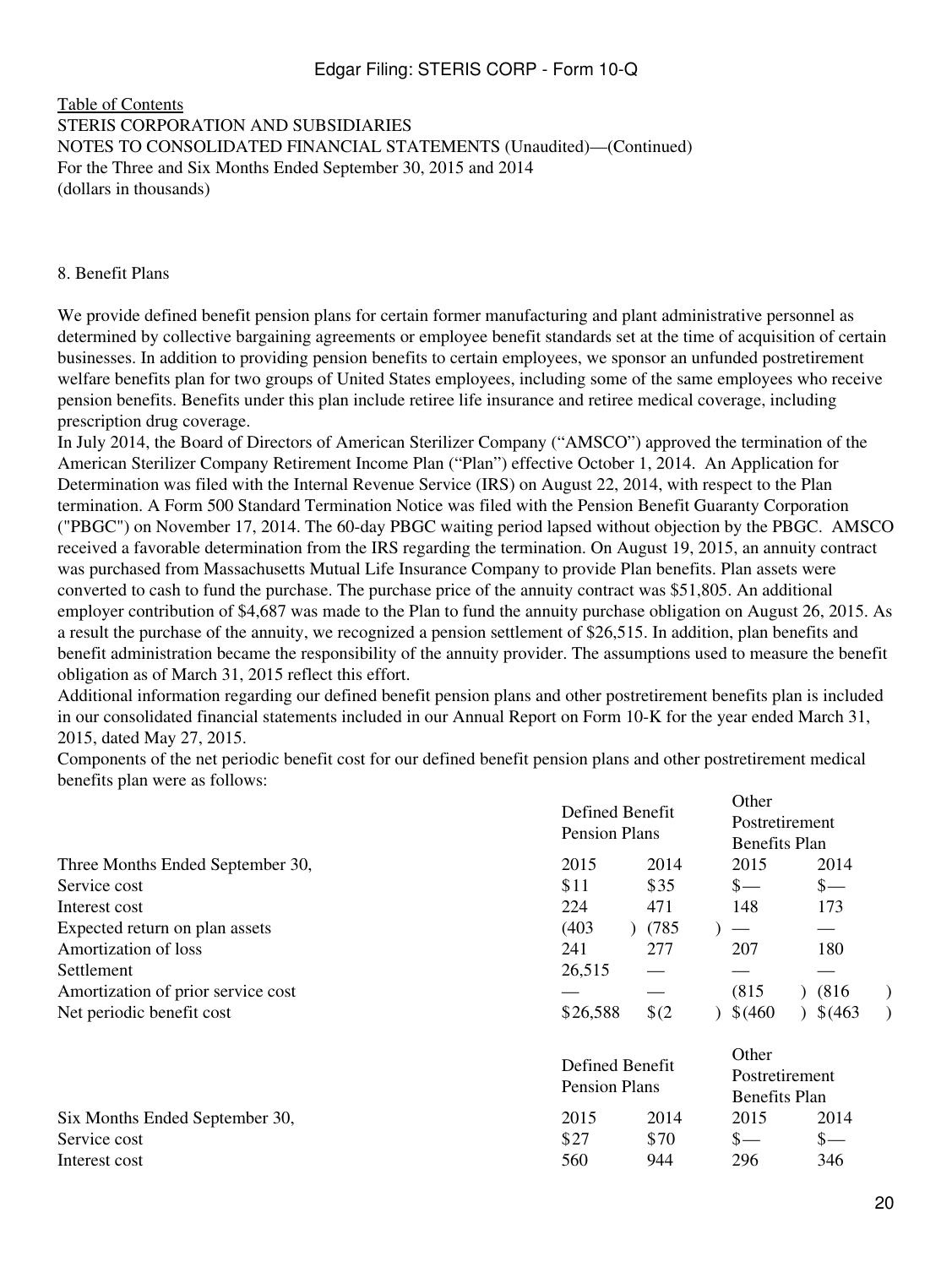Table of Contents
STERIS CORPORATION AND SUBSIDIARIES
NOTES TO CONSOLIDATED FINANCIAL STATEMENTS (Unaudited)—(Continued)
For the Three and Six Months Ended September 30, 2015 and 2014
(dollars in thousands)

## 8. Benefit Plans

We provide defined benefit pension plans for certain former manufacturing and plant administrative personnel as determined by collective bargaining agreements or employee benefit standards set at the time of acquisition of certain businesses. In addition to providing pension benefits to certain employees, we sponsor an unfunded postretirement welfare benefits plan for two groups of United States employees, including some of the same employees who receive pension benefits. Benefits under this plan include retiree life insurance and retiree medical coverage, including prescription drug coverage.

In July 2014, the Board of Directors of American Sterilizer Company ("AMSCO") approved the termination of the American Sterilizer Company Retirement Income Plan ("Plan") effective October 1, 2014. An Application for Determination was filed with the Internal Revenue Service (IRS) on August 22, 2014, with respect to the Plan termination. A Form 500 Standard Termination Notice was filed with the Pension Benefit Guaranty Corporation ("PBGC") on November 17, 2014. The 60-day PBGC waiting period lapsed without objection by the PBGC. AMSCO received a favorable determination from the IRS regarding the termination. On August 19, 2015, an annuity contract was purchased from Massachusetts Mutual Life Insurance Company to provide Plan benefits. Plan assets were converted to cash to fund the purchase. The purchase price of the annuity contract was $51,805. An additional employer contribution of $4,687 was made to the Plan to fund the annuity purchase obligation on August 26, 2015. As a result the purchase of the annuity, we recognized a pension settlement of $26,515. In addition, plan benefits and benefit administration became the responsibility of the annuity provider. The assumptions used to measure the benefit obligation as of March 31, 2015 reflect this effort.

Additional information regarding our defined benefit pension plans and other postretirement benefits plan is included in our consolidated financial statements included in our Annual Report on Form 10-K for the year ended March 31, 2015, dated May 27, 2015.

Components of the net periodic benefit cost for our defined benefit pension plans and other postretirement medical benefits plan were as follows:

| | Defined Benefit Pension Plans | | Other Postretirement Benefits Plan | |
|---|---|---|---|---|
| Three Months Ended September 30, | 2015 | 2014 | 2015 | 2014 |
| Service cost | $11 | $35 | $— | $— |
| Interest cost | 224 | 471 | 148 | 173 |
| Expected return on plan assets | (403) | (785) | — | — |
| Amortization of loss | 241 | 277 | 207 | 180 |
| Settlement | 26,515 | — | — | — |
| Amortization of prior service cost | — | — | (815) | (816) |
| Net periodic benefit cost | $26,588 | $(2) | $(460) | $(463) |

| | Defined Benefit Pension Plans | | Other Postretirement Benefits Plan | |
|---|---|---|---|---|
| Six Months Ended September 30, | 2015 | 2014 | 2015 | 2014 |
| Service cost | $27 | $70 | $— | $— |
| Interest cost | 560 | 944 | 296 | 346 |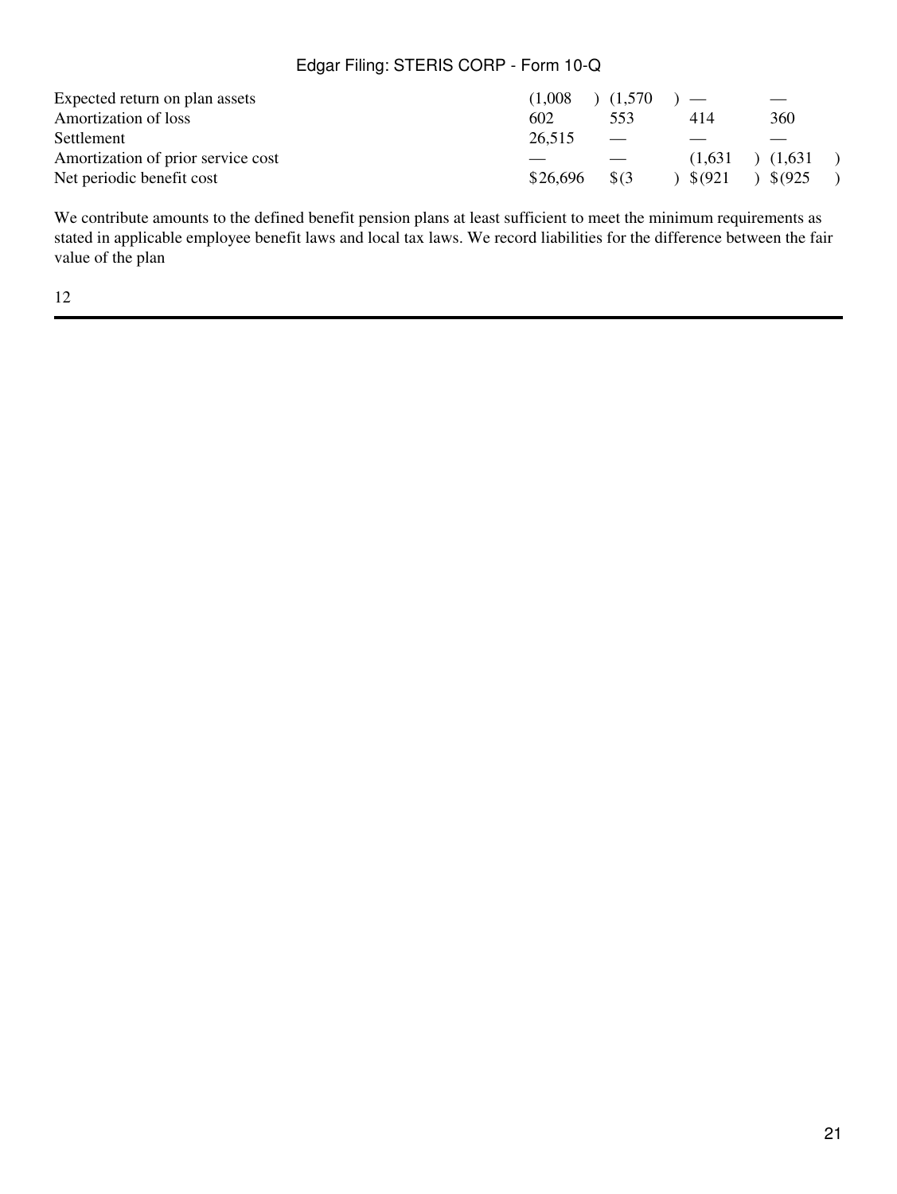| | | | | |
|---|---|---|---|---|
| Expected return on plan assets | (1,008) | (1,570) | — | — |
| Amortization of loss | 602 | 553 | 414 | 360 |
| Settlement | 26,515 | — | — | — |
| Amortization of prior service cost | — | — | (1,631) | (1,631) |
| Net periodic benefit cost | $26,696 | $(3) | $(921) | $(925) |

We contribute amounts to the defined benefit pension plans at least sufficient to meet the minimum requirements as stated in applicable employee benefit laws and local tax laws. We record liabilities for the difference between the fair value of the plan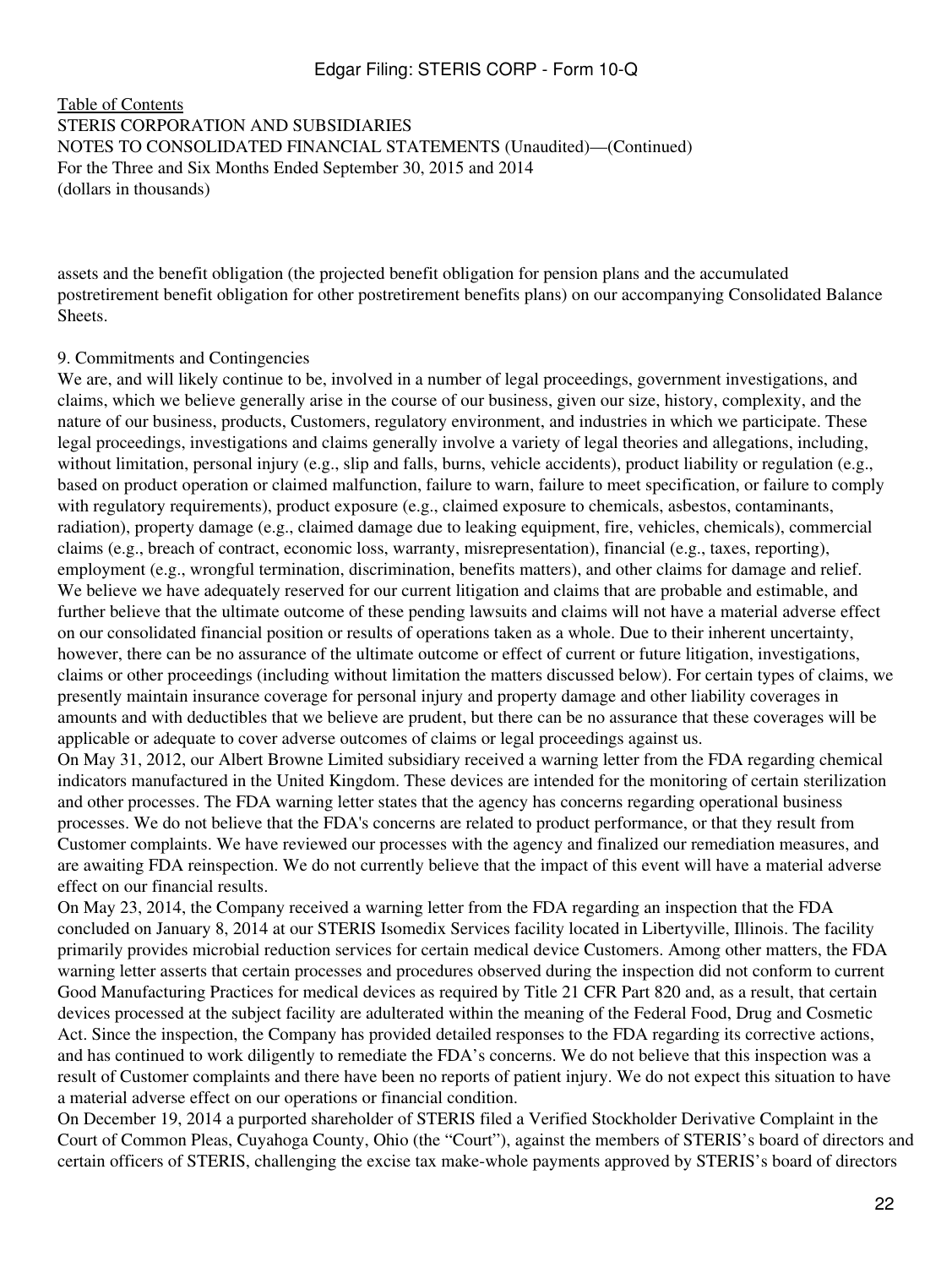Table of Contents
STERIS CORPORATION AND SUBSIDIARIES
NOTES TO CONSOLIDATED FINANCIAL STATEMENTS (Unaudited)—(Continued)
For the Three and Six Months Ended September 30, 2015 and 2014
(dollars in thousands)

assets and the benefit obligation (the projected benefit obligation for pension plans and the accumulated postretirement benefit obligation for other postretirement benefits plans) on our accompanying Consolidated Balance Sheets.

## 9. Commitments and Contingencies

We are, and will likely continue to be, involved in a number of legal proceedings, government investigations, and claims, which we believe generally arise in the course of our business, given our size, history, complexity, and the nature of our business, products, Customers, regulatory environment, and industries in which we participate. These legal proceedings, investigations and claims generally involve a variety of legal theories and allegations, including, without limitation, personal injury (e.g., slip and falls, burns, vehicle accidents), product liability or regulation (e.g., based on product operation or claimed malfunction, failure to warn, failure to meet specification, or failure to comply with regulatory requirements), product exposure (e.g., claimed exposure to chemicals, asbestos, contaminants, radiation), property damage (e.g., claimed damage due to leaking equipment, fire, vehicles, chemicals), commercial claims (e.g., breach of contract, economic loss, warranty, misrepresentation), financial (e.g., taxes, reporting), employment (e.g., wrongful termination, discrimination, benefits matters), and other claims for damage and relief. We believe we have adequately reserved for our current litigation and claims that are probable and estimable, and further believe that the ultimate outcome of these pending lawsuits and claims will not have a material adverse effect on our consolidated financial position or results of operations taken as a whole. Due to their inherent uncertainty, however, there can be no assurance of the ultimate outcome or effect of current or future litigation, investigations, claims or other proceedings (including without limitation the matters discussed below). For certain types of claims, we presently maintain insurance coverage for personal injury and property damage and other liability coverages in amounts and with deductibles that we believe are prudent, but there can be no assurance that these coverages will be applicable or adequate to cover adverse outcomes of claims or legal proceedings against us.

On May 31, 2012, our Albert Browne Limited subsidiary received a warning letter from the FDA regarding chemical indicators manufactured in the United Kingdom. These devices are intended for the monitoring of certain sterilization and other processes. The FDA warning letter states that the agency has concerns regarding operational business processes. We do not believe that the FDA's concerns are related to product performance, or that they result from Customer complaints. We have reviewed our processes with the agency and finalized our remediation measures, and are awaiting FDA reinspection. We do not currently believe that the impact of this event will have a material adverse effect on our financial results.

On May 23, 2014, the Company received a warning letter from the FDA regarding an inspection that the FDA concluded on January 8, 2014 at our STERIS Isomedix Services facility located in Libertyville, Illinois. The facility primarily provides microbial reduction services for certain medical device Customers. Among other matters, the FDA warning letter asserts that certain processes and procedures observed during the inspection did not conform to current Good Manufacturing Practices for medical devices as required by Title 21 CFR Part 820 and, as a result, that certain devices processed at the subject facility are adulterated within the meaning of the Federal Food, Drug and Cosmetic Act. Since the inspection, the Company has provided detailed responses to the FDA regarding its corrective actions, and has continued to work diligently to remediate the FDA's concerns. We do not believe that this inspection was a result of Customer complaints and there have been no reports of patient injury. We do not expect this situation to have a material adverse effect on our operations or financial condition.

On December 19, 2014 a purported shareholder of STERIS filed a Verified Stockholder Derivative Complaint in the Court of Common Pleas, Cuyahoga County, Ohio (the "Court"), against the members of STERIS's board of directors and certain officers of STERIS, challenging the excise tax make-whole payments approved by STERIS's board of directors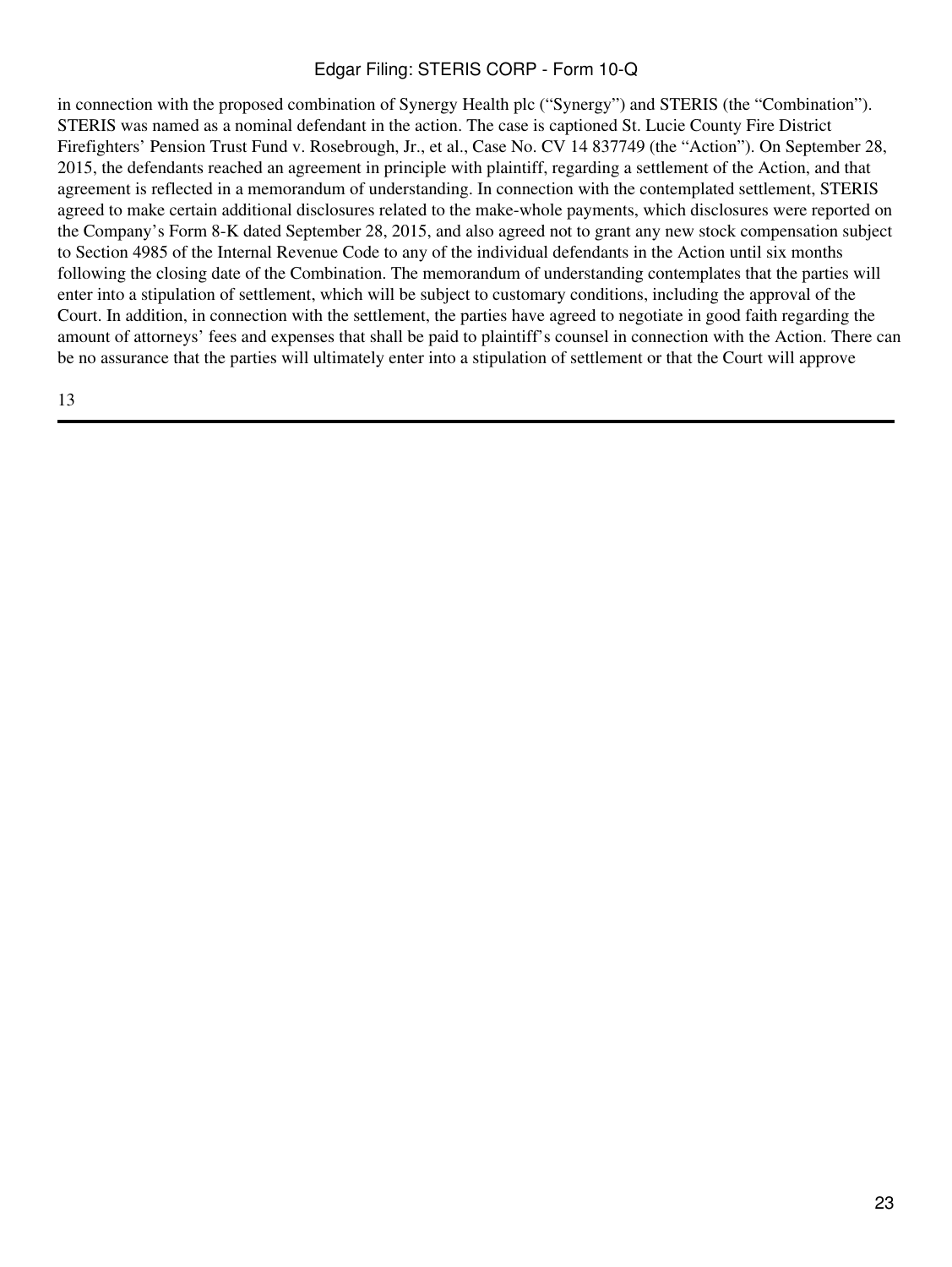in connection with the proposed combination of Synergy Health plc ("Synergy") and STERIS (the "Combination"). STERIS was named as a nominal defendant in the action. The case is captioned St. Lucie County Fire District Firefighters' Pension Trust Fund v. Rosebrough, Jr., et al., Case No. CV 14 837749 (the "Action"). On September 28, 2015, the defendants reached an agreement in principle with plaintiff, regarding a settlement of the Action, and that agreement is reflected in a memorandum of understanding. In connection with the contemplated settlement, STERIS agreed to make certain additional disclosures related to the make-whole payments, which disclosures were reported on the Company's Form 8-K dated September 28, 2015, and also agreed not to grant any new stock compensation subject to Section 4985 of the Internal Revenue Code to any of the individual defendants in the Action until six months following the closing date of the Combination. The memorandum of understanding contemplates that the parties will enter into a stipulation of settlement, which will be subject to customary conditions, including the approval of the Court. In addition, in connection with the settlement, the parties have agreed to negotiate in good faith regarding the amount of attorneys' fees and expenses that shall be paid to plaintiff's counsel in connection with the Action. There can be no assurance that the parties will ultimately enter into a stipulation of settlement or that the Court will approve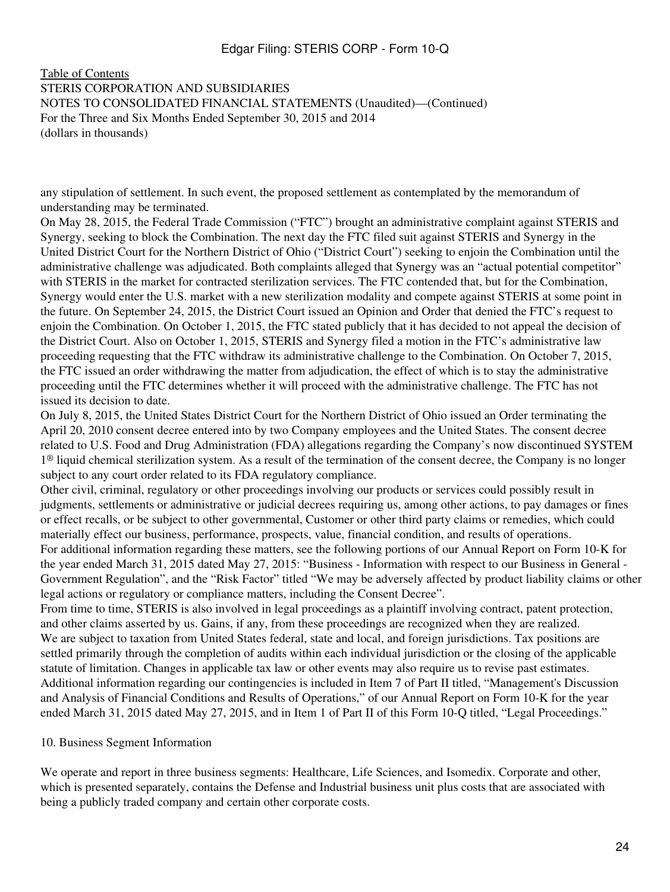any stipulation of settlement. In such event, the proposed settlement as contemplated by the memorandum of understanding may be terminated.

On May 28, 2015, the Federal Trade Commission ("FTC") brought an administrative complaint against STERIS and Synergy, seeking to block the Combination. The next day the FTC filed suit against STERIS and Synergy in the United District Court for the Northern District of Ohio ("District Court") seeking to enjoin the Combination until the administrative challenge was adjudicated. Both complaints alleged that Synergy was an "actual potential competitor" with STERIS in the market for contracted sterilization services. The FTC contended that, but for the Combination, Synergy would enter the U.S. market with a new sterilization modality and compete against STERIS at some point in the future. On September 24, 2015, the District Court issued an Opinion and Order that denied the FTC's request to enjoin the Combination. On October 1, 2015, the FTC stated publicly that it has decided to not appeal the decision of the District Court. Also on October 1, 2015, STERIS and Synergy filed a motion in the FTC's administrative law proceeding requesting that the FTC withdraw its administrative challenge to the Combination. On October 7, 2015, the FTC issued an order withdrawing the matter from adjudication, the effect of which is to stay the administrative proceeding until the FTC determines whether it will proceed with the administrative challenge. The FTC has not issued its decision to date.

On July 8, 2015, the United States District Court for the Northern District of Ohio issued an Order terminating the April 20, 2010 consent decree entered into by two Company employees and the United States. The consent decree related to U.S. Food and Drug Administration (FDA) allegations regarding the Company's now discontinued SYSTEM 1® liquid chemical sterilization system. As a result of the termination of the consent decree, the Company is no longer subject to any court order related to its FDA regulatory compliance.

Other civil, criminal, regulatory or other proceedings involving our products or services could possibly result in judgments, settlements or administrative or judicial decrees requiring us, among other actions, to pay damages or fines or effect recalls, or be subject to other governmental, Customer or other third party claims or remedies, which could materially effect our business, performance, prospects, value, financial condition, and results of operations.

For additional information regarding these matters, see the following portions of our Annual Report on Form 10-K for the year ended March 31, 2015 dated May 27, 2015: "Business - Information with respect to our Business in General - Government Regulation", and the "Risk Factor" titled "We may be adversely affected by product liability claims or other legal actions or regulatory or compliance matters, including the Consent Decree".

From time to time, STERIS is also involved in legal proceedings as a plaintiff involving contract, patent protection, and other claims asserted by us. Gains, if any, from these proceedings are recognized when they are realized.

We are subject to taxation from United States federal, state and local, and foreign jurisdictions. Tax positions are settled primarily through the completion of audits within each individual jurisdiction or the closing of the applicable statute of limitation. Changes in applicable tax law or other events may also require us to revise past estimates.

Additional information regarding our contingencies is included in Item 7 of Part II titled, "Management's Discussion and Analysis of Financial Conditions and Results of Operations," of our Annual Report on Form 10-K for the year ended March 31, 2015 dated May 27, 2015, and in Item 1 of Part II of this Form 10-Q titled, "Legal Proceedings."

## 10. Business Segment Information

We operate and report in three business segments: Healthcare, Life Sciences, and Isomedix. Corporate and other, which is presented separately, contains the Defense and Industrial business unit plus costs that are associated with being a publicly traded company and certain other corporate costs.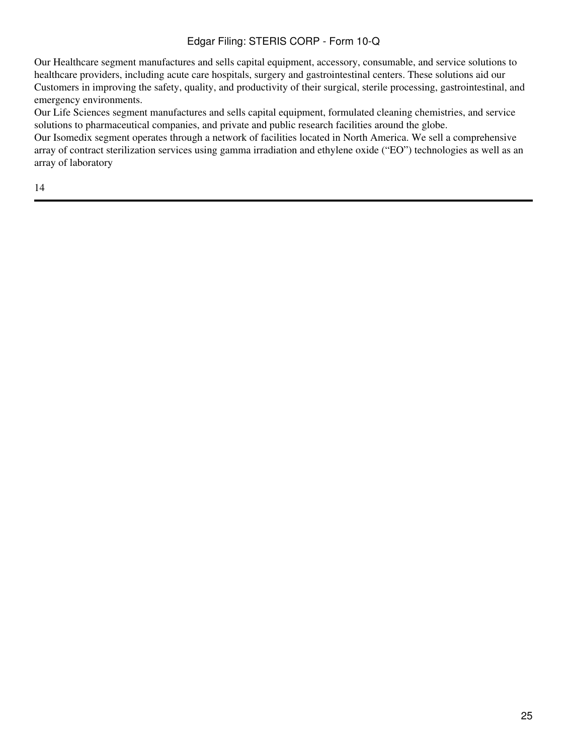Our Healthcare segment manufactures and sells capital equipment, accessory, consumable, and service solutions to healthcare providers, including acute care hospitals, surgery and gastrointestinal centers. These solutions aid our Customers in improving the safety, quality, and productivity of their surgical, sterile processing, gastrointestinal, and emergency environments.

Our Life Sciences segment manufactures and sells capital equipment, formulated cleaning chemistries, and service solutions to pharmaceutical companies, and private and public research facilities around the globe.

Our Isomedix segment operates through a network of facilities located in North America. We sell a comprehensive array of contract sterilization services using gamma irradiation and ethylene oxide ("EO") technologies as well as an array of laboratory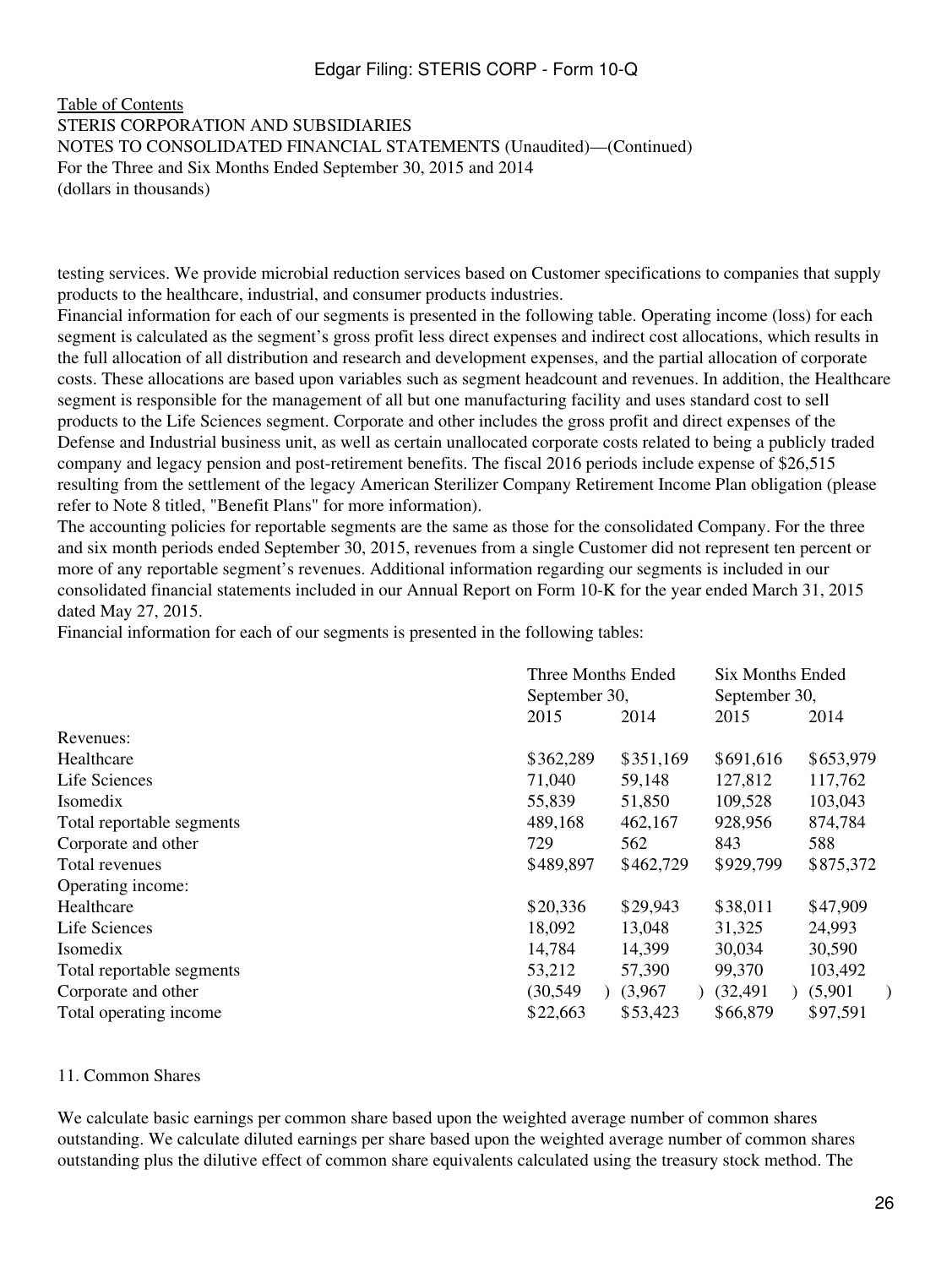Table of Contents
STERIS CORPORATION AND SUBSIDIARIES
NOTES TO CONSOLIDATED FINANCIAL STATEMENTS (Unaudited)—(Continued)
For the Three and Six Months Ended September 30, 2015 and 2014
(dollars in thousands)

testing services. We provide microbial reduction services based on Customer specifications to companies that supply products to the healthcare, industrial, and consumer products industries.

Financial information for each of our segments is presented in the following table. Operating income (loss) for each segment is calculated as the segment's gross profit less direct expenses and indirect cost allocations, which results in the full allocation of all distribution and research and development expenses, and the partial allocation of corporate costs. These allocations are based upon variables such as segment headcount and revenues. In addition, the Healthcare segment is responsible for the management of all but one manufacturing facility and uses standard cost to sell products to the Life Sciences segment. Corporate and other includes the gross profit and direct expenses of the Defense and Industrial business unit, as well as certain unallocated corporate costs related to being a publicly traded company and legacy pension and post-retirement benefits. The fiscal 2016 periods include expense of $26,515 resulting from the settlement of the legacy American Sterilizer Company Retirement Income Plan obligation (please refer to Note 8 titled, "Benefit Plans" for more information).

The accounting policies for reportable segments are the same as those for the consolidated Company. For the three and six month periods ended September 30, 2015, revenues from a single Customer did not represent ten percent or more of any reportable segment's revenues. Additional information regarding our segments is included in our consolidated financial statements included in our Annual Report on Form 10-K for the year ended March 31, 2015 dated May 27, 2015.

Financial information for each of our segments is presented in the following tables:

| | Three Months Ended September 30, | | Six Months Ended September 30, | |
|---|---|---|---|---|
| | 2015 | 2014 | 2015 | 2014 |
| Revenues: | | | | |
| Healthcare | $362,289 | $351,169 | $691,616 | $653,979 |
| Life Sciences | 71,040 | 59,148 | 127,812 | 117,762 |
| Isomedix | 55,839 | 51,850 | 109,528 | 103,043 |
| Total reportable segments | 489,168 | 462,167 | 928,956 | 874,784 |
| Corporate and other | 729 | 562 | 843 | 588 |
| Total revenues | $489,897 | $462,729 | $929,799 | $875,372 |
| Operating income: | | | | |
| Healthcare | $20,336 | $29,943 | $38,011 | $47,909 |
| Life Sciences | 18,092 | 13,048 | 31,325 | 24,993 |
| Isomedix | 14,784 | 14,399 | 30,034 | 30,590 |
| Total reportable segments | 53,212 | 57,390 | 99,370 | 103,492 |
| Corporate and other | (30,549) | (3,967) | (32,491) | (5,901) |
| Total operating income | $22,663 | $53,423 | $66,879 | $97,591 |

11. Common Shares

We calculate basic earnings per common share based upon the weighted average number of common shares outstanding. We calculate diluted earnings per share based upon the weighted average number of common shares outstanding plus the dilutive effect of common share equivalents calculated using the treasury stock method. The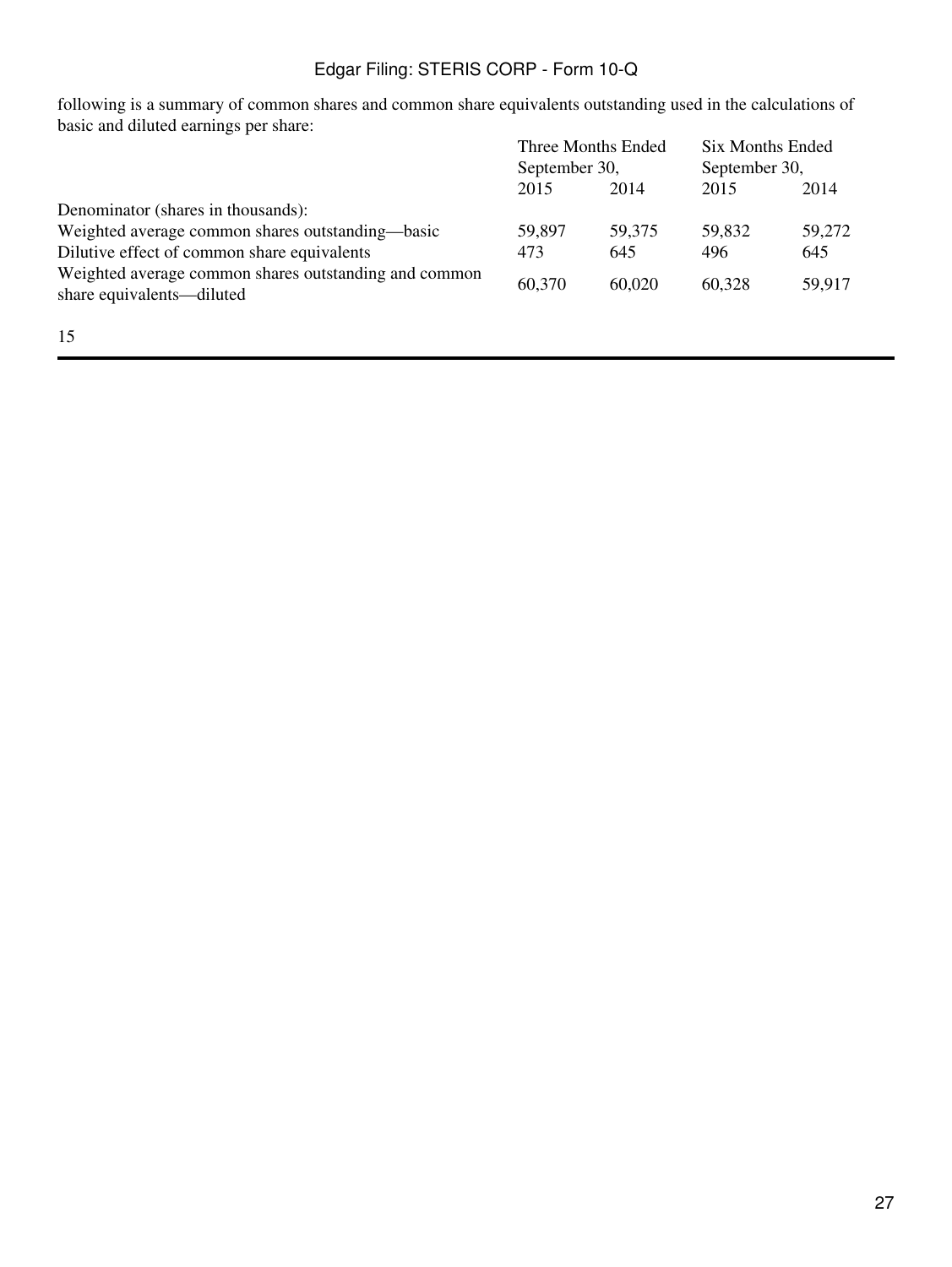following is a summary of common shares and common share equivalents outstanding used in the calculations of basic and diluted earnings per share:

| | Three Months Ended September 30, | | Six Months Ended September 30, | |
|---|---|---|---|---|
| | 2015 | 2014 | 2015 | 2014 |
| Denominator (shares in thousands): | | | | |
| Weighted average common shares outstanding—basic | 59,897 | 59,375 | 59,832 | 59,272 |
| Dilutive effect of common share equivalents | 473 | 645 | 496 | 645 |
| Weighted average common shares outstanding and common share equivalents—diluted | 60,370 | 60,020 | 60,328 | 59,917 |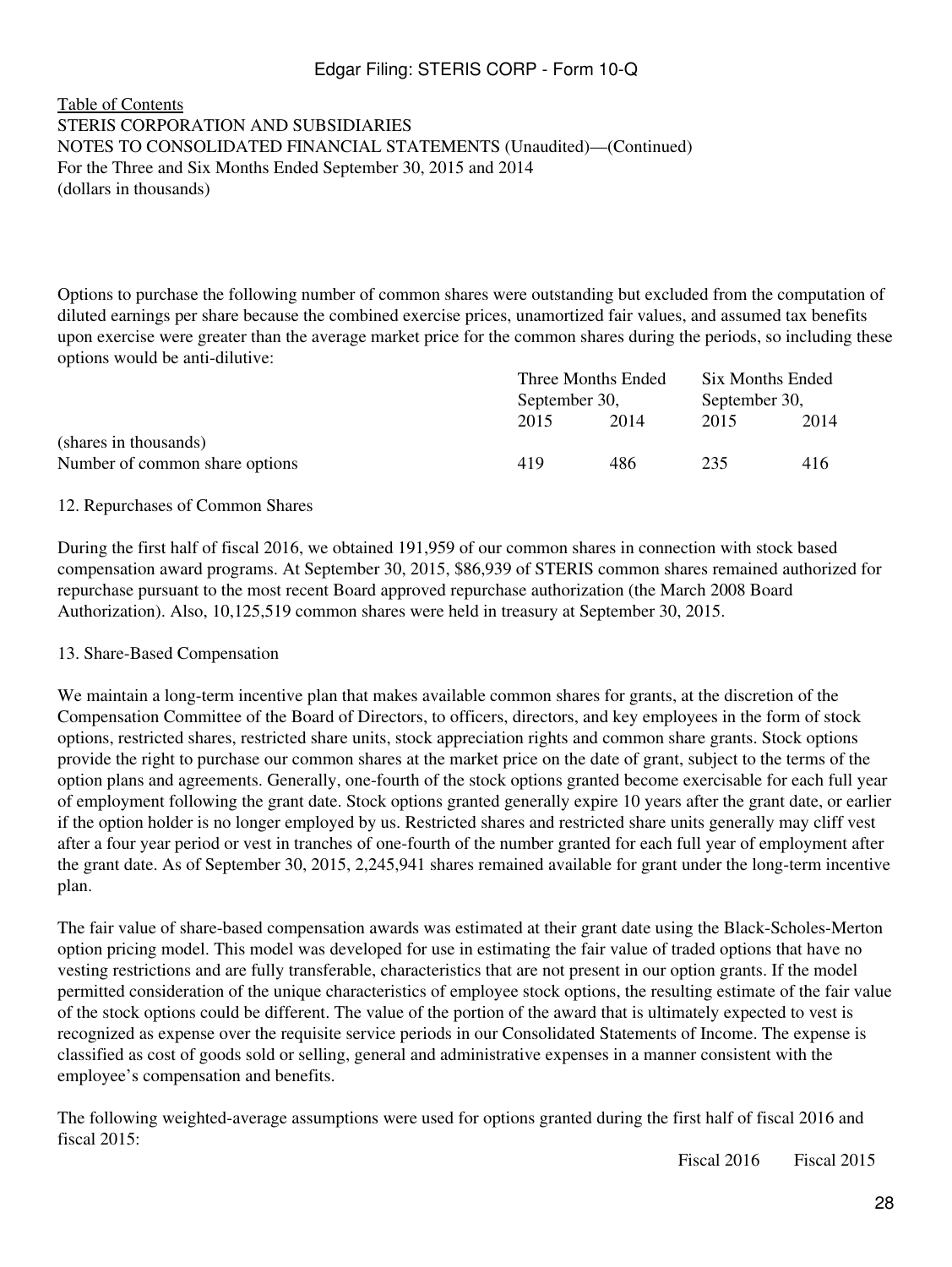Table of Contents

STERIS CORPORATION AND SUBSIDIARIES

NOTES TO CONSOLIDATED FINANCIAL STATEMENTS (Unaudited)—(Continued)

For the Three and Six Months Ended September 30, 2015 and 2014

(dollars in thousands)

Options to purchase the following number of common shares were outstanding but excluded from the computation of diluted earnings per share because the combined exercise prices, unamortized fair values, and assumed tax benefits upon exercise were greater than the average market price for the common shares during the periods, so including these options would be anti-dilutive:

| | Three Months Ended September 30, | | Six Months Ended September 30, | |
|---|---|---|---|---|
| | 2015 | 2014 | 2015 | 2014 |
| (shares in thousands) | | | | |
| Number of common share options | 419 | 486 | 235 | 416 |

12. Repurchases of Common Shares

During the first half of fiscal 2016, we obtained 191,959 of our common shares in connection with stock based compensation award programs. At September 30, 2015, $86,939 of STERIS common shares remained authorized for repurchase pursuant to the most recent Board approved repurchase authorization (the March 2008 Board Authorization). Also, 10,125,519 common shares were held in treasury at September 30, 2015.

13. Share-Based Compensation

We maintain a long-term incentive plan that makes available common shares for grants, at the discretion of the Compensation Committee of the Board of Directors, to officers, directors, and key employees in the form of stock options, restricted shares, restricted share units, stock appreciation rights and common share grants. Stock options provide the right to purchase our common shares at the market price on the date of grant, subject to the terms of the option plans and agreements. Generally, one-fourth of the stock options granted become exercisable for each full year of employment following the grant date. Stock options granted generally expire 10 years after the grant date, or earlier if the option holder is no longer employed by us. Restricted shares and restricted share units generally may cliff vest after a four year period or vest in tranches of one-fourth of the number granted for each full year of employment after the grant date. As of September 30, 2015, 2,245,941 shares remained available for grant under the long-term incentive plan.

The fair value of share-based compensation awards was estimated at their grant date using the Black-Scholes-Merton option pricing model. This model was developed for use in estimating the fair value of traded options that have no vesting restrictions and are fully transferable, characteristics that are not present in our option grants. If the model permitted consideration of the unique characteristics of employee stock options, the resulting estimate of the fair value of the stock options could be different. The value of the portion of the award that is ultimately expected to vest is recognized as expense over the requisite service periods in our Consolidated Statements of Income. The expense is classified as cost of goods sold or selling, general and administrative expenses in a manner consistent with the employee's compensation and benefits.

The following weighted-average assumptions were used for options granted during the first half of fiscal 2016 and fiscal 2015:

| | Fiscal 2016 | Fiscal 2015 |
|---|---|---|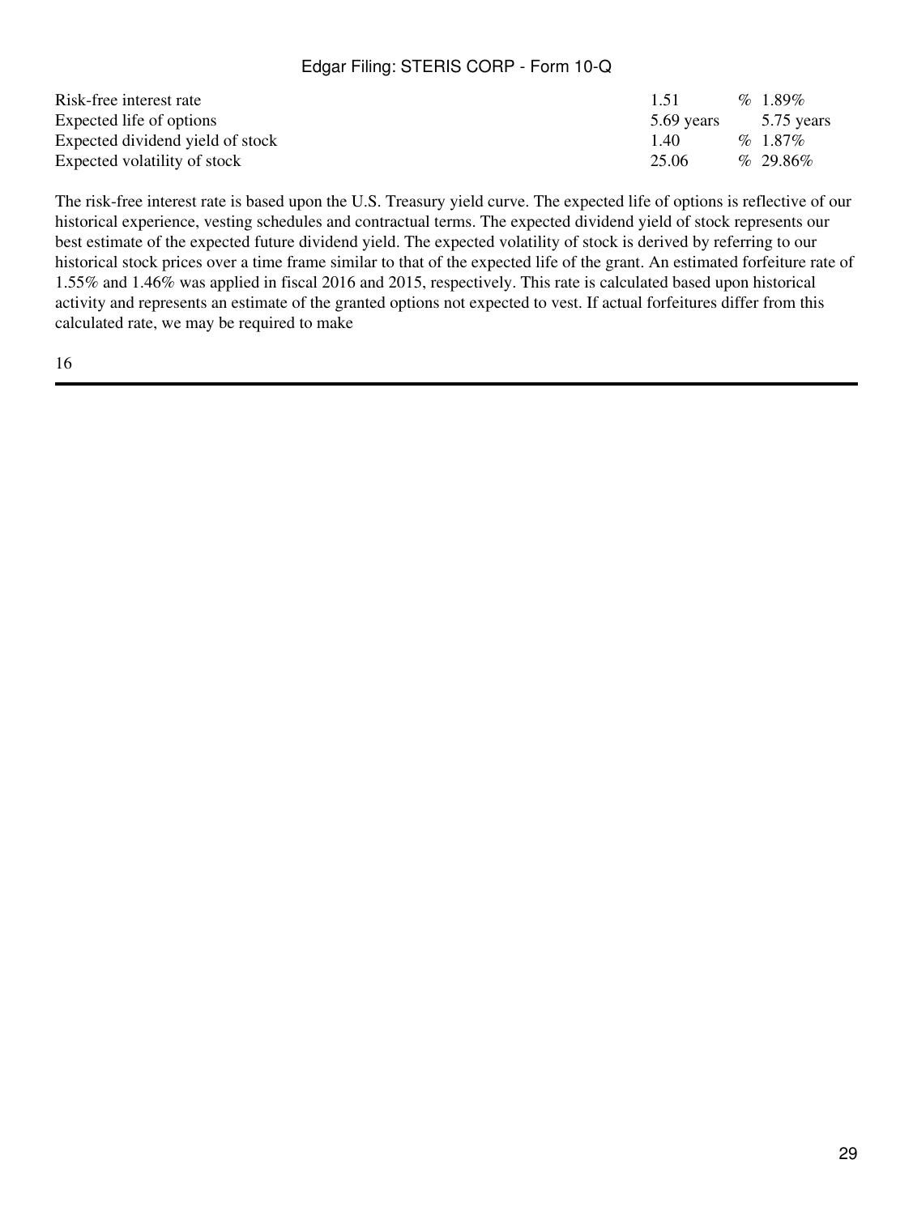| | | |
|---|---|---|
| Risk-free interest rate | 1.51 % | 1.89% |
| Expected life of options | 5.69 years | 5.75 years |
| Expected dividend yield of stock | 1.40 % | 1.87% |
| Expected volatility of stock | 25.06 % | 29.86% |

The risk-free interest rate is based upon the U.S. Treasury yield curve. The expected life of options is reflective of our historical experience, vesting schedules and contractual terms. The expected dividend yield of stock represents our best estimate of the expected future dividend yield. The expected volatility of stock is derived by referring to our historical stock prices over a time frame similar to that of the expected life of the grant. An estimated forfeiture rate of 1.55% and 1.46% was applied in fiscal 2016 and 2015, respectively. This rate is calculated based upon historical activity and represents an estimate of the granted options not expected to vest. If actual forfeitures differ from this calculated rate, we may be required to make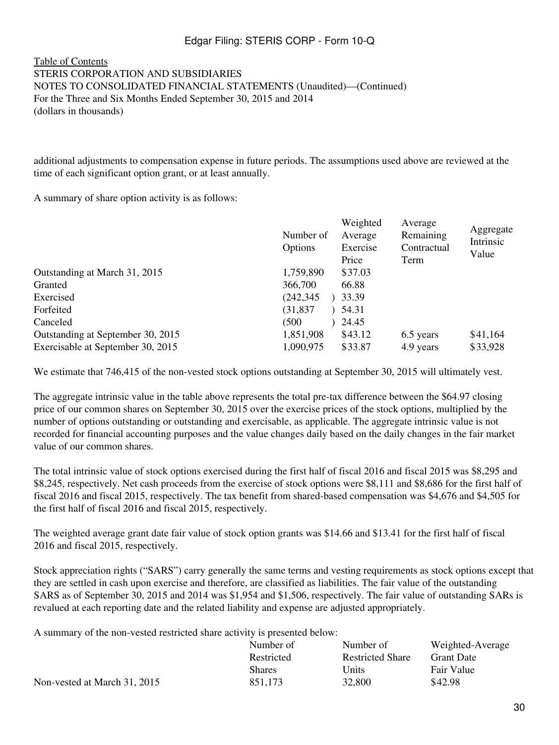Table of Contents
STERIS CORPORATION AND SUBSIDIARIES
NOTES TO CONSOLIDATED FINANCIAL STATEMENTS (Unaudited)—(Continued)
For the Three and Six Months Ended September 30, 2015 and 2014
(dollars in thousands)

additional adjustments to compensation expense in future periods. The assumptions used above are reviewed at the time of each significant option grant, or at least annually.

A summary of share option activity is as follows:

| | Number of Options | Weighted Average Exercise Price | Average Remaining Contractual Term | Aggregate Intrinsic Value |
|---|---|---|---|---|
| Outstanding at March 31, 2015 | 1,759,890 | $37.03 | | |
| Granted | 366,700 | 66.88 | | |
| Exercised | (242,345) | 33.39 | | |
| Forfeited | (31,837) | 54.31 | | |
| Canceled | (500) | 24.45 | | |
| Outstanding at September 30, 2015 | 1,851,908 | $43.12 | 6.5 years | $41,164 |
| Exercisable at September 30, 2015 | 1,090,975 | $33.87 | 4.9 years | $33,928 |

We estimate that 746,415 of the non-vested stock options outstanding at September 30, 2015 will ultimately vest.

The aggregate intrinsic value in the table above represents the total pre-tax difference between the $64.97 closing price of our common shares on September 30, 2015 over the exercise prices of the stock options, multiplied by the number of options outstanding or outstanding and exercisable, as applicable. The aggregate intrinsic value is not recorded for financial accounting purposes and the value changes daily based on the daily changes in the fair market value of our common shares.

The total intrinsic value of stock options exercised during the first half of fiscal 2016 and fiscal 2015 was $8,295 and $8,245, respectively. Net cash proceeds from the exercise of stock options were $8,111 and $8,686 for the first half of fiscal 2016 and fiscal 2015, respectively. The tax benefit from shared-based compensation was $4,676 and $4,505 for the first half of fiscal 2016 and fiscal 2015, respectively.

The weighted average grant date fair value of stock option grants was $14.66 and $13.41 for the first half of fiscal 2016 and fiscal 2015, respectively.

Stock appreciation rights ("SARS") carry generally the same terms and vesting requirements as stock options except that they are settled in cash upon exercise and therefore, are classified as liabilities. The fair value of the outstanding SARS as of September 30, 2015 and 2014 was $1,954 and $1,506, respectively. The fair value of outstanding SARs is revalued at each reporting date and the related liability and expense are adjusted appropriately.

A summary of the non-vested restricted share activity is presented below:

| | Number of Restricted Shares | Number of Restricted Share Units | Weighted-Average Grant Date Fair Value |
|---|---|---|---|
| Non-vested at March 31, 2015 | 851,173 | 32,800 | $42.98 |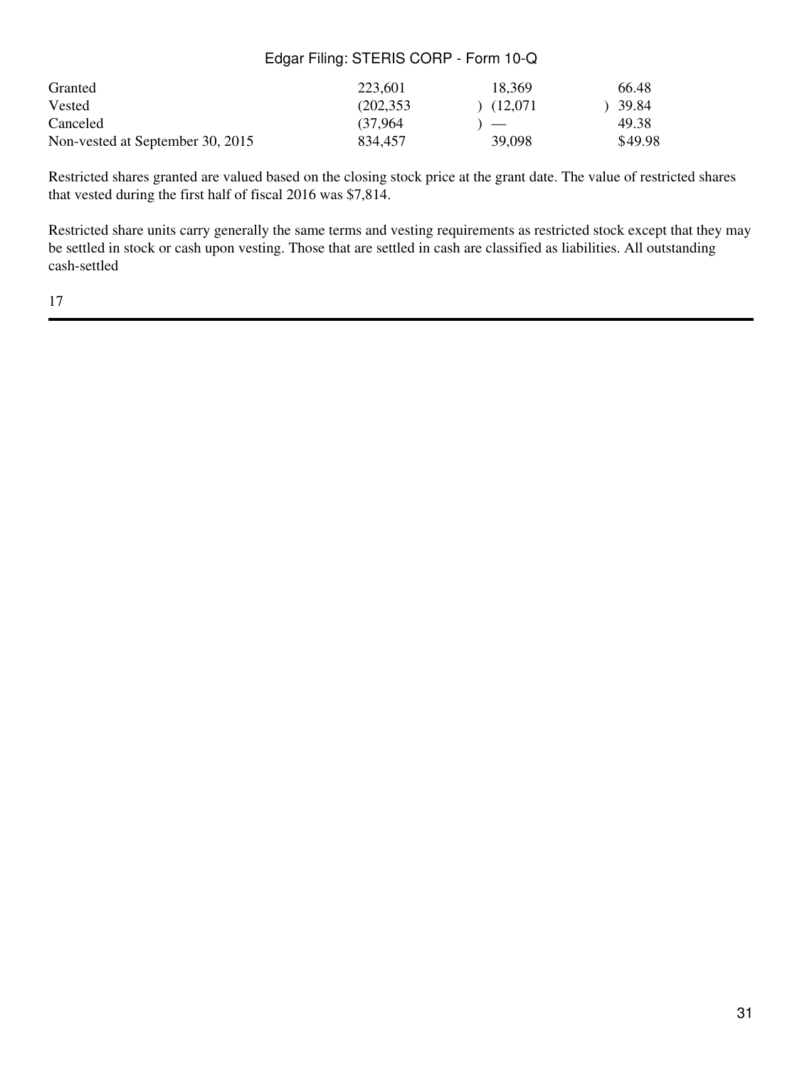| | | | |
|---|---|---|---|
| Granted | 223,601 | 18,369 | 66.48 |
| Vested | (202,353) | (12,071) | 39.84 |
| Canceled | (37,964) | — | 49.38 |
| Non-vested at September 30, 2015 | 834,457 | 39,098 | $49.98 |

Restricted shares granted are valued based on the closing stock price at the grant date. The value of restricted shares that vested during the first half of fiscal 2016 was $7,814.

Restricted share units carry generally the same terms and vesting requirements as restricted stock except that they may be settled in stock or cash upon vesting. Those that are settled in cash are classified as liabilities. All outstanding cash-settled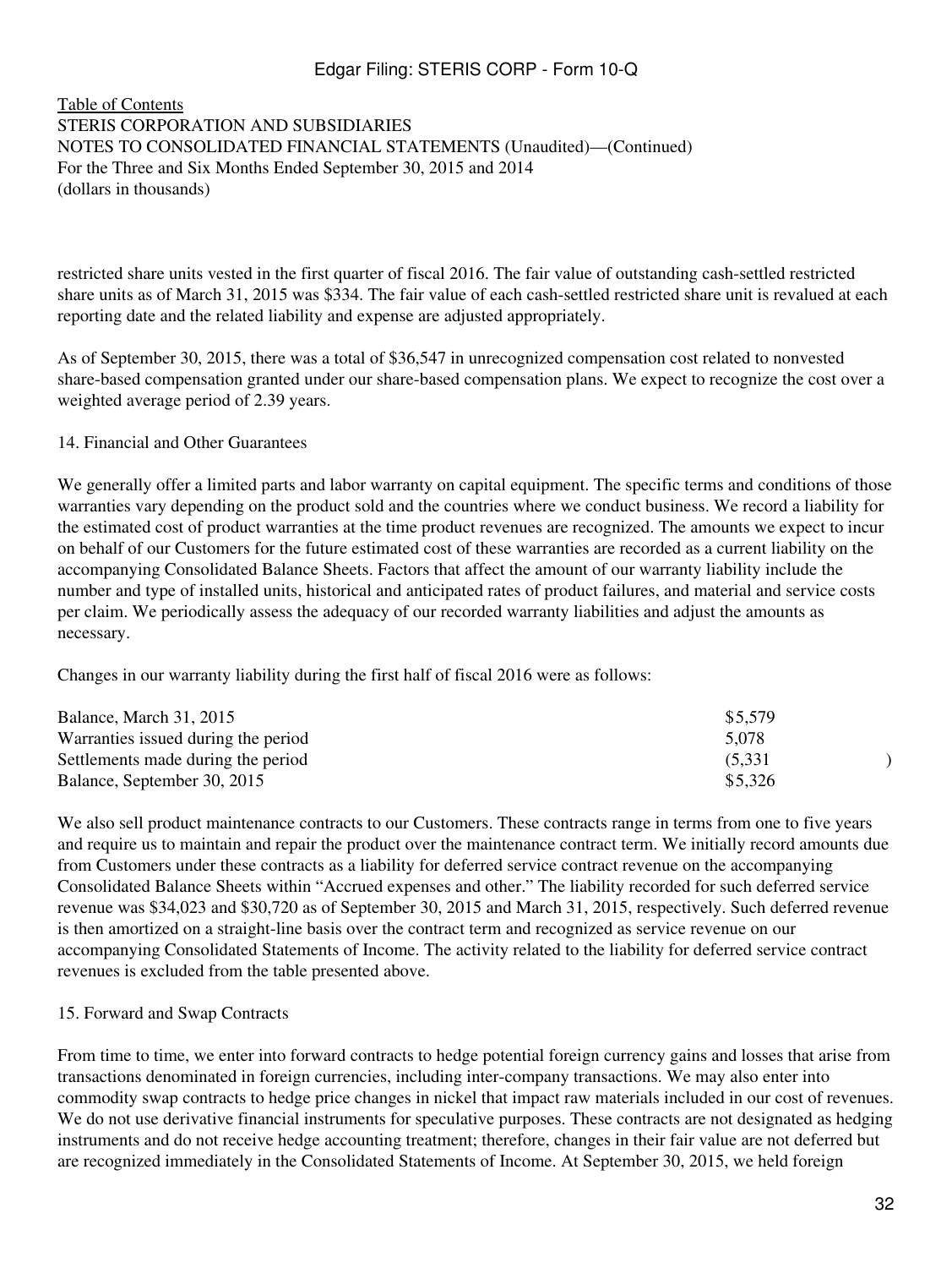Table of Contents
STERIS CORPORATION AND SUBSIDIARIES
NOTES TO CONSOLIDATED FINANCIAL STATEMENTS (Unaudited)—(Continued)
For the Three and Six Months Ended September 30, 2015 and 2014
(dollars in thousands)

restricted share units vested in the first quarter of fiscal 2016. The fair value of outstanding cash-settled restricted share units as of March 31, 2015 was $334. The fair value of each cash-settled restricted share unit is revalued at each reporting date and the related liability and expense are adjusted appropriately.

As of September 30, 2015, there was a total of $36,547 in unrecognized compensation cost related to nonvested share-based compensation granted under our share-based compensation plans. We expect to recognize the cost over a weighted average period of 2.39 years.

14. Financial and Other Guarantees

We generally offer a limited parts and labor warranty on capital equipment. The specific terms and conditions of those warranties vary depending on the product sold and the countries where we conduct business. We record a liability for the estimated cost of product warranties at the time product revenues are recognized. The amounts we expect to incur on behalf of our Customers for the future estimated cost of these warranties are recorded as a current liability on the accompanying Consolidated Balance Sheets. Factors that affect the amount of our warranty liability include the number and type of installed units, historical and anticipated rates of product failures, and material and service costs per claim. We periodically assess the adequacy of our recorded warranty liabilities and adjust the amounts as necessary.

Changes in our warranty liability during the first half of fiscal 2016 were as follows:

| | |
|---|---|
| Balance, March 31, 2015 | $5,579 |
| Warranties issued during the period | 5,078 |
| Settlements made during the period | (5,331) |
| Balance, September 30, 2015 | $5,326 |

We also sell product maintenance contracts to our Customers. These contracts range in terms from one to five years and require us to maintain and repair the product over the maintenance contract term. We initially record amounts due from Customers under these contracts as a liability for deferred service contract revenue on the accompanying Consolidated Balance Sheets within "Accrued expenses and other." The liability recorded for such deferred service revenue was $34,023 and $30,720 as of September 30, 2015 and March 31, 2015, respectively. Such deferred revenue is then amortized on a straight-line basis over the contract term and recognized as service revenue on our accompanying Consolidated Statements of Income. The activity related to the liability for deferred service contract revenues is excluded from the table presented above.

15. Forward and Swap Contracts

From time to time, we enter into forward contracts to hedge potential foreign currency gains and losses that arise from transactions denominated in foreign currencies, including inter-company transactions. We may also enter into commodity swap contracts to hedge price changes in nickel that impact raw materials included in our cost of revenues. We do not use derivative financial instruments for speculative purposes. These contracts are not designated as hedging instruments and do not receive hedge accounting treatment; therefore, changes in their fair value are not deferred but are recognized immediately in the Consolidated Statements of Income. At September 30, 2015, we held foreign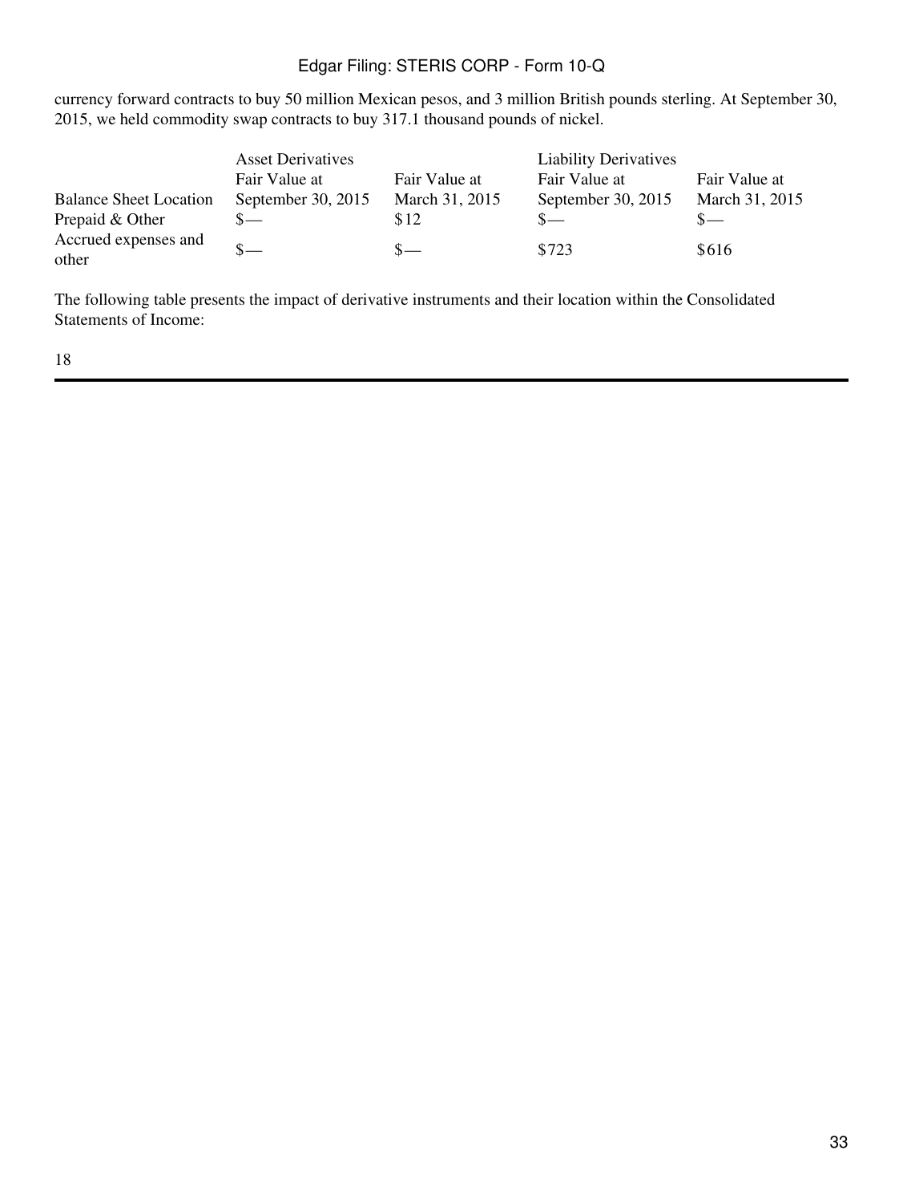currency forward contracts to buy 50 million Mexican pesos, and 3 million British pounds sterling. At September 30, 2015, we held commodity swap contracts to buy 317.1 thousand pounds of nickel.

| | Asset Derivatives | | Liability Derivatives | |
|---|---|---|---|---|
| Balance Sheet Location | Fair Value at September 30, 2015 | Fair Value at March 31, 2015 | Fair Value at September 30, 2015 | Fair Value at March 31, 2015 |
| Prepaid & Other | $— | $12 | $— | $— |
| Accrued expenses and other | $— | $— | $723 | $616 |

The following table presents the impact of derivative instruments and their location within the Consolidated Statements of Income:

18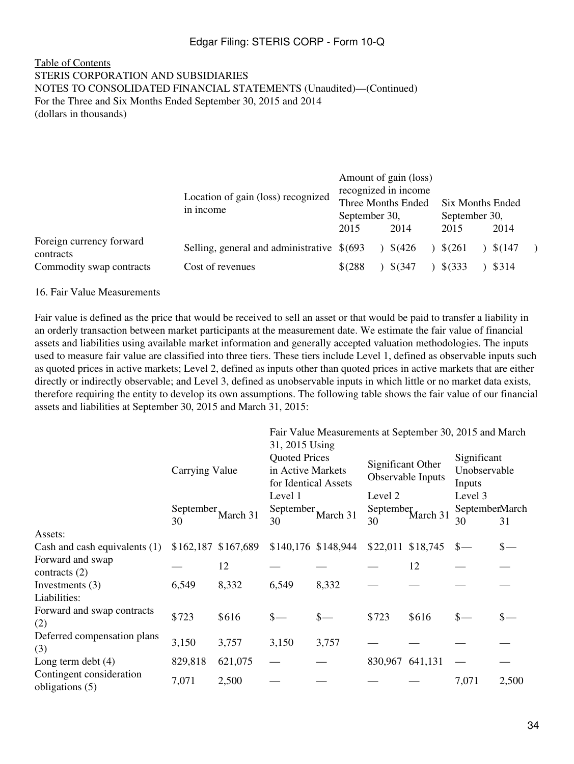Table of Contents

STERIS CORPORATION AND SUBSIDIARIES
NOTES TO CONSOLIDATED FINANCIAL STATEMENTS (Unaudited)—(Continued)
For the Three and Six Months Ended September 30, 2015 and 2014
(dollars in thousands)

| | Location of gain (loss) recognized in income | Amount of gain (loss) recognized in income Three Months Ended September 30, | | Six Months Ended September 30, | |
|---|---|---|---|---|---|
| | | 2015 | 2014 | 2015 | 2014 |
| Foreign currency forward contracts | Selling, general and administrative | $(693) | $(426) | $(261) | $(147) |
| Commodity swap contracts | Cost of revenues | $(288) | $(347) | $(333) | $314 |

16. Fair Value Measurements

Fair value is defined as the price that would be received to sell an asset or that would be paid to transfer a liability in an orderly transaction between market participants at the measurement date. We estimate the fair value of financial assets and liabilities using available market information and generally accepted valuation methodologies. The inputs used to measure fair value are classified into three tiers. These tiers include Level 1, defined as observable inputs such as quoted prices in active markets; Level 2, defined as inputs other than quoted prices in active markets that are either directly or indirectly observable; and Level 3, defined as unobservable inputs in which little or no market data exists, therefore requiring the entity to develop its own assumptions. The following table shows the fair value of our financial assets and liabilities at September 30, 2015 and March 31, 2015:

| | Carrying Value | | Fair Value Measurements at September 30, 2015 and March 31, 2015 Using Quoted Prices in Active Markets for Identical Assets | | Significant Other Observable Inputs | | Significant Unobservable Inputs | |
|---|---|---|---|---|---|---|---|---|
| | | | Level 1 | | Level 2 | | Level 3 | |
| | September 30 | March 31 | September 30 | March 31 | September 30 | March 31 | September 30 | March 31 |
| Assets: | | | | | | | | |
| Cash and cash equivalents (1) | $162,187 | $167,689 | $140,176 | $148,944 | $22,011 | $18,745 | $— | $— |
| Forward and swap contracts (2) | — | 12 | — | — | — | 12 | — | — |
| Investments (3) | 6,549 | 8,332 | 6,549 | 8,332 | — | — | — | — |
| Liabilities: | | | | | | | | |
| Forward and swap contracts (2) | $723 | $616 | $— | $— | $723 | $616 | $— | $— |
| Deferred compensation plans (3) | 3,150 | 3,757 | 3,150 | 3,757 | — | — | — | — |
| Long term debt (4) | 829,818 | 621,075 | — | — | 830,967 | 641,131 | — | — |
| Contingent consideration obligations (5) | 7,071 | 2,500 | — | — | — | — | 7,071 | 2,500 |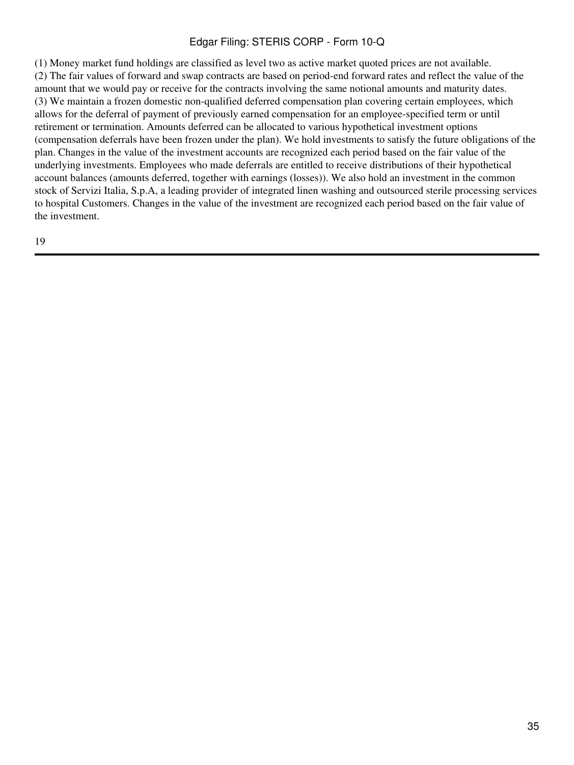(1) Money market fund holdings are classified as level two as active market quoted prices are not available.
(2) The fair values of forward and swap contracts are based on period-end forward rates and reflect the value of the amount that we would pay or receive for the contracts involving the same notional amounts and maturity dates.
(3) We maintain a frozen domestic non-qualified deferred compensation plan covering certain employees, which allows for the deferral of payment of previously earned compensation for an employee-specified term or until retirement or termination. Amounts deferred can be allocated to various hypothetical investment options (compensation deferrals have been frozen under the plan). We hold investments to satisfy the future obligations of the plan. Changes in the value of the investment accounts are recognized each period based on the fair value of the underlying investments. Employees who made deferrals are entitled to receive distributions of their hypothetical account balances (amounts deferred, together with earnings (losses)). We also hold an investment in the common stock of Servizi Italia, S.p.A, a leading provider of integrated linen washing and outsourced sterile processing services to hospital Customers. Changes in the value of the investment are recognized each period based on the fair value of the investment.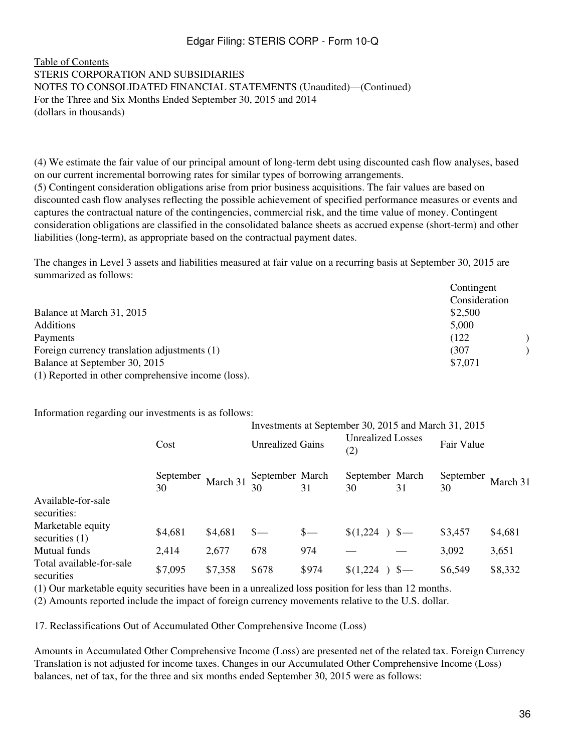Table of Contents
STERIS CORPORATION AND SUBSIDIARIES
NOTES TO CONSOLIDATED FINANCIAL STATEMENTS (Unaudited)—(Continued)
For the Three and Six Months Ended September 30, 2015 and 2014
(dollars in thousands)

(4) We estimate the fair value of our principal amount of long-term debt using discounted cash flow analyses, based on our current incremental borrowing rates for similar types of borrowing arrangements.
(5) Contingent consideration obligations arise from prior business acquisitions. The fair values are based on discounted cash flow analyses reflecting the possible achievement of specified performance measures or events and captures the contractual nature of the contingencies, commercial risk, and the time value of money. Contingent consideration obligations are classified in the consolidated balance sheets as accrued expense (short-term) and other liabilities (long-term), as appropriate based on the contractual payment dates.

The changes in Level 3 assets and liabilities measured at fair value on a recurring basis at September 30, 2015 are summarized as follows:

| | Contingent Consideration |
|---|---|
| Balance at March 31, 2015 | $2,500 |
| Additions | 5,000 |
| Payments | (122) |
| Foreign currency translation adjustments (1) | (307) |
| Balance at September 30, 2015 | $7,071 |

(1) Reported in other comprehensive income (loss).

Information regarding our investments is as follows:

| | Investments at September 30, 2015 and March 31, 2015 | | | | | | | |
|---|---|---|---|---|---|---|---|---|
| | Cost | | Unrealized Gains | | Unrealized Losses (2) | | Fair Value | |
| | September 30 | March 31 | September 30 | March 31 | September 30 | March 31 | September 30 | March 31 |
| Available-for-sale securities: | | | | | | | | |
| Marketable equity securities (1) | $4,681 | $4,681 | $— | $— | $(1,224) | $— | $3,457 | $4,681 |
| Mutual funds | 2,414 | 2,677 | 678 | 974 | — | — | 3,092 | 3,651 |
| Total available-for-sale securities | $7,095 | $7,358 | $678 | $974 | $(1,224) | $— | $6,549 | $8,332 |

(1) Our marketable equity securities have been in a unrealized loss position for less than 12 months.
(2) Amounts reported include the impact of foreign currency movements relative to the U.S. dollar.

17. Reclassifications Out of Accumulated Other Comprehensive Income (Loss)

Amounts in Accumulated Other Comprehensive Income (Loss) are presented net of the related tax. Foreign Currency Translation is not adjusted for income taxes. Changes in our Accumulated Other Comprehensive Income (Loss) balances, net of tax, for the three and six months ended September 30, 2015 were as follows: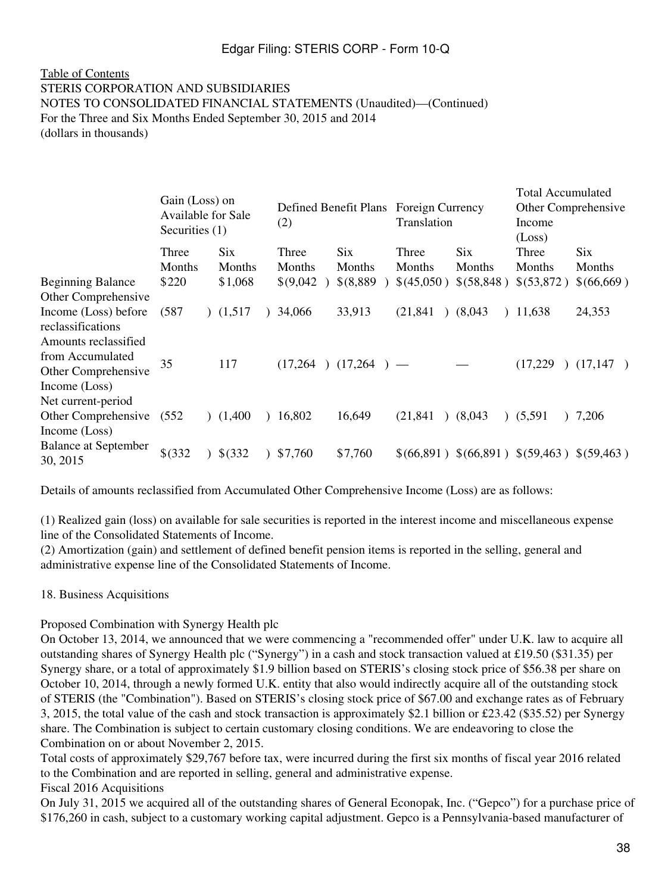[Table of Contents](#)
STERIS CORPORATION AND SUBSIDIARIES
NOTES TO CONSOLIDATED FINANCIAL STATEMENTS (Unaudited)—(Continued)
For the Three and Six Months Ended September 30, 2015 and 2014
(dollars in thousands)

| | Gain (Loss) on Available for Sale Securities (1) | | Defined Benefit Plans (2) | | Foreign Currency Translation | | Total Accumulated Other Comprehensive Income (Loss) | |
|---|---|---|---|---|---|---|---|---|
| | Three Months | Six Months | Three Months | Six Months | Three Months | Six Months | Three Months | Six Months |
| Beginning Balance | $220 | $1,068 | $(9,042) | $(8,889) | $(45,050) | $(58,848) | $(53,872) | $(66,669) |
| Other Comprehensive Income (Loss) before reclassifications | (587) | (1,517) | 34,066 | 33,913 | (21,841) | (8,043) | 11,638 | 24,353 |
| Amounts reclassified from Accumulated Other Comprehensive Income (Loss) | 35 | 117 | (17,264) | (17,264) | — | — | (17,229) | (17,147) |
| Net current-period Other Comprehensive Income (Loss) | (552) | (1,400) | 16,802 | 16,649 | (21,841) | (8,043) | (5,591) | 7,206 |
| Balance at September 30, 2015 | $(332) | $(332) | $7,760 | $7,760 | $(66,891) | $(66,891) | $(59,463) | $(59,463) |

Details of amounts reclassified from Accumulated Other Comprehensive Income (Loss) are as follows:

(1) Realized gain (loss) on available for sale securities is reported in the interest income and miscellaneous expense line of the Consolidated Statements of Income.
(2) Amortization (gain) and settlement of defined benefit pension items is reported in the selling, general and administrative expense line of the Consolidated Statements of Income.

## 18. Business Acquisitions

Proposed Combination with Synergy Health plc

On October 13, 2014, we announced that we were commencing a "recommended offer" under U.K. law to acquire all outstanding shares of Synergy Health plc ("Synergy") in a cash and stock transaction valued at £19.50 ($31.35) per Synergy share, or a total of approximately $1.9 billion based on STERIS's closing stock price of $56.38 per share on October 10, 2014, through a newly formed U.K. entity that also would indirectly acquire all of the outstanding stock of STERIS (the "Combination"). Based on STERIS's closing stock price of $67.00 and exchange rates as of February 3, 2015, the total value of the cash and stock transaction is approximately $2.1 billion or £23.42 ($35.52) per Synergy share. The Combination is subject to certain customary closing conditions. We are endeavoring to close the Combination on or about November 2, 2015.

Total costs of approximately $29,767 before tax, were incurred during the first six months of fiscal year 2016 related to the Combination and are reported in selling, general and administrative expense.

Fiscal 2016 Acquisitions

On July 31, 2015 we acquired all of the outstanding shares of General Econopak, Inc. ("Gepco") for a purchase price of $176,260 in cash, subject to a customary working capital adjustment. Gepco is a Pennsylvania-based manufacturer of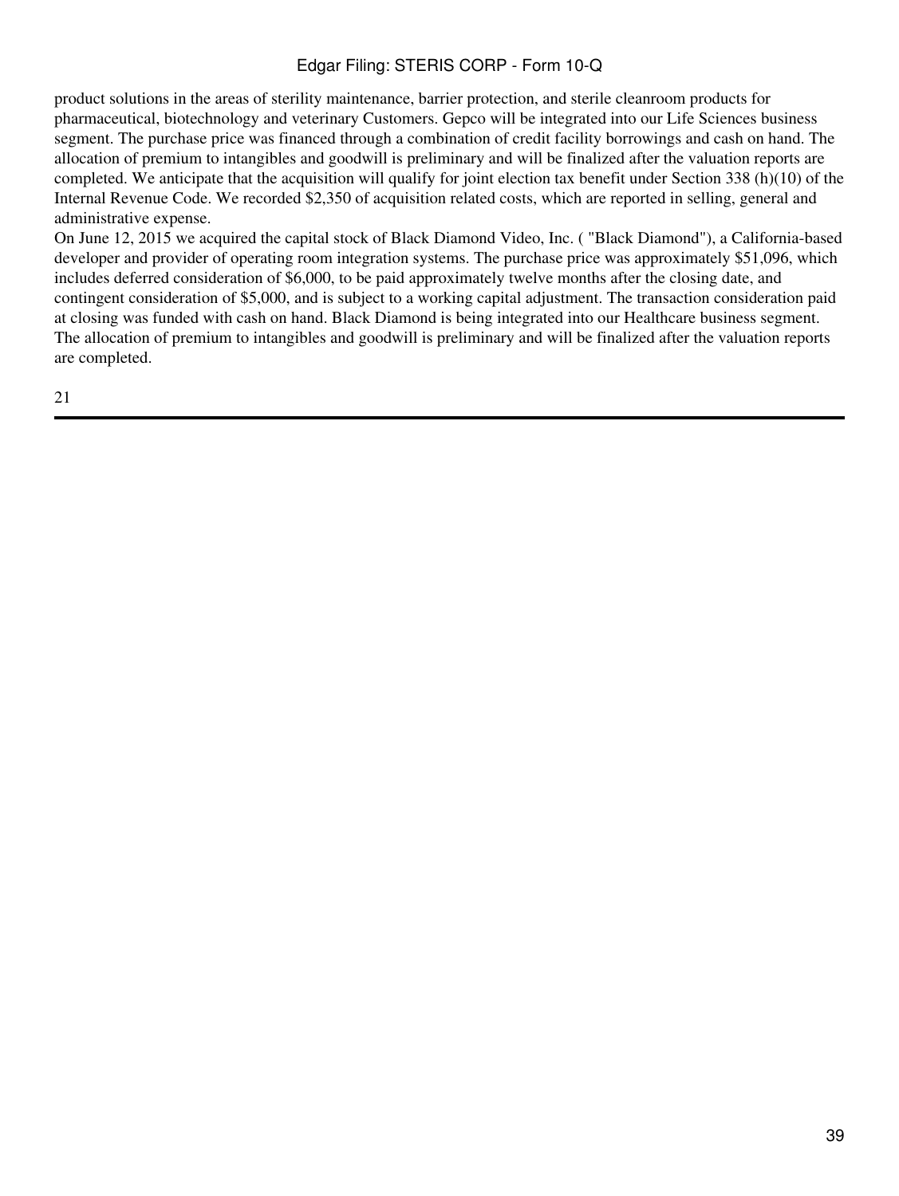product solutions in the areas of sterility maintenance, barrier protection, and sterile cleanroom products for pharmaceutical, biotechnology and veterinary Customers. Gepco will be integrated into our Life Sciences business segment. The purchase price was financed through a combination of credit facility borrowings and cash on hand. The allocation of premium to intangibles and goodwill is preliminary and will be finalized after the valuation reports are completed. We anticipate that the acquisition will qualify for joint election tax benefit under Section 338 (h)(10) of the Internal Revenue Code. We recorded $2,350 of acquisition related costs, which are reported in selling, general and administrative expense.

On June 12, 2015 we acquired the capital stock of Black Diamond Video, Inc. ( "Black Diamond"), a California-based developer and provider of operating room integration systems. The purchase price was approximately $51,096, which includes deferred consideration of $6,000, to be paid approximately twelve months after the closing date, and contingent consideration of $5,000, and is subject to a working capital adjustment. The transaction consideration paid at closing was funded with cash on hand. Black Diamond is being integrated into our Healthcare business segment. The allocation of premium to intangibles and goodwill is preliminary and will be finalized after the valuation reports are completed.

21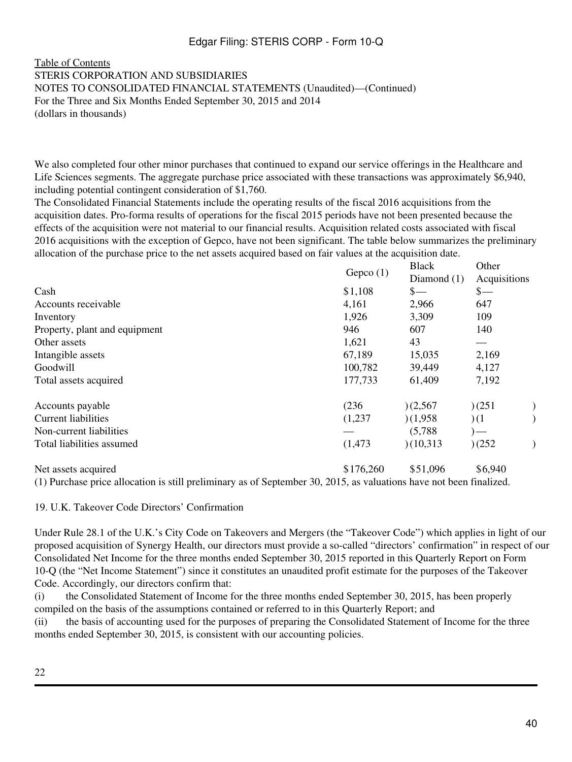Table of Contents
STERIS CORPORATION AND SUBSIDIARIES
NOTES TO CONSOLIDATED FINANCIAL STATEMENTS (Unaudited)—(Continued)
For the Three and Six Months Ended September 30, 2015 and 2014
(dollars in thousands)

We also completed four other minor purchases that continued to expand our service offerings in the Healthcare and Life Sciences segments. The aggregate purchase price associated with these transactions was approximately $6,940, including potential contingent consideration of $1,760.

The Consolidated Financial Statements include the operating results of the fiscal 2016 acquisitions from the acquisition dates. Pro-forma results of operations for the fiscal 2015 periods have not been presented because the effects of the acquisition were not material to our financial results. Acquisition related costs associated with fiscal 2016 acquisitions with the exception of Gepco, have not been significant. The table below summarizes the preliminary allocation of the purchase price to the net assets acquired based on fair values at the acquisition date.

| | Gepco (1) | Black Diamond (1) | Other Acquisitions |
|---|---|---|---|
| Cash | $1,108 | $— | $— |
| Accounts receivable | 4,161 | 2,966 | 647 |
| Inventory | 1,926 | 3,309 | 109 |
| Property, plant and equipment | 946 | 607 | 140 |
| Other assets | 1,621 | 43 | — |
| Intangible assets | 67,189 | 15,035 | 2,169 |
| Goodwill | 100,782 | 39,449 | 4,127 |
| Total assets acquired | 177,733 | 61,409 | 7,192 |
| Accounts payable | (236) | (2,567) | (251) |
| Current liabilities | (1,237) | (1,958) | (1) |
| Non-current liabilities | — | (5,788) | — |
| Total liabilities assumed | (1,473) | (10,313) | (252) |
| Net assets acquired | $176,260 | $51,096 | $6,940 |

(1) Purchase price allocation is still preliminary as of September 30, 2015, as valuations have not been finalized.

## 19. U.K. Takeover Code Directors' Confirmation

Under Rule 28.1 of the U.K.'s City Code on Takeovers and Mergers (the "Takeover Code") which applies in light of our proposed acquisition of Synergy Health, our directors must provide a so-called "directors' confirmation" in respect of our Consolidated Net Income for the three months ended September 30, 2015 reported in this Quarterly Report on Form 10-Q (the "Net Income Statement") since it constitutes an unaudited profit estimate for the purposes of the Takeover Code. Accordingly, our directors confirm that:

(i) the Consolidated Statement of Income for the three months ended September 30, 2015, has been properly compiled on the basis of the assumptions contained or referred to in this Quarterly Report; and

(ii) the basis of accounting used for the purposes of preparing the Consolidated Statement of Income for the three months ended September 30, 2015, is consistent with our accounting policies.

22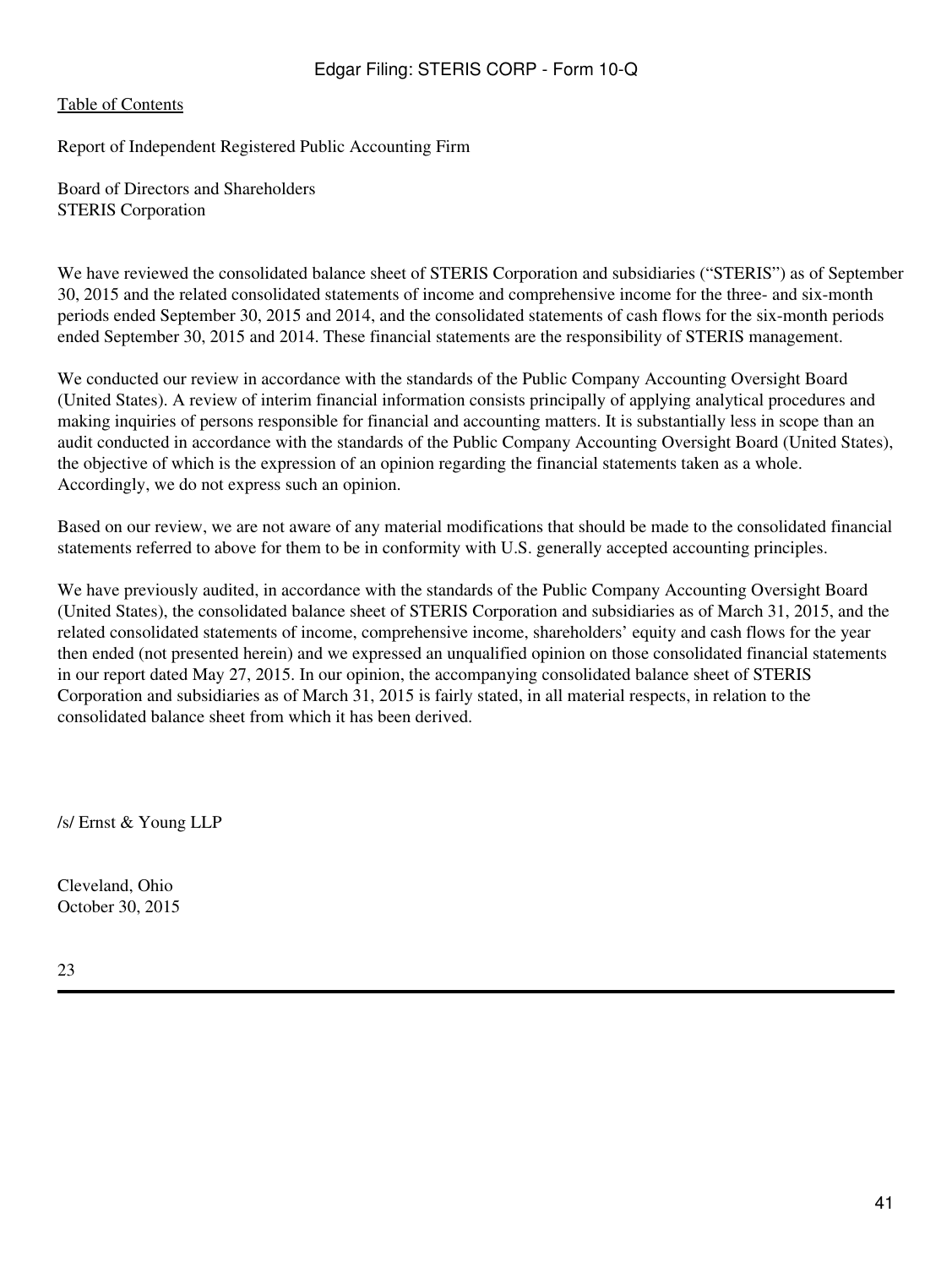[Table of Contents](#)

Report of Independent Registered Public Accounting Firm

Board of Directors and Shareholders
STERIS Corporation

We have reviewed the consolidated balance sheet of STERIS Corporation and subsidiaries ("STERIS") as of September 30, 2015 and the related consolidated statements of income and comprehensive income for the three- and six-month periods ended September 30, 2015 and 2014, and the consolidated statements of cash flows for the six-month periods ended September 30, 2015 and 2014. These financial statements are the responsibility of STERIS management.

We conducted our review in accordance with the standards of the Public Company Accounting Oversight Board (United States). A review of interim financial information consists principally of applying analytical procedures and making inquiries of persons responsible for financial and accounting matters. It is substantially less in scope than an audit conducted in accordance with the standards of the Public Company Accounting Oversight Board (United States), the objective of which is the expression of an opinion regarding the financial statements taken as a whole. Accordingly, we do not express such an opinion.

Based on our review, we are not aware of any material modifications that should be made to the consolidated financial statements referred to above for them to be in conformity with U.S. generally accepted accounting principles.

We have previously audited, in accordance with the standards of the Public Company Accounting Oversight Board (United States), the consolidated balance sheet of STERIS Corporation and subsidiaries as of March 31, 2015, and the related consolidated statements of income, comprehensive income, shareholders' equity and cash flows for the year then ended (not presented herein) and we expressed an unqualified opinion on those consolidated financial statements in our report dated May 27, 2015. In our opinion, the accompanying consolidated balance sheet of STERIS Corporation and subsidiaries as of March 31, 2015 is fairly stated, in all material respects, in relation to the consolidated balance sheet from which it has been derived.

/s/ Ernst & Young LLP

Cleveland, Ohio
October 30, 2015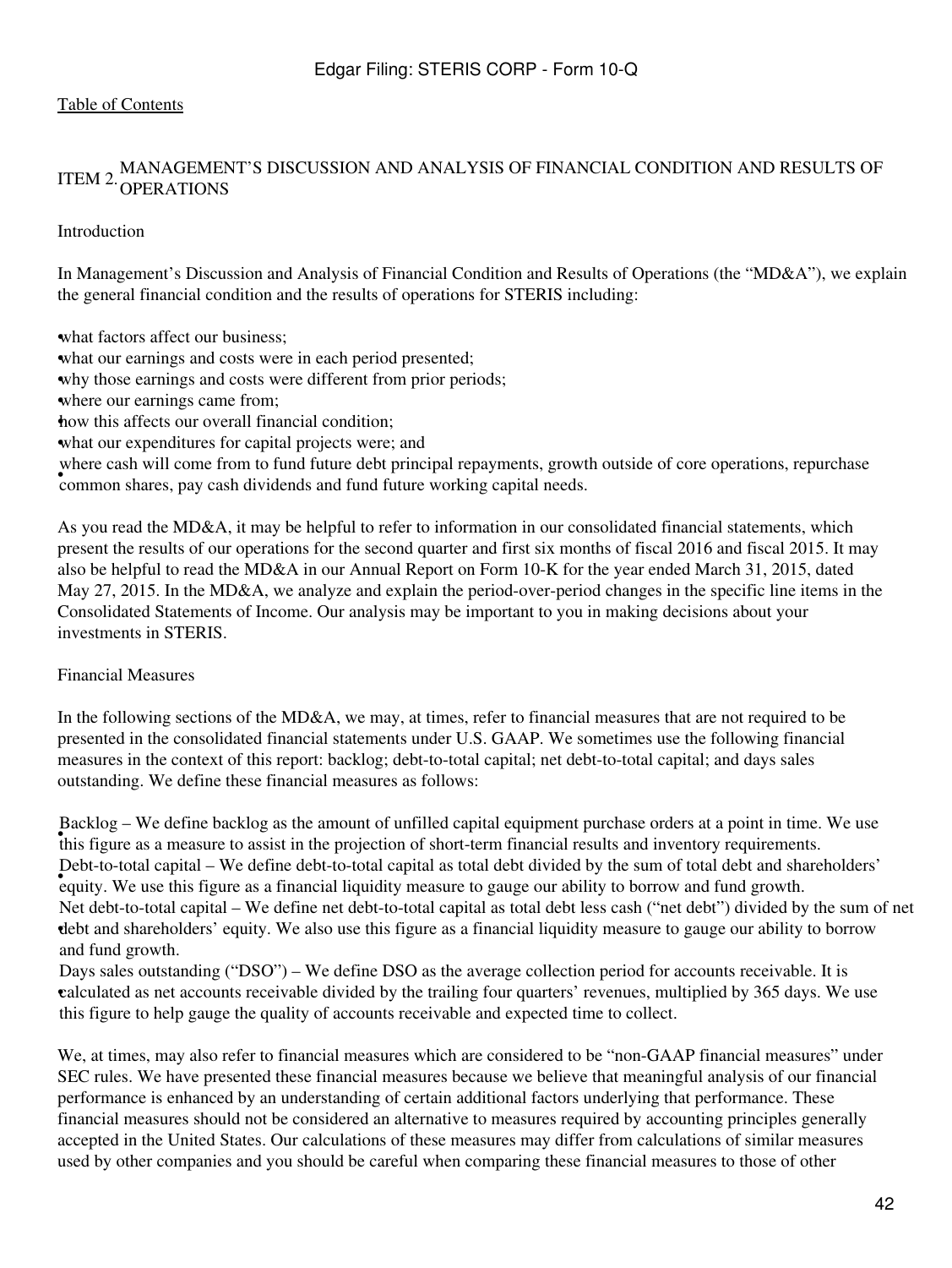## ITEM 2. MANAGEMENT'S DISCUSSION AND ANALYSIS OF FINANCIAL CONDITION AND RESULTS OF OPERATIONS

### Introduction

In Management's Discussion and Analysis of Financial Condition and Results of Operations (the "MD&A"), we explain the general financial condition and the results of operations for STERIS including:

- what factors affect our business;
- what our earnings and costs were in each period presented;
- why those earnings and costs were different from prior periods;
- where our earnings came from;
- how this affects our overall financial condition;
- what our expenditures for capital projects were; and
- where cash will come from to fund future debt principal repayments, growth outside of core operations, repurchase common shares, pay cash dividends and fund future working capital needs.

As you read the MD&A, it may be helpful to refer to information in our consolidated financial statements, which present the results of our operations for the second quarter and first six months of fiscal 2016 and fiscal 2015. It may also be helpful to read the MD&A in our Annual Report on Form 10-K for the year ended March 31, 2015, dated May 27, 2015. In the MD&A, we analyze and explain the period-over-period changes in the specific line items in the Consolidated Statements of Income. Our analysis may be important to you in making decisions about your investments in STERIS.

### Financial Measures

In the following sections of the MD&A, we may, at times, refer to financial measures that are not required to be presented in the consolidated financial statements under U.S. GAAP. We sometimes use the following financial measures in the context of this report: backlog; debt-to-total capital; net debt-to-total capital; and days sales outstanding. We define these financial measures as follows:

- Backlog – We define backlog as the amount of unfilled capital equipment purchase orders at a point in time. We use this figure as a measure to assist in the projection of short-term financial results and inventory requirements.
- Debt-to-total capital – We define debt-to-total capital as total debt divided by the sum of total debt and shareholders' equity. We use this figure as a financial liquidity measure to gauge our ability to borrow and fund growth.
- Net debt-to-total capital – We define net debt-to-total capital as total debt less cash ("net debt") divided by the sum of net debt and shareholders' equity. We also use this figure as a financial liquidity measure to gauge our ability to borrow and fund growth.
- Days sales outstanding ("DSO") – We define DSO as the average collection period for accounts receivable. It is calculated as net accounts receivable divided by the trailing four quarters' revenues, multiplied by 365 days. We use this figure to help gauge the quality of accounts receivable and expected time to collect.

We, at times, may also refer to financial measures which are considered to be "non-GAAP financial measures" under SEC rules. We have presented these financial measures because we believe that meaningful analysis of our financial performance is enhanced by an understanding of certain additional factors underlying that performance. These financial measures should not be considered an alternative to measures required by accounting principles generally accepted in the United States. Our calculations of these measures may differ from calculations of similar measures used by other companies and you should be careful when comparing these financial measures to those of other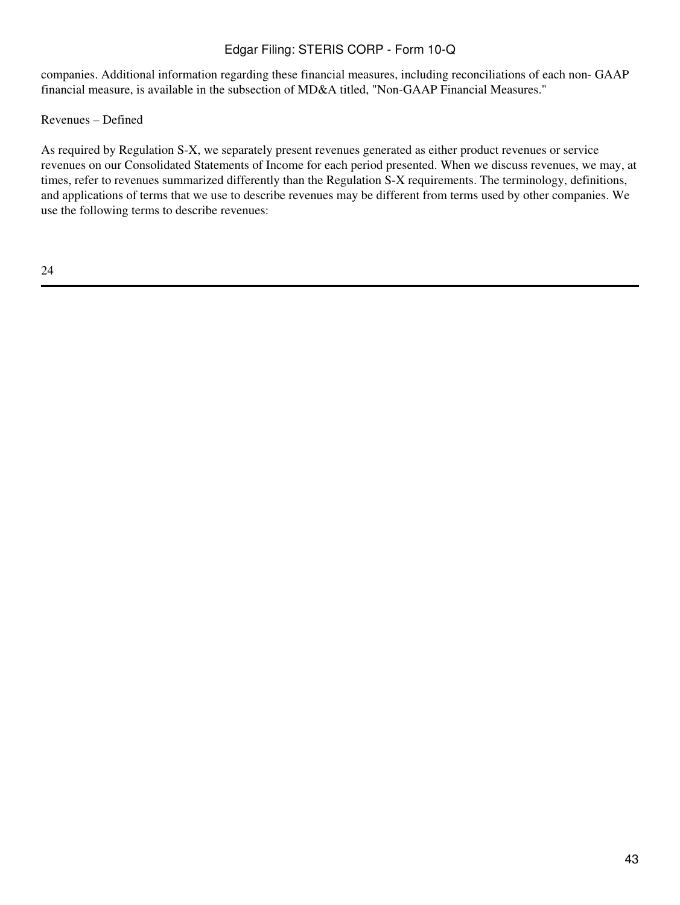companies. Additional information regarding these financial measures, including reconciliations of each non- GAAP financial measure, is available in the subsection of MD&A titled, "Non-GAAP Financial Measures."

Revenues – Defined

As required by Regulation S-X, we separately present revenues generated as either product revenues or service revenues on our Consolidated Statements of Income for each period presented. When we discuss revenues, we may, at times, refer to revenues summarized differently than the Regulation S-X requirements. The terminology, definitions, and applications of terms that we use to describe revenues may be different from terms used by other companies. We use the following terms to describe revenues: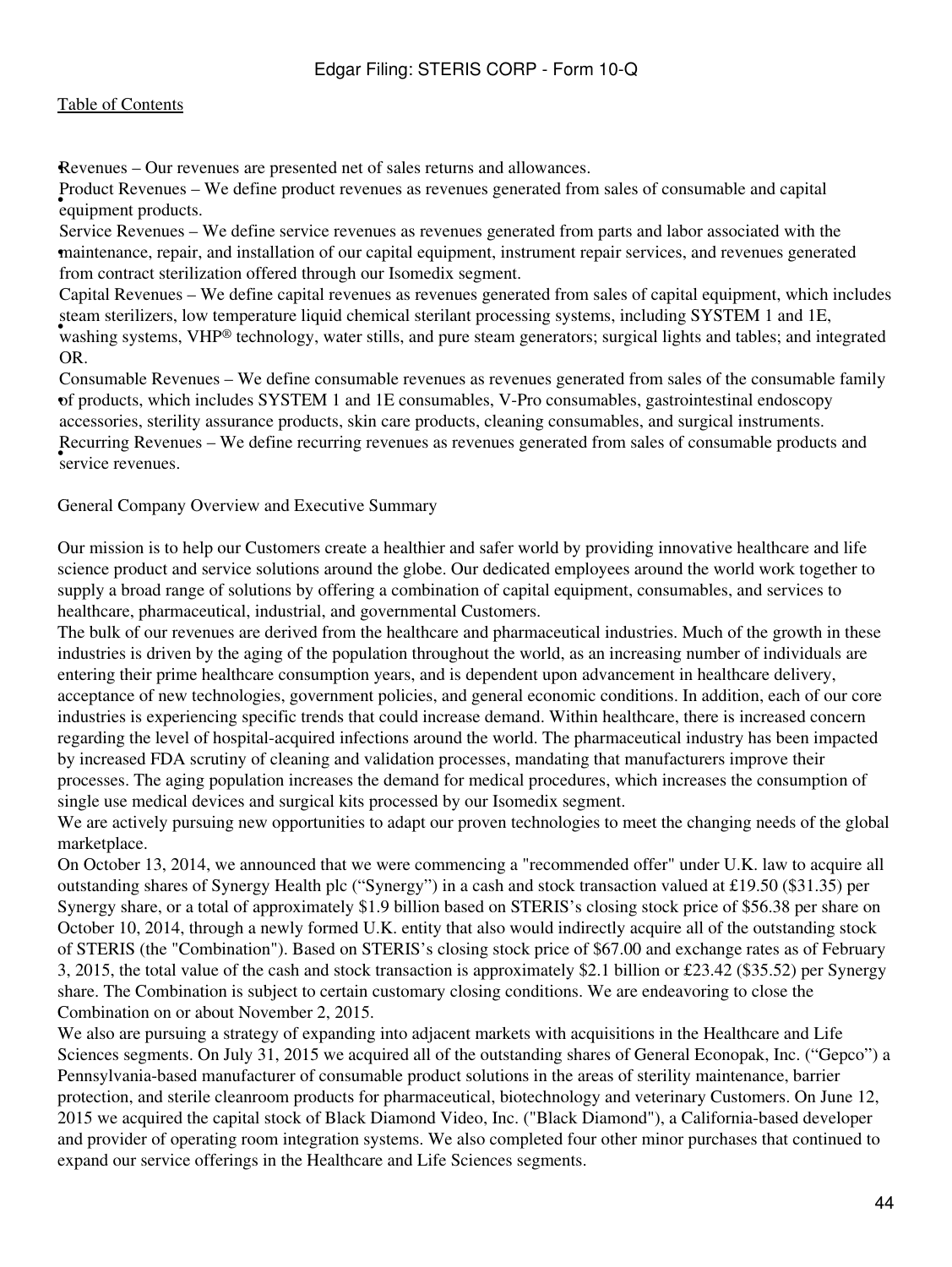- Revenues – Our revenues are presented net of sales returns and allowances.
- Product Revenues – We define product revenues as revenues generated from sales of consumable and capital equipment products.
- Service Revenues – We define service revenues as revenues generated from parts and labor associated with the maintenance, repair, and installation of our capital equipment, instrument repair services, and revenues generated from contract sterilization offered through our Isomedix segment.
- Capital Revenues – We define capital revenues as revenues generated from sales of capital equipment, which includes steam sterilizers, low temperature liquid chemical sterilant processing systems, including SYSTEM 1 and 1E, washing systems, VHP® technology, water stills, and pure steam generators; surgical lights and tables; and integrated OR.
- Consumable Revenues – We define consumable revenues as revenues generated from sales of the consumable family of products, which includes SYSTEM 1 and 1E consumables, V-Pro consumables, gastrointestinal endoscopy accessories, sterility assurance products, skin care products, cleaning consumables, and surgical instruments.
- Recurring Revenues – We define recurring revenues as revenues generated from sales of consumable products and service revenues.

General Company Overview and Executive Summary

Our mission is to help our Customers create a healthier and safer world by providing innovative healthcare and life science product and service solutions around the globe. Our dedicated employees around the world work together to supply a broad range of solutions by offering a combination of capital equipment, consumables, and services to healthcare, pharmaceutical, industrial, and governmental Customers.

The bulk of our revenues are derived from the healthcare and pharmaceutical industries. Much of the growth in these industries is driven by the aging of the population throughout the world, as an increasing number of individuals are entering their prime healthcare consumption years, and is dependent upon advancement in healthcare delivery, acceptance of new technologies, government policies, and general economic conditions. In addition, each of our core industries is experiencing specific trends that could increase demand. Within healthcare, there is increased concern regarding the level of hospital-acquired infections around the world. The pharmaceutical industry has been impacted by increased FDA scrutiny of cleaning and validation processes, mandating that manufacturers improve their processes. The aging population increases the demand for medical procedures, which increases the consumption of single use medical devices and surgical kits processed by our Isomedix segment.

We are actively pursuing new opportunities to adapt our proven technologies to meet the changing needs of the global marketplace.

On October 13, 2014, we announced that we were commencing a "recommended offer" under U.K. law to acquire all outstanding shares of Synergy Health plc ("Synergy") in a cash and stock transaction valued at £19.50 ($31.35) per Synergy share, or a total of approximately $1.9 billion based on STERIS's closing stock price of $56.38 per share on October 10, 2014, through a newly formed U.K. entity that also would indirectly acquire all of the outstanding stock of STERIS (the "Combination"). Based on STERIS's closing stock price of $67.00 and exchange rates as of February 3, 2015, the total value of the cash and stock transaction is approximately $2.1 billion or £23.42 ($35.52) per Synergy share. The Combination is subject to certain customary closing conditions. We are endeavoring to close the Combination on or about November 2, 2015.

We also are pursuing a strategy of expanding into adjacent markets with acquisitions in the Healthcare and Life Sciences segments. On July 31, 2015 we acquired all of the outstanding shares of General Econopak, Inc. ("Gepco") a Pennsylvania-based manufacturer of consumable product solutions in the areas of sterility maintenance, barrier protection, and sterile cleanroom products for pharmaceutical, biotechnology and veterinary Customers. On June 12, 2015 we acquired the capital stock of Black Diamond Video, Inc. ("Black Diamond"), a California-based developer and provider of operating room integration systems. We also completed four other minor purchases that continued to expand our service offerings in the Healthcare and Life Sciences segments.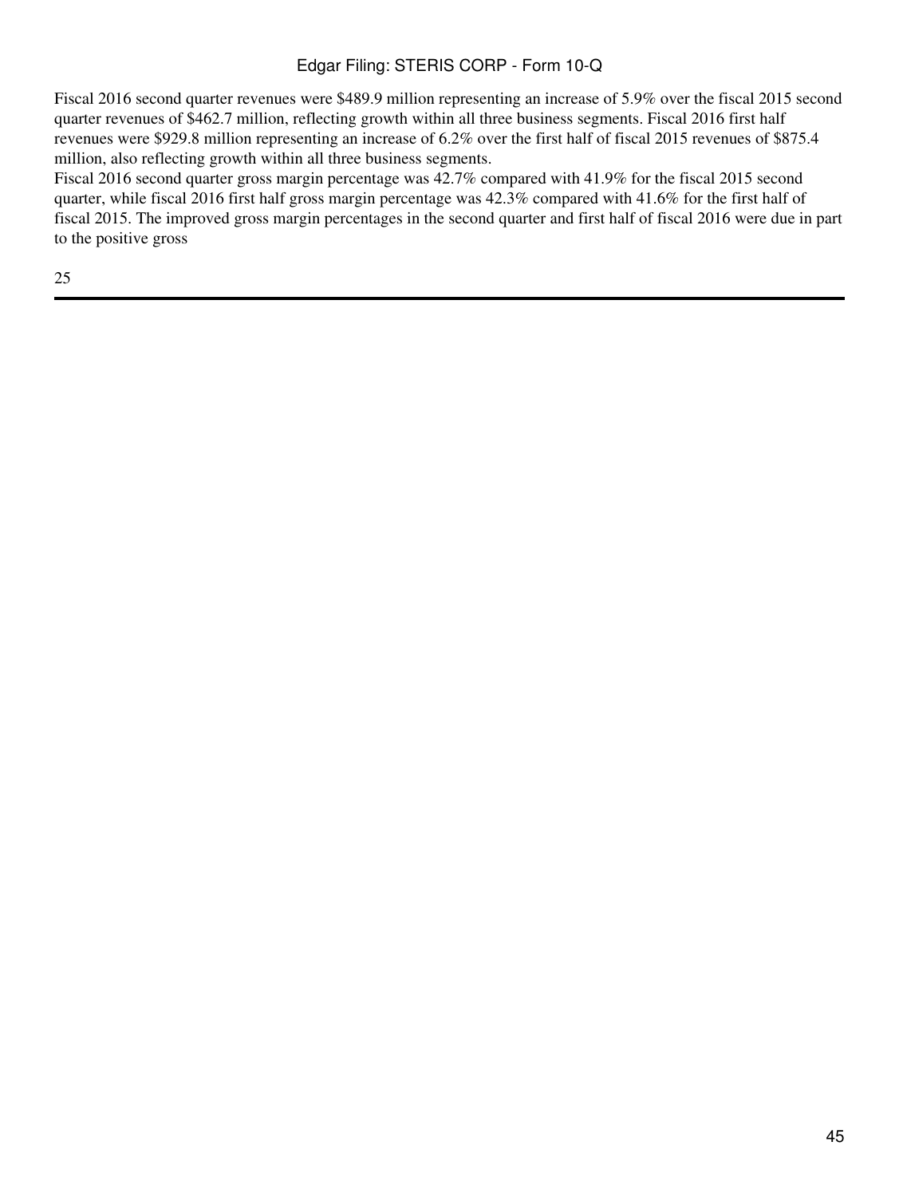Fiscal 2016 second quarter revenues were $489.9 million representing an increase of 5.9% over the fiscal 2015 second quarter revenues of $462.7 million, reflecting growth within all three business segments. Fiscal 2016 first half revenues were $929.8 million representing an increase of 6.2% over the first half of fiscal 2015 revenues of $875.4 million, also reflecting growth within all three business segments.

Fiscal 2016 second quarter gross margin percentage was 42.7% compared with 41.9% for the fiscal 2015 second quarter, while fiscal 2016 first half gross margin percentage was 42.3% compared with 41.6% for the first half of fiscal 2015. The improved gross margin percentages in the second quarter and first half of fiscal 2016 were due in part to the positive gross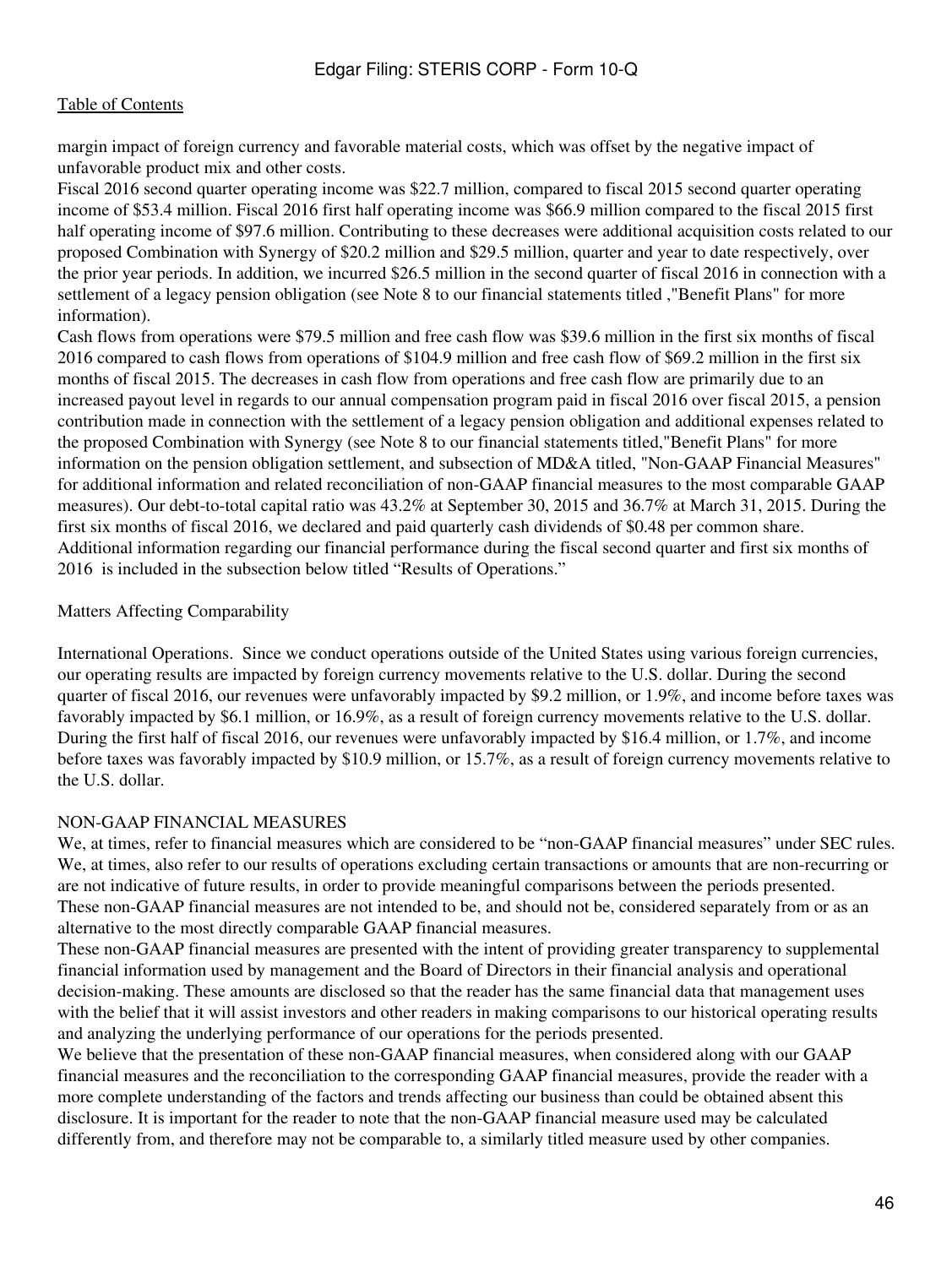margin impact of foreign currency and favorable material costs, which was offset by the negative impact of unfavorable product mix and other costs.

Fiscal 2016 second quarter operating income was $22.7 million, compared to fiscal 2015 second quarter operating income of $53.4 million. Fiscal 2016 first half operating income was $66.9 million compared to the fiscal 2015 first half operating income of $97.6 million. Contributing to these decreases were additional acquisition costs related to our proposed Combination with Synergy of $20.2 million and $29.5 million, quarter and year to date respectively, over the prior year periods. In addition, we incurred $26.5 million in the second quarter of fiscal 2016 in connection with a settlement of a legacy pension obligation (see Note 8 to our financial statements titled ,"Benefit Plans" for more information).

Cash flows from operations were $79.5 million and free cash flow was $39.6 million in the first six months of fiscal 2016 compared to cash flows from operations of $104.9 million and free cash flow of $69.2 million in the first six months of fiscal 2015. The decreases in cash flow from operations and free cash flow are primarily due to an increased payout level in regards to our annual compensation program paid in fiscal 2016 over fiscal 2015, a pension contribution made in connection with the settlement of a legacy pension obligation and additional expenses related to the proposed Combination with Synergy (see Note 8 to our financial statements titled,"Benefit Plans" for more information on the pension obligation settlement, and subsection of MD&A titled, "Non-GAAP Financial Measures" for additional information and related reconciliation of non-GAAP financial measures to the most comparable GAAP measures). Our debt-to-total capital ratio was 43.2% at September 30, 2015 and 36.7% at March 31, 2015. During the first six months of fiscal 2016, we declared and paid quarterly cash dividends of $0.48 per common share. Additional information regarding our financial performance during the fiscal second quarter and first six months of 2016 is included in the subsection below titled “Results of Operations.”

Matters Affecting Comparability

International Operations. Since we conduct operations outside of the United States using various foreign currencies, our operating results are impacted by foreign currency movements relative to the U.S. dollar. During the second quarter of fiscal 2016, our revenues were unfavorably impacted by $9.2 million, or 1.9%, and income before taxes was favorably impacted by $6.1 million, or 16.9%, as a result of foreign currency movements relative to the U.S. dollar. During the first half of fiscal 2016, our revenues were unfavorably impacted by $16.4 million, or 1.7%, and income before taxes was favorably impacted by $10.9 million, or 15.7%, as a result of foreign currency movements relative to the U.S. dollar.

## NON-GAAP FINANCIAL MEASURES

We, at times, refer to financial measures which are considered to be “non-GAAP financial measures” under SEC rules. We, at times, also refer to our results of operations excluding certain transactions or amounts that are non-recurring or are not indicative of future results, in order to provide meaningful comparisons between the periods presented. These non-GAAP financial measures are not intended to be, and should not be, considered separately from or as an alternative to the most directly comparable GAAP financial measures.

These non-GAAP financial measures are presented with the intent of providing greater transparency to supplemental financial information used by management and the Board of Directors in their financial analysis and operational decision-making. These amounts are disclosed so that the reader has the same financial data that management uses with the belief that it will assist investors and other readers in making comparisons to our historical operating results and analyzing the underlying performance of our operations for the periods presented.

We believe that the presentation of these non-GAAP financial measures, when considered along with our GAAP financial measures and the reconciliation to the corresponding GAAP financial measures, provide the reader with a more complete understanding of the factors and trends affecting our business than could be obtained absent this disclosure. It is important for the reader to note that the non-GAAP financial measure used may be calculated differently from, and therefore may not be comparable to, a similarly titled measure used by other companies.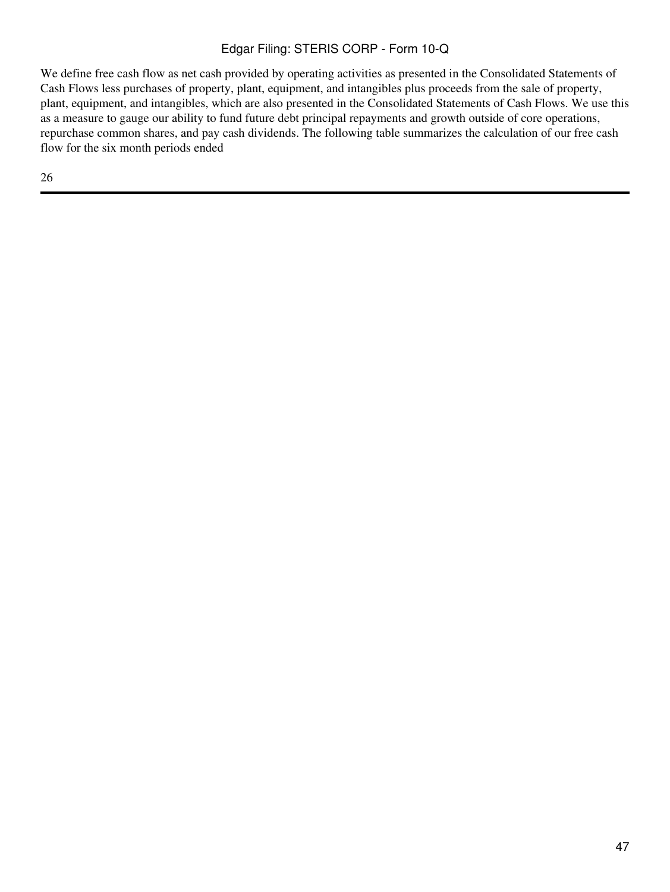We define free cash flow as net cash provided by operating activities as presented in the Consolidated Statements of Cash Flows less purchases of property, plant, equipment, and intangibles plus proceeds from the sale of property, plant, equipment, and intangibles, which are also presented in the Consolidated Statements of Cash Flows. We use this as a measure to gauge our ability to fund future debt principal repayments and growth outside of core operations, repurchase common shares, and pay cash dividends. The following table summarizes the calculation of our free cash flow for the six month periods ended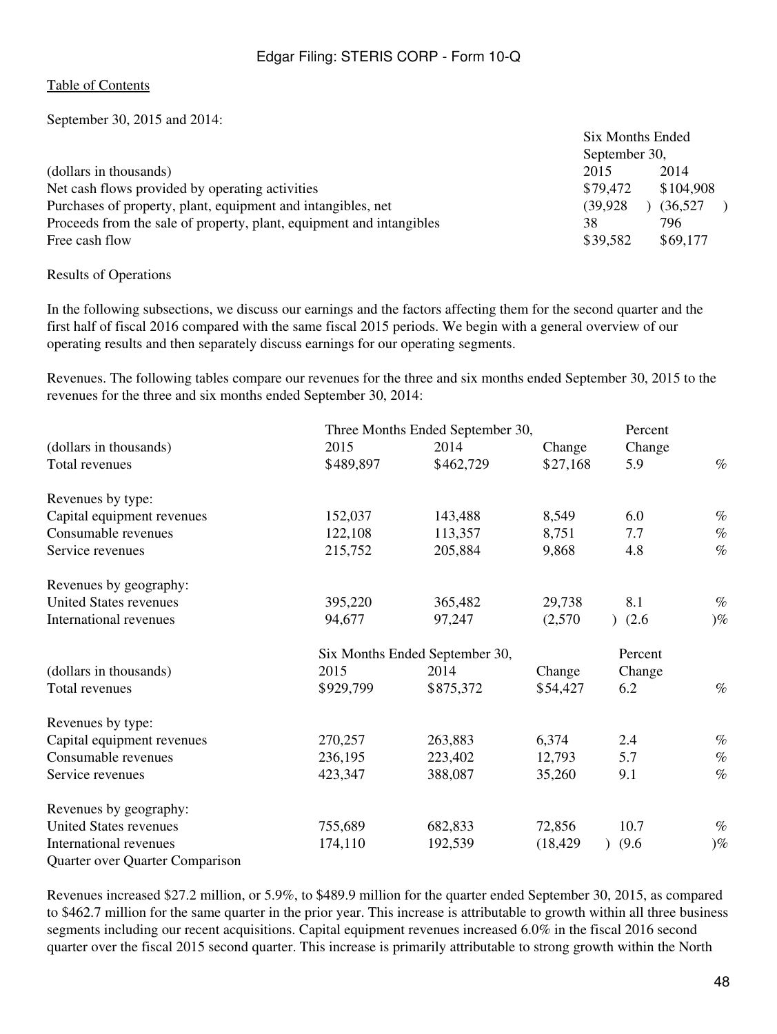September 30, 2015 and 2014:

| (dollars in thousands) | Six Months Ended September 30, 2015 | 2014 |
|---|---|---|
| Net cash flows provided by operating activities | $79,472 | $104,908 |
| Purchases of property, plant, equipment and intangibles, net | (39,928) | (36,527) |
| Proceeds from the sale of property, plant, equipment and intangibles | 38 | 796 |
| Free cash flow | $39,582 | $69,177 |

Results of Operations

In the following subsections, we discuss our earnings and the factors affecting them for the second quarter and the first half of fiscal 2016 compared with the same fiscal 2015 periods. We begin with a general overview of our operating results and then separately discuss earnings for our operating segments.

Revenues. The following tables compare our revenues for the three and six months ended September 30, 2015 to the revenues for the three and six months ended September 30, 2014:

| (dollars in thousands) | Three Months Ended September 30, 2015 | 2014 | Change | Percent Change |
|---|---|---|---|---|
| Total revenues | $489,897 | $462,729 | $27,168 | 5.9% |
| Revenues by type: | | | | |
| Capital equipment revenues | 152,037 | 143,488 | 8,549 | 6.0% |
| Consumable revenues | 122,108 | 113,357 | 8,751 | 7.7% |
| Service revenues | 215,752 | 205,884 | 9,868 | 4.8% |
| Revenues by geography: | | | | |
| United States revenues | 395,220 | 365,482 | 29,738 | 8.1% |
| International revenues | 94,677 | 97,247 | (2,570) | (2.6)% |

| (dollars in thousands) | Six Months Ended September 30, 2015 | 2014 | Change | Percent Change |
|---|---|---|---|---|
| Total revenues | $929,799 | $875,372 | $54,427 | 6.2% |
| Revenues by type: | | | | |
| Capital equipment revenues | 270,257 | 263,883 | 6,374 | 2.4% |
| Consumable revenues | 236,195 | 223,402 | 12,793 | 5.7% |
| Service revenues | 423,347 | 388,087 | 35,260 | 9.1% |
| Revenues by geography: | | | | |
| United States revenues | 755,689 | 682,833 | 72,856 | 10.7% |
| International revenues | 174,110 | 192,539 | (18,429) | (9.6)% |

Quarter over Quarter Comparison

Revenues increased $27.2 million, or 5.9%, to $489.9 million for the quarter ended September 30, 2015, as compared to $462.7 million for the same quarter in the prior year. This increase is attributable to growth within all three business segments including our recent acquisitions. Capital equipment revenues increased 6.0% in the fiscal 2016 second quarter over the fiscal 2015 second quarter. This increase is primarily attributable to strong growth within the North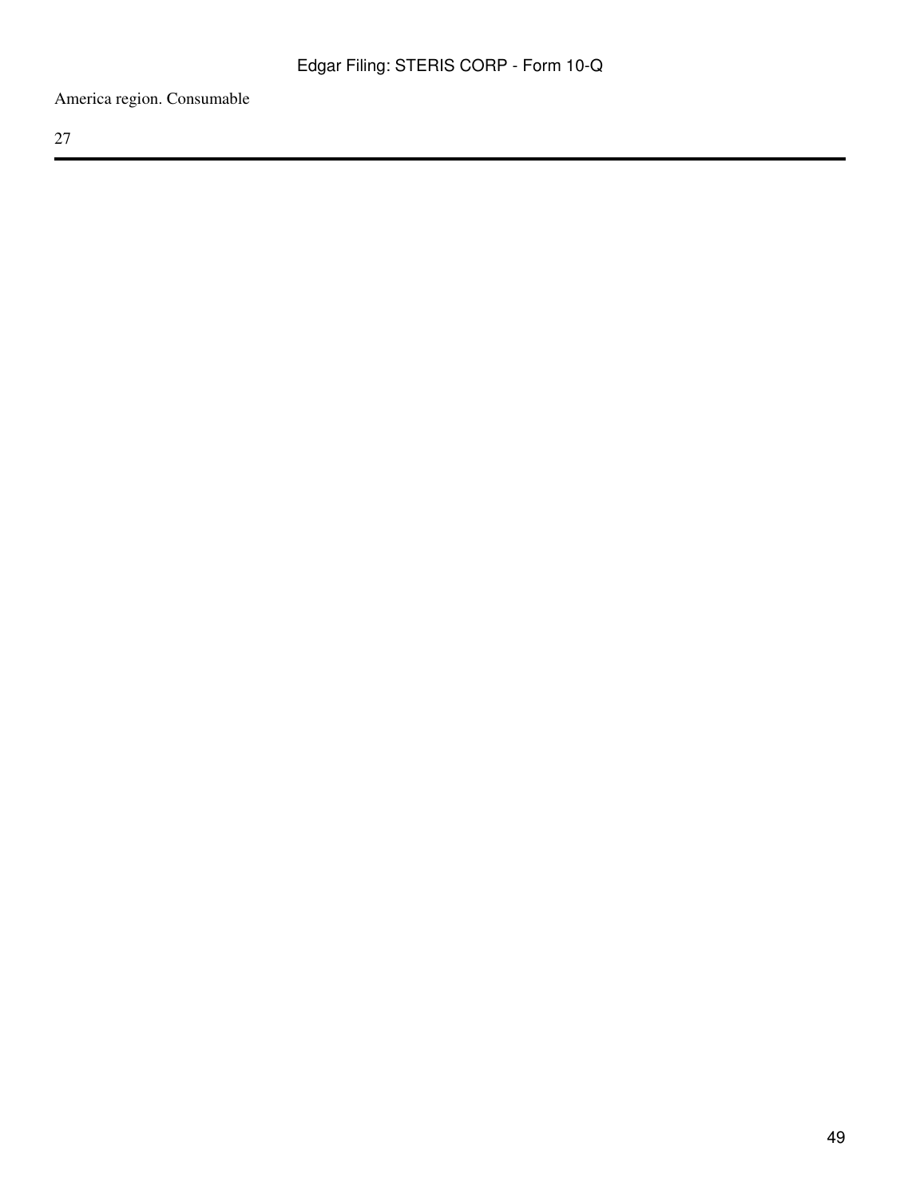America region. Consumable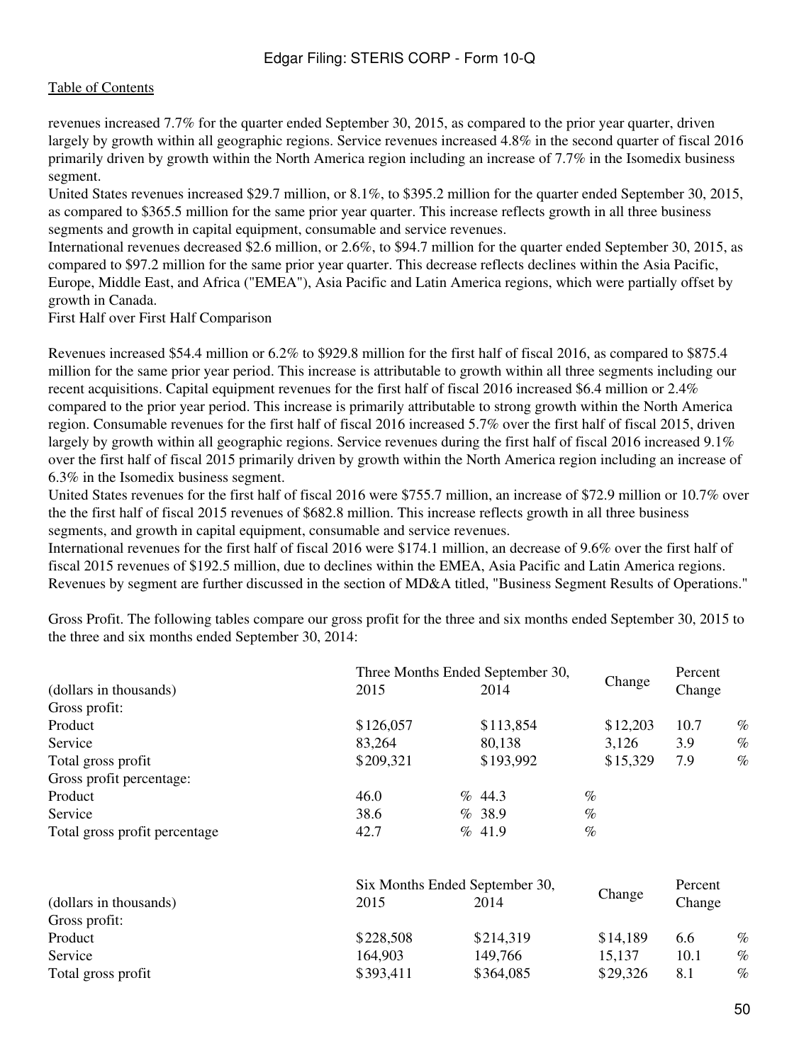revenues increased 7.7% for the quarter ended September 30, 2015, as compared to the prior year quarter, driven largely by growth within all geographic regions. Service revenues increased 4.8% in the second quarter of fiscal 2016 primarily driven by growth within the North America region including an increase of 7.7% in the Isomedix business segment.

United States revenues increased $29.7 million, or 8.1%, to $395.2 million for the quarter ended September 30, 2015, as compared to $365.5 million for the same prior year quarter. This increase reflects growth in all three business segments and growth in capital equipment, consumable and service revenues.

International revenues decreased $2.6 million, or 2.6%, to $94.7 million for the quarter ended September 30, 2015, as compared to $97.2 million for the same prior year quarter. This decrease reflects declines within the Asia Pacific, Europe, Middle East, and Africa ("EMEA"), Asia Pacific and Latin America regions, which were partially offset by growth in Canada.

First Half over First Half Comparison

Revenues increased $54.4 million or 6.2% to $929.8 million for the first half of fiscal 2016, as compared to $875.4 million for the same prior year period. This increase is attributable to growth within all three segments including our recent acquisitions. Capital equipment revenues for the first half of fiscal 2016 increased $6.4 million or 2.4% compared to the prior year period. This increase is primarily attributable to strong growth within the North America region. Consumable revenues for the first half of fiscal 2016 increased 5.7% over the first half of fiscal 2015, driven largely by growth within all geographic regions. Service revenues during the first half of fiscal 2016 increased 9.1% over the first half of fiscal 2015 primarily driven by growth within the North America region including an increase of 6.3% in the Isomedix business segment.

United States revenues for the first half of fiscal 2016 were $755.7 million, an increase of $72.9 million or 10.7% over the the first half of fiscal 2015 revenues of $682.8 million. This increase reflects growth in all three business segments, and growth in capital equipment, consumable and service revenues.

International revenues for the first half of fiscal 2016 were $174.1 million, an decrease of 9.6% over the first half of fiscal 2015 revenues of $192.5 million, due to declines within the EMEA, Asia Pacific and Latin America regions.

Revenues by segment are further discussed in the section of MD&A titled, "Business Segment Results of Operations."

Gross Profit. The following tables compare our gross profit for the three and six months ended September 30, 2015 to the three and six months ended September 30, 2014:

| (dollars in thousands) | Three Months Ended September 30, 2015 | 2014 | Change | Percent Change |
|---|---|---|---|---|
| Gross profit: | | | | |
| Product | $126,057 | $113,854 | $12,203 | 10.7 % |
| Service | 83,264 | 80,138 | 3,126 | 3.9 % |
| Total gross profit | $209,321 | $193,992 | $15,329 | 7.9 % |
| Gross profit percentage: | | | | |
| Product | 46.0 % | 44.3 % | | |
| Service | 38.6 % | 38.9 % | | |
| Total gross profit percentage | 42.7 % | 41.9 % | | |

| (dollars in thousands) | Six Months Ended September 30, 2015 | 2014 | Change | Percent Change |
|---|---|---|---|---|
| Gross profit: | | | | |
| Product | $228,508 | $214,319 | $14,189 | 6.6 % |
| Service | 164,903 | 149,766 | 15,137 | 10.1 % |
| Total gross profit | $393,411 | $364,085 | $29,326 | 8.1 % |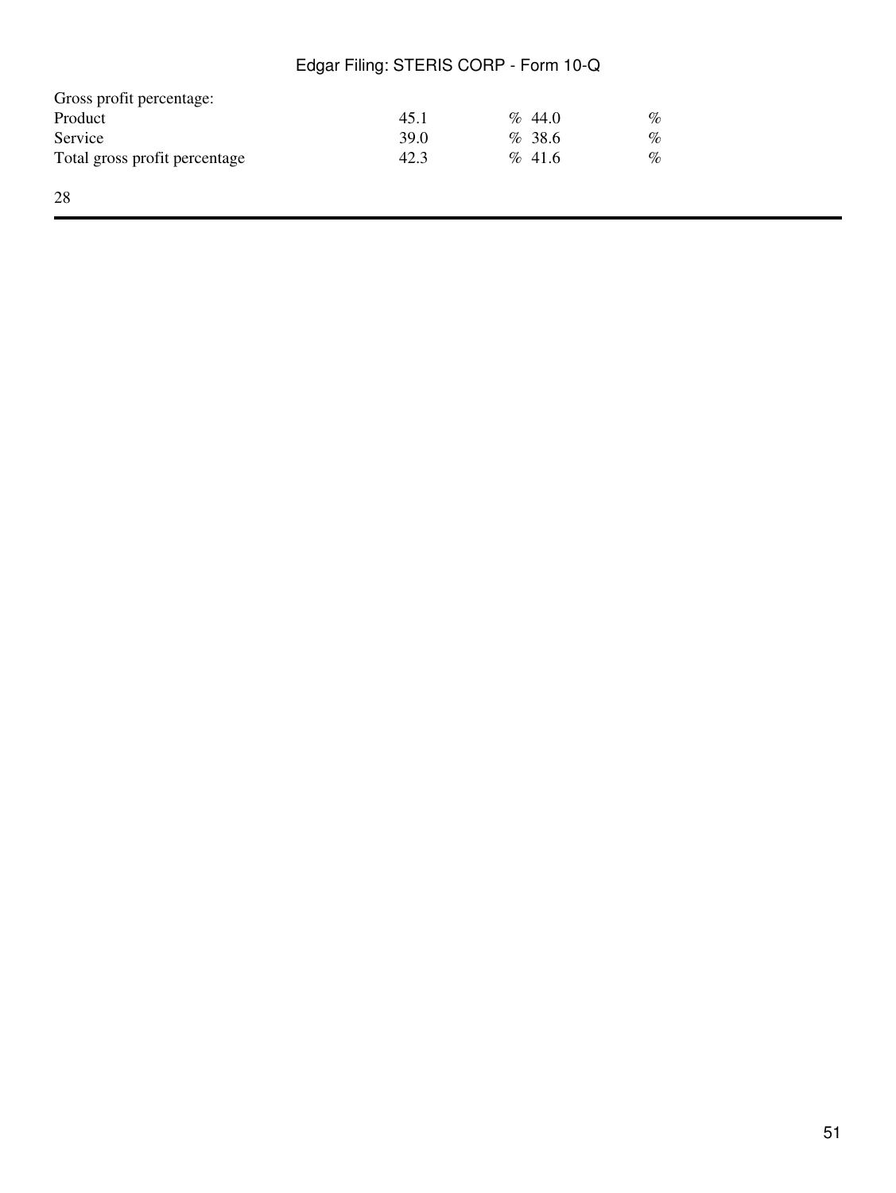| | | |
|---|---|---|
| Gross profit percentage: | | |
| Product | 45.1 % | 44.0 % |
| Service | 39.0 % | 38.6 % |
| Total gross profit percentage | 42.3 % | 41.6 % |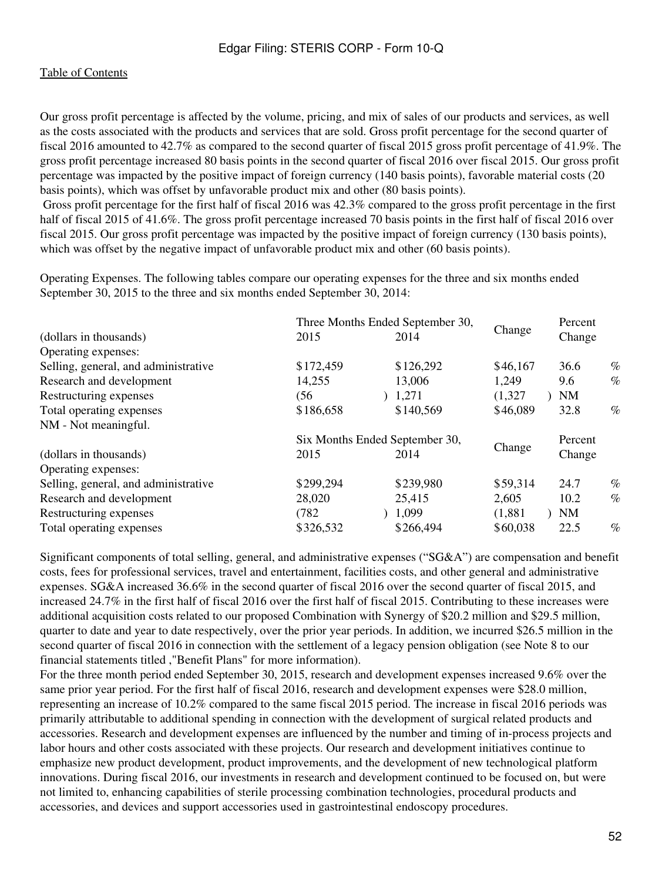Our gross profit percentage is affected by the volume, pricing, and mix of sales of our products and services, as well as the costs associated with the products and services that are sold. Gross profit percentage for the second quarter of fiscal 2016 amounted to 42.7% as compared to the second quarter of fiscal 2015 gross profit percentage of 41.9%. The gross profit percentage increased 80 basis points in the second quarter of fiscal 2016 over fiscal 2015. Our gross profit percentage was impacted by the positive impact of foreign currency (140 basis points), favorable material costs (20 basis points), which was offset by unfavorable product mix and other (80 basis points).

Gross profit percentage for the first half of fiscal 2016 was 42.3% compared to the gross profit percentage in the first half of fiscal 2015 of 41.6%. The gross profit percentage increased 70 basis points in the first half of fiscal 2016 over fiscal 2015. Our gross profit percentage was impacted by the positive impact of foreign currency (130 basis points), which was offset by the negative impact of unfavorable product mix and other (60 basis points).

Operating Expenses. The following tables compare our operating expenses for the three and six months ended September 30, 2015 to the three and six months ended September 30, 2014:

| (dollars in thousands) | Three Months Ended September 30, 2015 | 2014 | Change | Percent Change |
|---|---|---|---|---|
| Operating expenses: | | | | |
| Selling, general, and administrative | $172,459 | $126,292 | $46,167 | 36.6 % |
| Research and development | 14,255 | 13,006 | 1,249 | 9.6 % |
| Restructuring expenses | (56 ) | 1,271 | (1,327 ) | NM |
| Total operating expenses | $186,658 | $140,569 | $46,089 | 32.8 % |

NM - Not meaningful.

| (dollars in thousands) | Six Months Ended September 30, 2015 | 2014 | Change | Percent Change |
|---|---|---|---|---|
| Operating expenses: | | | | |
| Selling, general, and administrative | $299,294 | $239,980 | $59,314 | 24.7 % |
| Research and development | 28,020 | 25,415 | 2,605 | 10.2 % |
| Restructuring expenses | (782 ) | 1,099 | (1,881 ) | NM |
| Total operating expenses | $326,532 | $266,494 | $60,038 | 22.5 % |

Significant components of total selling, general, and administrative expenses ("SG&A") are compensation and benefit costs, fees for professional services, travel and entertainment, facilities costs, and other general and administrative expenses. SG&A increased 36.6% in the second quarter of fiscal 2016 over the second quarter of fiscal 2015, and increased 24.7% in the first half of fiscal 2016 over the first half of fiscal 2015. Contributing to these increases were additional acquisition costs related to our proposed Combination with Synergy of $20.2 million and $29.5 million, quarter to date and year to date respectively, over the prior year periods. In addition, we incurred $26.5 million in the second quarter of fiscal 2016 in connection with the settlement of a legacy pension obligation (see Note 8 to our financial statements titled ,"Benefit Plans" for more information).

For the three month period ended September 30, 2015, research and development expenses increased 9.6% over the same prior year period. For the first half of fiscal 2016, research and development expenses were $28.0 million, representing an increase of 10.2% compared to the same fiscal 2015 period. The increase in fiscal 2016 periods was primarily attributable to additional spending in connection with the development of surgical related products and accessories. Research and development expenses are influenced by the number and timing of in-process projects and labor hours and other costs associated with these projects. Our research and development initiatives continue to emphasize new product development, product improvements, and the development of new technological platform innovations. During fiscal 2016, our investments in research and development continued to be focused on, but were not limited to, enhancing capabilities of sterile processing combination technologies, procedural products and accessories, and devices and support accessories used in gastrointestinal endoscopy procedures.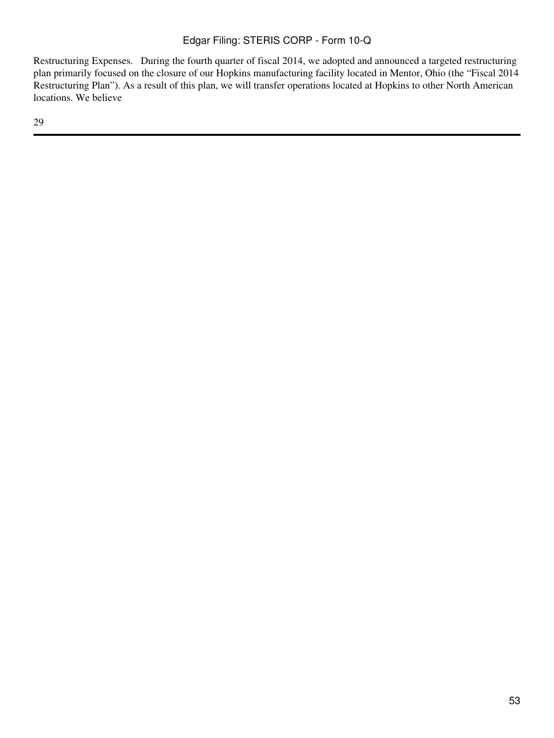Restructuring Expenses. During the fourth quarter of fiscal 2014, we adopted and announced a targeted restructuring plan primarily focused on the closure of our Hopkins manufacturing facility located in Mentor, Ohio (the "Fiscal 2014 Restructuring Plan"). As a result of this plan, we will transfer operations located at Hopkins to other North American locations. We believe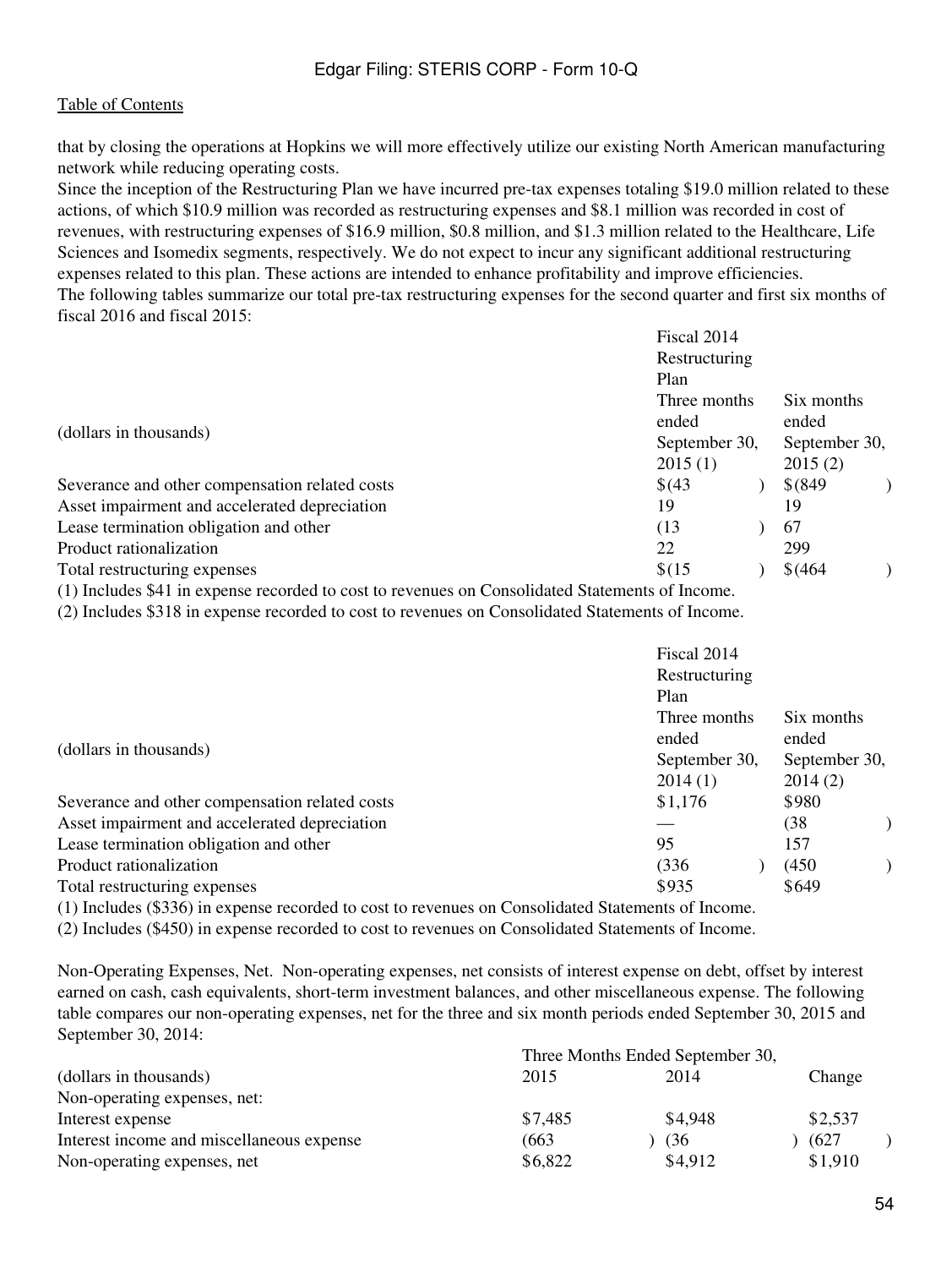that by closing the operations at Hopkins we will more effectively utilize our existing North American manufacturing network while reducing operating costs.

Since the inception of the Restructuring Plan we have incurred pre-tax expenses totaling $19.0 million related to these actions, of which $10.9 million was recorded as restructuring expenses and $8.1 million was recorded in cost of revenues, with restructuring expenses of $16.9 million, $0.8 million, and $1.3 million related to the Healthcare, Life Sciences and Isomedix segments, respectively. We do not expect to incur any significant additional restructuring expenses related to this plan. These actions are intended to enhance profitability and improve efficiencies.

The following tables summarize our total pre-tax restructuring expenses for the second quarter and first six months of fiscal 2016 and fiscal 2015:

| (dollars in thousands) | Fiscal 2014 Restructuring Plan Three months ended September 30, 2015 (1) | Six months ended September 30, 2015 (2) |
|---|---|---|
| Severance and other compensation related costs | $(43) | $(849) |
| Asset impairment and accelerated depreciation | 19 | 19 |
| Lease termination obligation and other | (13) | 67 |
| Product rationalization | 22 | 299 |
| Total restructuring expenses | $(15) | $(464) |

(1) Includes $41 in expense recorded to cost to revenues on Consolidated Statements of Income.

(2) Includes $318 in expense recorded to cost to revenues on Consolidated Statements of Income.

| (dollars in thousands) | Fiscal 2014 Restructuring Plan Three months ended September 30, 2014 (1) | Six months ended September 30, 2014 (2) |
|---|---|---|
| Severance and other compensation related costs | $1,176 | $980 |
| Asset impairment and accelerated depreciation | — | (38) |
| Lease termination obligation and other | 95 | 157 |
| Product rationalization | (336) | (450) |
| Total restructuring expenses | $935 | $649 |

(1) Includes ($336) in expense recorded to cost to revenues on Consolidated Statements of Income.

(2) Includes ($450) in expense recorded to cost to revenues on Consolidated Statements of Income.

Non-Operating Expenses, Net. Non-operating expenses, net consists of interest expense on debt, offset by interest earned on cash, cash equivalents, short-term investment balances, and other miscellaneous expense. The following table compares our non-operating expenses, net for the three and six month periods ended September 30, 2015 and September 30, 2014:

| | Three Months Ended September 30, | | |
|---|---|---|---|
| (dollars in thousands) | 2015 | 2014 | Change |
| Non-operating expenses, net: | | | |
| Interest expense | $7,485 | $4,948 | $2,537 |
| Interest income and miscellaneous expense | (663) | (36) | (627) |
| Non-operating expenses, net | $6,822 | $4,912 | $1,910 |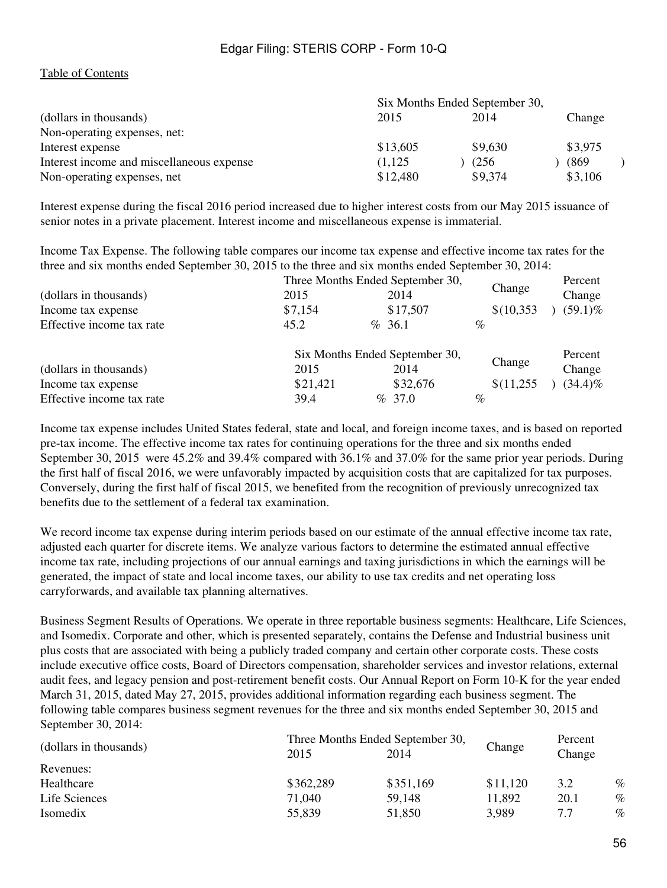| (dollars in thousands) | Six Months Ended September 30, 2015 | 2014 | Change |
|---|---|---|---|
| Non-operating expenses, net: | | | |
| Interest expense | $13,605 | $9,630 | $3,975 |
| Interest income and miscellaneous expense | (1,125) | (256) | (869) |
| Non-operating expenses, net | $12,480 | $9,374 | $3,106 |

Interest expense during the fiscal 2016 period increased due to higher interest costs from our May 2015 issuance of senior notes in a private placement. Interest income and miscellaneous expense is immaterial.

Income Tax Expense. The following table compares our income tax expense and effective income tax rates for the three and six months ended September 30, 2015 to the three and six months ended September 30, 2014:

| (dollars in thousands) | Three Months Ended September 30, 2015 | 2014 | Change | Percent Change |
|---|---|---|---|---|
| Income tax expense | $7,154 | $17,507 | $(10,353) | (59.1)% |
| Effective income tax rate | 45.2 % | 36.1 % | | |

| (dollars in thousands) | Six Months Ended September 30, 2015 | 2014 | Change | Percent Change |
|---|---|---|---|---|
| Income tax expense | $21,421 | $32,676 | $(11,255) | (34.4)% |
| Effective income tax rate | 39.4 % | 37.0 % | | |

Income tax expense includes United States federal, state and local, and foreign income taxes, and is based on reported pre-tax income. The effective income tax rates for continuing operations for the three and six months ended September 30, 2015 were 45.2% and 39.4% compared with 36.1% and 37.0% for the same prior year periods. During the first half of fiscal 2016, we were unfavorably impacted by acquisition costs that are capitalized for tax purposes. Conversely, during the first half of fiscal 2015, we benefited from the recognition of previously unrecognized tax benefits due to the settlement of a federal tax examination.

We record income tax expense during interim periods based on our estimate of the annual effective income tax rate, adjusted each quarter for discrete items. We analyze various factors to determine the estimated annual effective income tax rate, including projections of our annual earnings and taxing jurisdictions in which the earnings will be generated, the impact of state and local income taxes, our ability to use tax credits and net operating loss carryforwards, and available tax planning alternatives.

Business Segment Results of Operations. We operate in three reportable business segments: Healthcare, Life Sciences, and Isomedix. Corporate and other, which is presented separately, contains the Defense and Industrial business unit plus costs that are associated with being a publicly traded company and certain other corporate costs. These costs include executive office costs, Board of Directors compensation, shareholder services and investor relations, external audit fees, and legacy pension and post-retirement benefit costs. Our Annual Report on Form 10-K for the year ended March 31, 2015, dated May 27, 2015, provides additional information regarding each business segment. The following table compares business segment revenues for the three and six months ended September 30, 2015 and September 30, 2014:

| (dollars in thousands) | Three Months Ended September 30, 2015 | 2014 | Change | Percent Change |
|---|---|---|---|---|
| Revenues: | | | | |
| Healthcare | $362,289 | $351,169 | $11,120 | 3.2 % |
| Life Sciences | 71,040 | 59,148 | 11,892 | 20.1 % |
| Isomedix | 55,839 | 51,850 | 3,989 | 7.7 % |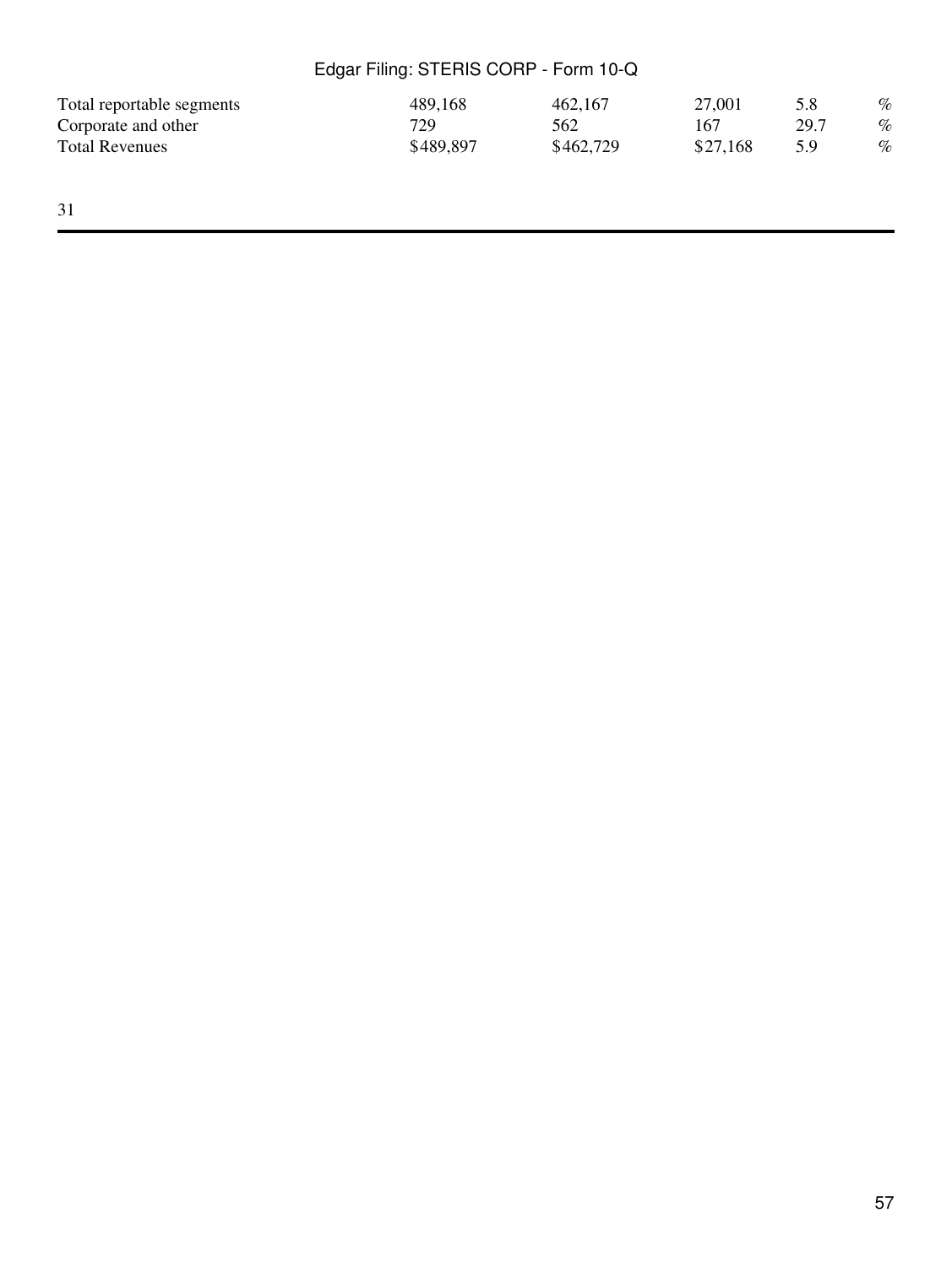| | | | | | |
|---|---|---|---|---|---|
| Total reportable segments | 489,168 | 462,167 | 27,001 | 5.8 | % |
| Corporate and other | 729 | 562 | 167 | 29.7 | % |
| Total Revenues | $489,897 | $462,729 | $27,168 | 5.9 | % |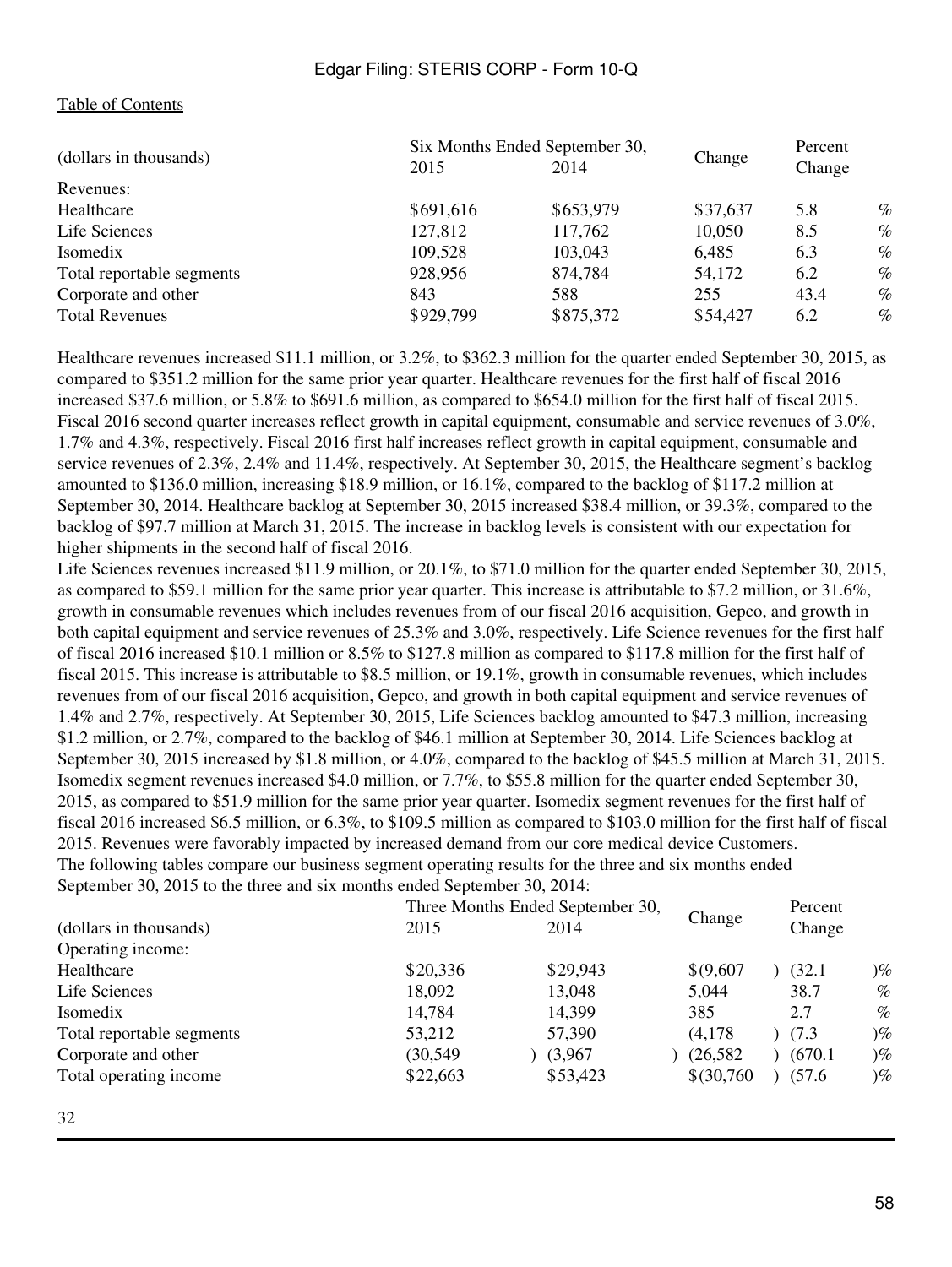| (dollars in thousands) | Six Months Ended September 30, 2015 | 2014 | Change | Percent Change |
|---|---|---|---|---|
| Revenues: | | | | |
| Healthcare | $691,616 | $653,979 | $37,637 | 5.8 % |
| Life Sciences | 127,812 | 117,762 | 10,050 | 8.5 % |
| Isomedix | 109,528 | 103,043 | 6,485 | 6.3 % |
| Total reportable segments | 928,956 | 874,784 | 54,172 | 6.2 % |
| Corporate and other | 843 | 588 | 255 | 43.4 % |
| Total Revenues | $929,799 | $875,372 | $54,427 | 6.2 % |

Healthcare revenues increased $11.1 million, or 3.2%, to $362.3 million for the quarter ended September 30, 2015, as compared to $351.2 million for the same prior year quarter. Healthcare revenues for the first half of fiscal 2016 increased $37.6 million, or 5.8% to $691.6 million, as compared to $654.0 million for the first half of fiscal 2015. Fiscal 2016 second quarter increases reflect growth in capital equipment, consumable and service revenues of 3.0%, 1.7% and 4.3%, respectively. Fiscal 2016 first half increases reflect growth in capital equipment, consumable and service revenues of 2.3%, 2.4% and 11.4%, respectively. At September 30, 2015, the Healthcare segment's backlog amounted to $136.0 million, increasing $18.9 million, or 16.1%, compared to the backlog of $117.2 million at September 30, 2014. Healthcare backlog at September 30, 2015 increased $38.4 million, or 39.3%, compared to the backlog of $97.7 million at March 31, 2015. The increase in backlog levels is consistent with our expectation for higher shipments in the second half of fiscal 2016.

Life Sciences revenues increased $11.9 million, or 20.1%, to $71.0 million for the quarter ended September 30, 2015, as compared to $59.1 million for the same prior year quarter. This increase is attributable to $7.2 million, or 31.6%, growth in consumable revenues which includes revenues from of our fiscal 2016 acquisition, Gepco, and growth in both capital equipment and service revenues of 25.3% and 3.0%, respectively. Life Science revenues for the first half of fiscal 2016 increased $10.1 million or 8.5% to $127.8 million as compared to $117.8 million for the first half of fiscal 2015. This increase is attributable to $8.5 million, or 19.1%, growth in consumable revenues, which includes revenues from of our fiscal 2016 acquisition, Gepco, and growth in both capital equipment and service revenues of 1.4% and 2.7%, respectively. At September 30, 2015, Life Sciences backlog amounted to $47.3 million, increasing $1.2 million, or 2.7%, compared to the backlog of $46.1 million at September 30, 2014. Life Sciences backlog at September 30, 2015 increased by $1.8 million, or 4.0%, compared to the backlog of $45.5 million at March 31, 2015.

Isomedix segment revenues increased $4.0 million, or 7.7%, to $55.8 million for the quarter ended September 30, 2015, as compared to $51.9 million for the same prior year quarter. Isomedix segment revenues for the first half of fiscal 2016 increased $6.5 million, or 6.3%, to $109.5 million as compared to $103.0 million for the first half of fiscal 2015. Revenues were favorably impacted by increased demand from our core medical device Customers.

The following tables compare our business segment operating results for the three and six months ended September 30, 2015 to the three and six months ended September 30, 2014:

| (dollars in thousands) | Three Months Ended September 30, 2015 | 2014 | Change | Percent Change |
|---|---|---|---|---|
| Operating income: | | | | |
| Healthcare | $20,336 | $29,943 | $(9,607) | (32.1)% |
| Life Sciences | 18,092 | 13,048 | 5,044 | 38.7 % |
| Isomedix | 14,784 | 14,399 | 385 | 2.7 % |
| Total reportable segments | 53,212 | 57,390 | (4,178) | (7.3)% |
| Corporate and other | (30,549) | (3,967) | (26,582) | (670.1)% |
| Total operating income | $22,663 | $53,423 | $(30,760) | (57.6)% |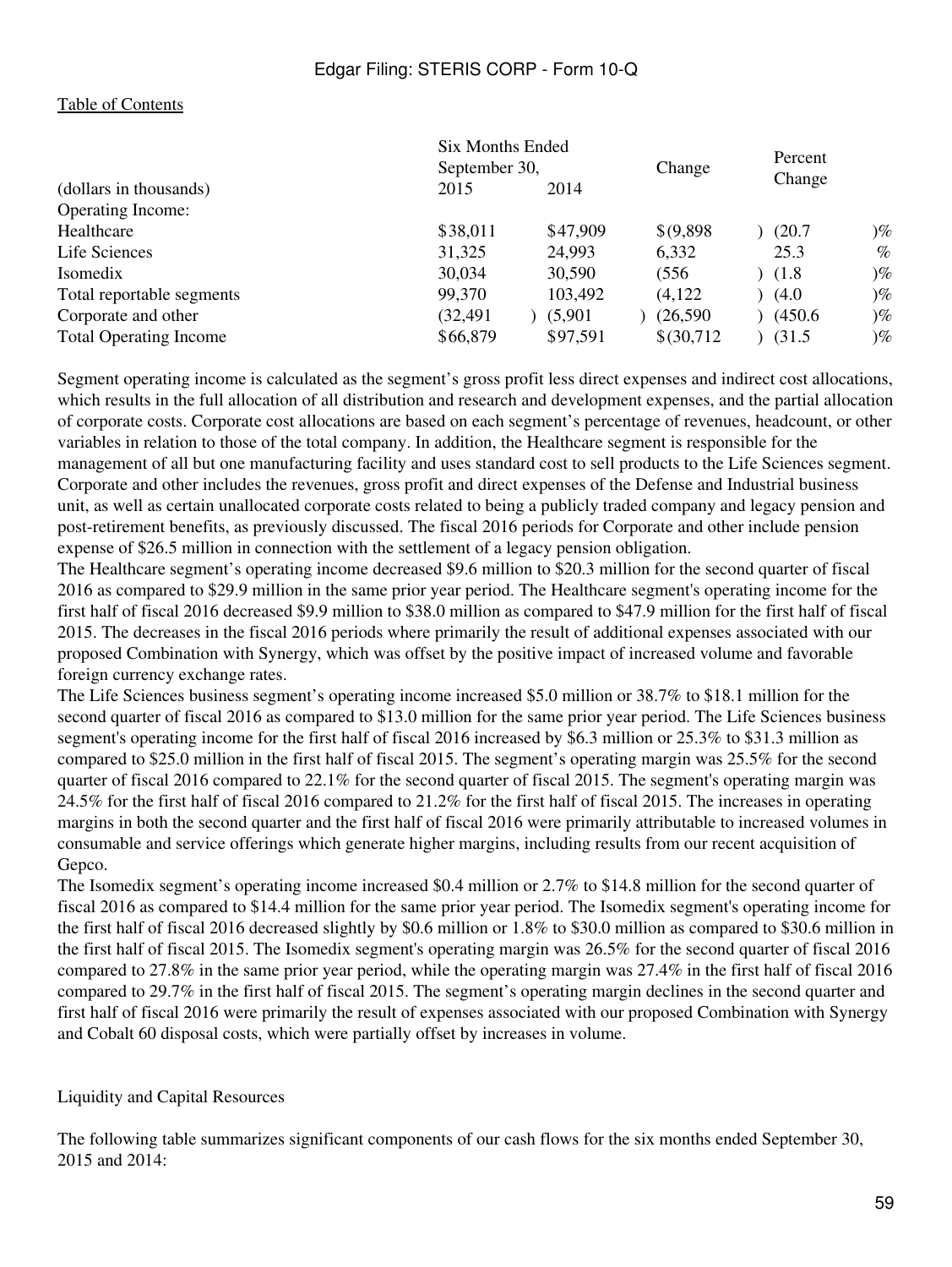| (dollars in thousands) | Six Months Ended September 30, 2015 | 2014 | Change | Percent Change |
|---|---|---|---|---|
| Operating Income: | | | | |
| Healthcare | $38,011 | $47,909 | $(9,898) | (20.7)% |
| Life Sciences | 31,325 | 24,993 | 6,332 | 25.3 % |
| Isomedix | 30,034 | 30,590 | (556) | (1.8)% |
| Total reportable segments | 99,370 | 103,492 | (4,122) | (4.0)% |
| Corporate and other | (32,491) | (5,901) | (26,590) | (450.6)% |
| Total Operating Income | $66,879 | $97,591 | $(30,712) | (31.5)% |

Segment operating income is calculated as the segment's gross profit less direct expenses and indirect cost allocations, which results in the full allocation of all distribution and research and development expenses, and the partial allocation of corporate costs. Corporate cost allocations are based on each segment's percentage of revenues, headcount, or other variables in relation to those of the total company. In addition, the Healthcare segment is responsible for the management of all but one manufacturing facility and uses standard cost to sell products to the Life Sciences segment. Corporate and other includes the revenues, gross profit and direct expenses of the Defense and Industrial business unit, as well as certain unallocated corporate costs related to being a publicly traded company and legacy pension and post-retirement benefits, as previously discussed. The fiscal 2016 periods for Corporate and other include pension expense of $26.5 million in connection with the settlement of a legacy pension obligation.

The Healthcare segment's operating income decreased $9.6 million to $20.3 million for the second quarter of fiscal 2016 as compared to $29.9 million in the same prior year period. The Healthcare segment's operating income for the first half of fiscal 2016 decreased $9.9 million to $38.0 million as compared to $47.9 million for the first half of fiscal 2015. The decreases in the fiscal 2016 periods where primarily the result of additional expenses associated with our proposed Combination with Synergy, which was offset by the positive impact of increased volume and favorable foreign currency exchange rates.

The Life Sciences business segment's operating income increased $5.0 million or 38.7% to $18.1 million for the second quarter of fiscal 2016 as compared to $13.0 million for the same prior year period. The Life Sciences business segment's operating income for the first half of fiscal 2016 increased by $6.3 million or 25.3% to $31.3 million as compared to $25.0 million in the first half of fiscal 2015. The segment's operating margin was 25.5% for the second quarter of fiscal 2016 compared to 22.1% for the second quarter of fiscal 2015. The segment's operating margin was 24.5% for the first half of fiscal 2016 compared to 21.2% for the first half of fiscal 2015. The increases in operating margins in both the second quarter and the first half of fiscal 2016 were primarily attributable to increased volumes in consumable and service offerings which generate higher margins, including results from our recent acquisition of Gepco.

The Isomedix segment's operating income increased $0.4 million or 2.7% to $14.8 million for the second quarter of fiscal 2016 as compared to $14.4 million for the same prior year period. The Isomedix segment's operating income for the first half of fiscal 2016 decreased slightly by $0.6 million or 1.8% to $30.0 million as compared to $30.6 million in the first half of fiscal 2015. The Isomedix segment's operating margin was 26.5% for the second quarter of fiscal 2016 compared to 27.8% in the same prior year period, while the operating margin was 27.4% in the first half of fiscal 2016 compared to 29.7% in the first half of fiscal 2015. The segment's operating margin declines in the second quarter and first half of fiscal 2016 were primarily the result of expenses associated with our proposed Combination with Synergy and Cobalt 60 disposal costs, which were partially offset by increases in volume.

## Liquidity and Capital Resources

The following table summarizes significant components of our cash flows for the six months ended September 30, 2015 and 2014: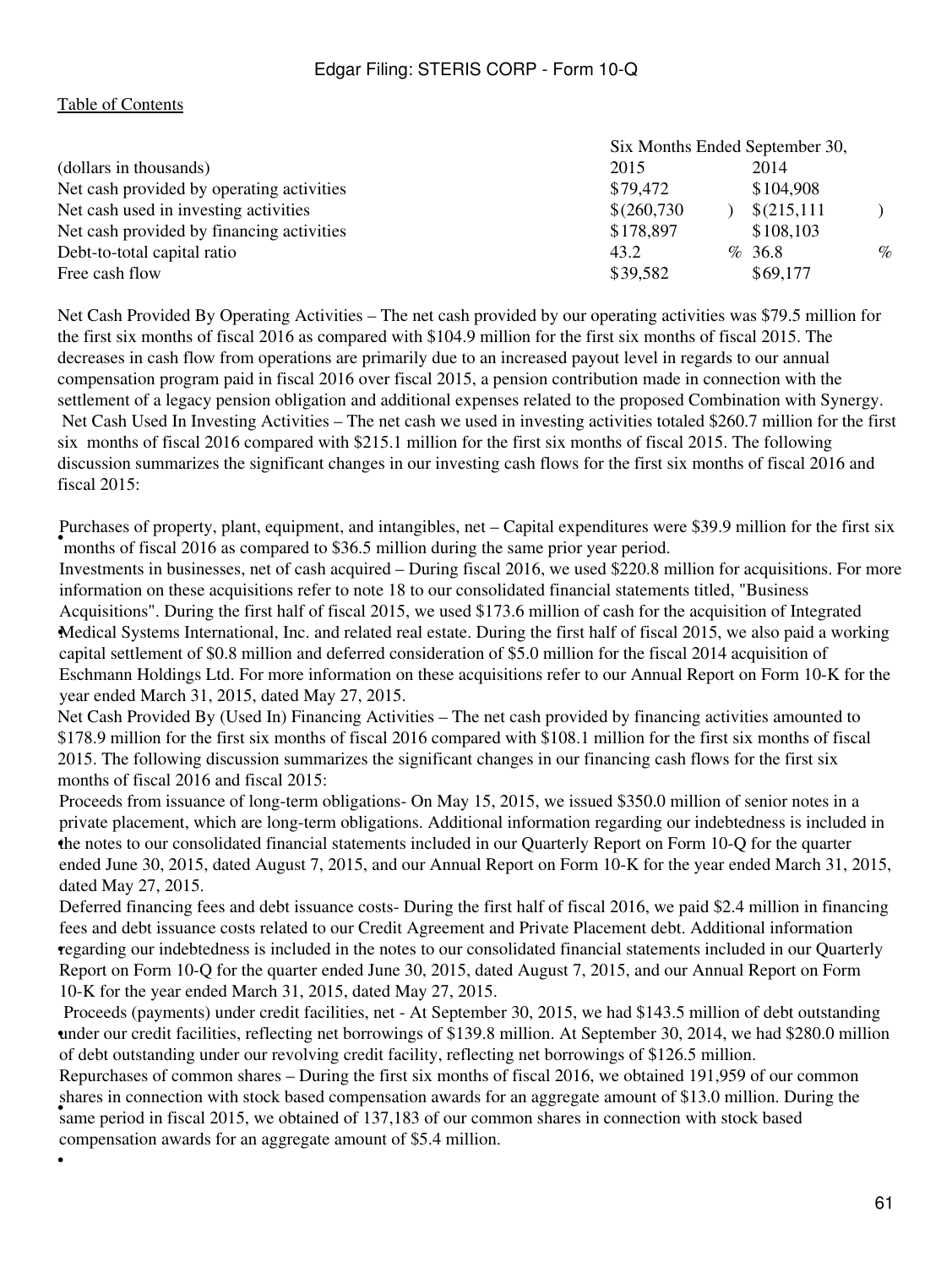| (dollars in thousands) | Six Months Ended September 30, 2015 | 2014 |
| --- | --- | --- |
| Net cash provided by operating activities | $79,472 | $104,908 |
| Net cash used in investing activities | $(260,730) | $(215,111) |
| Net cash provided by financing activities | $178,897 | $108,103 |
| Debt-to-total capital ratio | 43.2 % | 36.8 % |
| Free cash flow | $39,582 | $69,177 |

Net Cash Provided By Operating Activities – The net cash provided by our operating activities was $79.5 million for the first six months of fiscal 2016 as compared with $104.9 million for the first six months of fiscal 2015. The decreases in cash flow from operations are primarily due to an increased payout level in regards to our annual compensation program paid in fiscal 2016 over fiscal 2015, a pension contribution made in connection with the settlement of a legacy pension obligation and additional expenses related to the proposed Combination with Synergy.

Net Cash Used In Investing Activities – The net cash we used in investing activities totaled $260.7 million for the first six months of fiscal 2016 compared with $215.1 million for the first six months of fiscal 2015. The following discussion summarizes the significant changes in our investing cash flows for the first six months of fiscal 2016 and fiscal 2015:

- Purchases of property, plant, equipment, and intangibles, net – Capital expenditures were $39.9 million for the first six months of fiscal 2016 as compared to $36.5 million during the same prior year period.
- Investments in businesses, net of cash acquired – During fiscal 2016, we used $220.8 million for acquisitions. For more information on these acquisitions refer to note 18 to our consolidated financial statements titled, "Business Acquisitions". During the first half of fiscal 2015, we used $173.6 million of cash for the acquisition of Integrated Medical Systems International, Inc. and related real estate. During the first half of fiscal 2015, we also paid a working capital settlement of $0.8 million and deferred consideration of $5.0 million for the fiscal 2014 acquisition of Eschmann Holdings Ltd. For more information on these acquisitions refer to our Annual Report on Form 10-K for the year ended March 31, 2015, dated May 27, 2015.

Net Cash Provided By (Used In) Financing Activities – The net cash provided by financing activities amounted to $178.9 million for the first six months of fiscal 2016 compared with $108.1 million for the first six months of fiscal 2015. The following discussion summarizes the significant changes in our financing cash flows for the first six months of fiscal 2016 and fiscal 2015:

- Proceeds from issuance of long-term obligations- On May 15, 2015, we issued $350.0 million of senior notes in a private placement, which are long-term obligations. Additional information regarding our indebtedness is included in the notes to our consolidated financial statements included in our Quarterly Report on Form 10-Q for the quarter ended June 30, 2015, dated August 7, 2015, and our Annual Report on Form 10-K for the year ended March 31, 2015, dated May 27, 2015.
- Deferred financing fees and debt issuance costs- During the first half of fiscal 2016, we paid $2.4 million in financing fees and debt issuance costs related to our Credit Agreement and Private Placement debt. Additional information regarding our indebtedness is included in the notes to our consolidated financial statements included in our Quarterly Report on Form 10-Q for the quarter ended June 30, 2015, dated August 7, 2015, and our Annual Report on Form 10-K for the year ended March 31, 2015, dated May 27, 2015.
- Proceeds (payments) under credit facilities, net - At September 30, 2015, we had $143.5 million of debt outstanding under our credit facilities, reflecting net borrowings of $139.8 million. At September 30, 2014, we had $280.0 million of debt outstanding under our revolving credit facility, reflecting net borrowings of $126.5 million.
- Repurchases of common shares – During the first six months of fiscal 2016, we obtained 191,959 of our common shares in connection with stock based compensation awards for an aggregate amount of $13.0 million. During the same period in fiscal 2015, we obtained of 137,183 of our common shares in connection with stock based compensation awards for an aggregate amount of $5.4 million.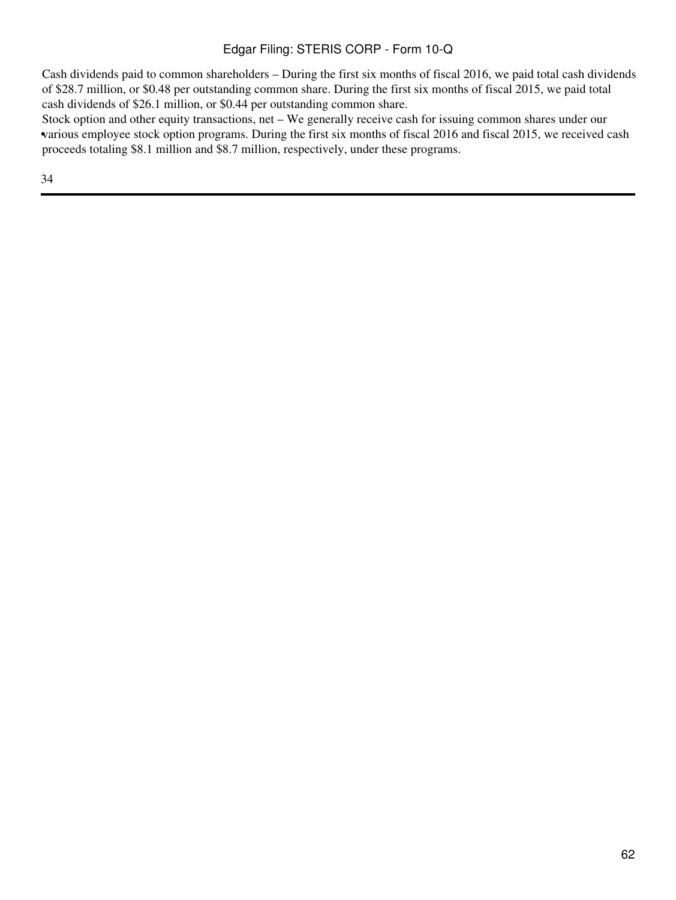Cash dividends paid to common shareholders – During the first six months of fiscal 2016, we paid total cash dividends of $28.7 million, or $0.48 per outstanding common share. During the first six months of fiscal 2015, we paid total cash dividends of $26.1 million, or $0.44 per outstanding common share.

- Stock option and other equity transactions, net – We generally receive cash for issuing common shares under our various employee stock option programs. During the first six months of fiscal 2016 and fiscal 2015, we received cash proceeds totaling $8.1 million and $8.7 million, respectively, under these programs.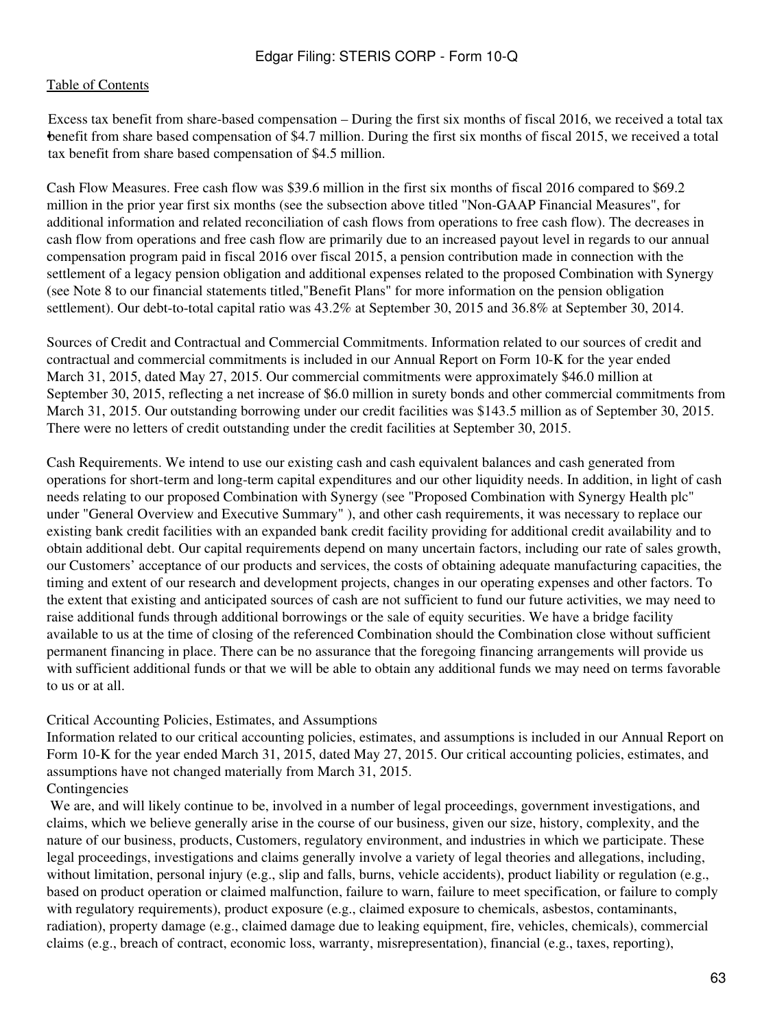- Excess tax benefit from share-based compensation – During the first six months of fiscal 2016, we received a total tax benefit from share based compensation of $4.7 million. During the first six months of fiscal 2015, we received a total tax benefit from share based compensation of $4.5 million.

Cash Flow Measures. Free cash flow was $39.6 million in the first six months of fiscal 2016 compared to $69.2 million in the prior year first six months (see the subsection above titled "Non-GAAP Financial Measures", for additional information and related reconciliation of cash flows from operations to free cash flow). The decreases in cash flow from operations and free cash flow are primarily due to an increased payout level in regards to our annual compensation program paid in fiscal 2016 over fiscal 2015, a pension contribution made in connection with the settlement of a legacy pension obligation and additional expenses related to the proposed Combination with Synergy (see Note 8 to our financial statements titled,"Benefit Plans" for more information on the pension obligation settlement). Our debt-to-total capital ratio was 43.2% at September 30, 2015 and 36.8% at September 30, 2014.

Sources of Credit and Contractual and Commercial Commitments. Information related to our sources of credit and contractual and commercial commitments is included in our Annual Report on Form 10-K for the year ended March 31, 2015, dated May 27, 2015. Our commercial commitments were approximately $46.0 million at September 30, 2015, reflecting a net increase of $6.0 million in surety bonds and other commercial commitments from March 31, 2015. Our outstanding borrowing under our credit facilities was $143.5 million as of September 30, 2015. There were no letters of credit outstanding under the credit facilities at September 30, 2015.

Cash Requirements. We intend to use our existing cash and cash equivalent balances and cash generated from operations for short-term and long-term capital expenditures and our other liquidity needs. In addition, in light of cash needs relating to our proposed Combination with Synergy (see "Proposed Combination with Synergy Health plc" under "General Overview and Executive Summary" ), and other cash requirements, it was necessary to replace our existing bank credit facilities with an expanded bank credit facility providing for additional credit availability and to obtain additional debt. Our capital requirements depend on many uncertain factors, including our rate of sales growth, our Customers' acceptance of our products and services, the costs of obtaining adequate manufacturing capacities, the timing and extent of our research and development projects, changes in our operating expenses and other factors. To the extent that existing and anticipated sources of cash are not sufficient to fund our future activities, we may need to raise additional funds through additional borrowings or the sale of equity securities. We have a bridge facility available to us at the time of closing of the referenced Combination should the Combination close without sufficient permanent financing in place. There can be no assurance that the foregoing financing arrangements will provide us with sufficient additional funds or that we will be able to obtain any additional funds we may need on terms favorable to us or at all.

## Critical Accounting Policies, Estimates, and Assumptions

Information related to our critical accounting policies, estimates, and assumptions is included in our Annual Report on Form 10-K for the year ended March 31, 2015, dated May 27, 2015. Our critical accounting policies, estimates, and assumptions have not changed materially from March 31, 2015.

## Contingencies

We are, and will likely continue to be, involved in a number of legal proceedings, government investigations, and claims, which we believe generally arise in the course of our business, given our size, history, complexity, and the nature of our business, products, Customers, regulatory environment, and industries in which we participate. These legal proceedings, investigations and claims generally involve a variety of legal theories and allegations, including, without limitation, personal injury (e.g., slip and falls, burns, vehicle accidents), product liability or regulation (e.g., based on product operation or claimed malfunction, failure to warn, failure to meet specification, or failure to comply with regulatory requirements), product exposure (e.g., claimed exposure to chemicals, asbestos, contaminants, radiation), property damage (e.g., claimed damage due to leaking equipment, fire, vehicles, chemicals), commercial claims (e.g., breach of contract, economic loss, warranty, misrepresentation), financial (e.g., taxes, reporting),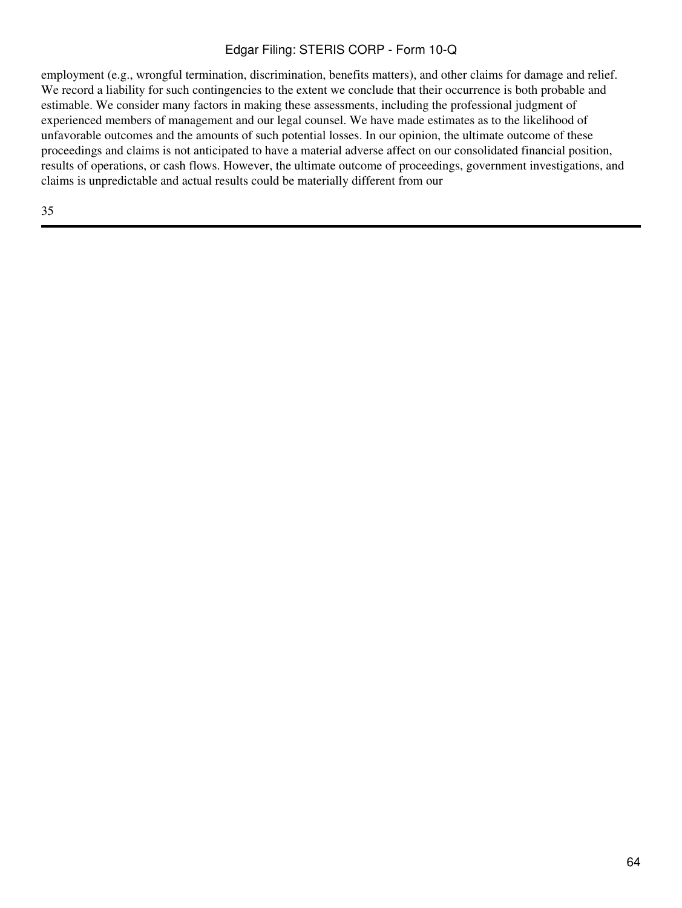employment (e.g., wrongful termination, discrimination, benefits matters), and other claims for damage and relief. We record a liability for such contingencies to the extent we conclude that their occurrence is both probable and estimable. We consider many factors in making these assessments, including the professional judgment of experienced members of management and our legal counsel. We have made estimates as to the likelihood of unfavorable outcomes and the amounts of such potential losses. In our opinion, the ultimate outcome of these proceedings and claims is not anticipated to have a material adverse affect on our consolidated financial position, results of operations, or cash flows. However, the ultimate outcome of proceedings, government investigations, and claims is unpredictable and actual results could be materially different from our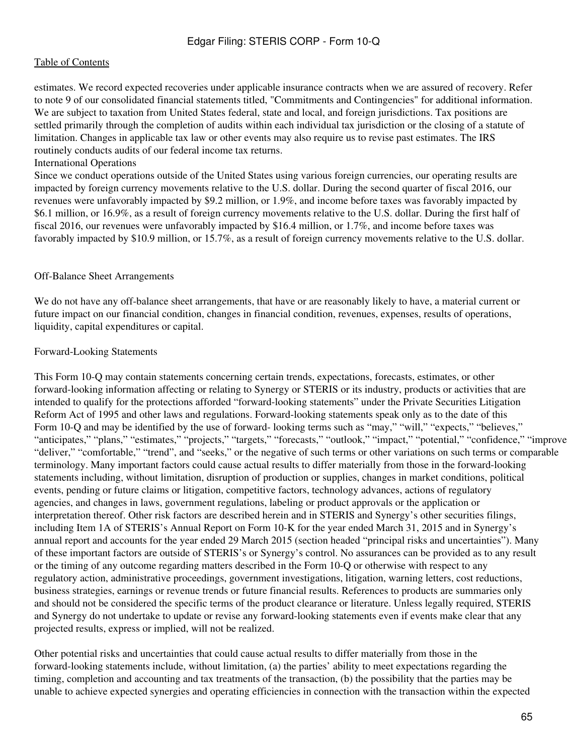estimates. We record expected recoveries under applicable insurance contracts when we are assured of recovery. Refer to note 9 of our consolidated financial statements titled, "Commitments and Contingencies" for additional information. We are subject to taxation from United States federal, state and local, and foreign jurisdictions. Tax positions are settled primarily through the completion of audits within each individual tax jurisdiction or the closing of a statute of limitation. Changes in applicable tax law or other events may also require us to revise past estimates. The IRS routinely conducts audits of our federal income tax returns.

International Operations

Since we conduct operations outside of the United States using various foreign currencies, our operating results are impacted by foreign currency movements relative to the U.S. dollar. During the second quarter of fiscal 2016, our revenues were unfavorably impacted by $9.2 million, or 1.9%, and income before taxes was favorably impacted by $6.1 million, or 16.9%, as a result of foreign currency movements relative to the U.S. dollar. During the first half of fiscal 2016, our revenues were unfavorably impacted by $16.4 million, or 1.7%, and income before taxes was favorably impacted by $10.9 million, or 15.7%, as a result of foreign currency movements relative to the U.S. dollar.

Off-Balance Sheet Arrangements

We do not have any off-balance sheet arrangements, that have or are reasonably likely to have, a material current or future impact on our financial condition, changes in financial condition, revenues, expenses, results of operations, liquidity, capital expenditures or capital.

Forward-Looking Statements

This Form 10-Q may contain statements concerning certain trends, expectations, forecasts, estimates, or other forward-looking information affecting or relating to Synergy or STERIS or its industry, products or activities that are intended to qualify for the protections afforded "forward-looking statements" under the Private Securities Litigation Reform Act of 1995 and other laws and regulations. Forward-looking statements speak only as to the date of this Form 10-Q and may be identified by the use of forward- looking terms such as "may," "will," "expects," "believes," "anticipates," "plans," "estimates," "projects," "targets," "forecasts," "outlook," "impact," "potential," "confidence," "improve "deliver," "comfortable," "trend", and "seeks," or the negative of such terms or other variations on such terms or comparable terminology. Many important factors could cause actual results to differ materially from those in the forward-looking statements including, without limitation, disruption of production or supplies, changes in market conditions, political events, pending or future claims or litigation, competitive factors, technology advances, actions of regulatory agencies, and changes in laws, government regulations, labeling or product approvals or the application or interpretation thereof. Other risk factors are described herein and in STERIS and Synergy's other securities filings, including Item 1A of STERIS's Annual Report on Form 10-K for the year ended March 31, 2015 and in Synergy's annual report and accounts for the year ended 29 March 2015 (section headed "principal risks and uncertainties"). Many of these important factors are outside of STERIS's or Synergy's control. No assurances can be provided as to any result or the timing of any outcome regarding matters described in the Form 10-Q or otherwise with respect to any regulatory action, administrative proceedings, government investigations, litigation, warning letters, cost reductions, business strategies, earnings or revenue trends or future financial results. References to products are summaries only and should not be considered the specific terms of the product clearance or literature. Unless legally required, STERIS and Synergy do not undertake to update or revise any forward-looking statements even if events make clear that any projected results, express or implied, will not be realized.

Other potential risks and uncertainties that could cause actual results to differ materially from those in the forward-looking statements include, without limitation, (a) the parties' ability to meet expectations regarding the timing, completion and accounting and tax treatments of the transaction, (b) the possibility that the parties may be unable to achieve expected synergies and operating efficiencies in connection with the transaction within the expected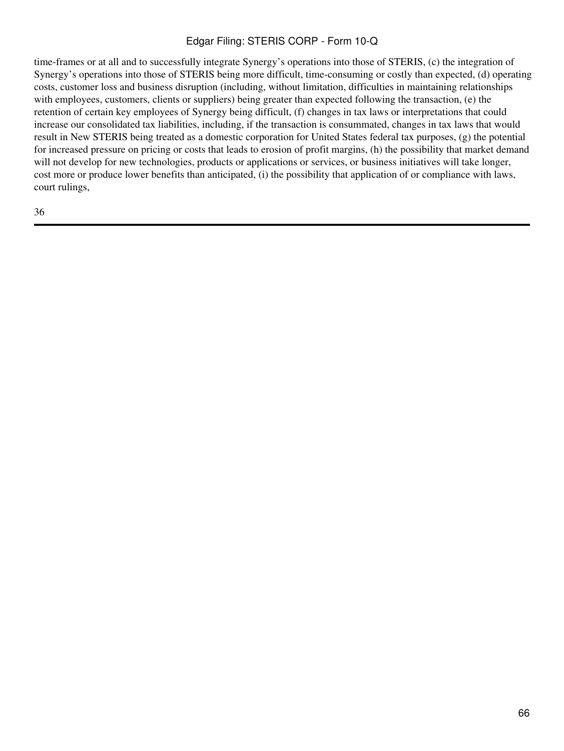time-frames or at all and to successfully integrate Synergy's operations into those of STERIS, (c) the integration of Synergy's operations into those of STERIS being more difficult, time-consuming or costly than expected, (d) operating costs, customer loss and business disruption (including, without limitation, difficulties in maintaining relationships with employees, customers, clients or suppliers) being greater than expected following the transaction, (e) the retention of certain key employees of Synergy being difficult, (f) changes in tax laws or interpretations that could increase our consolidated tax liabilities, including, if the transaction is consummated, changes in tax laws that would result in New STERIS being treated as a domestic corporation for United States federal tax purposes, (g) the potential for increased pressure on pricing or costs that leads to erosion of profit margins, (h) the possibility that market demand will not develop for new technologies, products or applications or services, or business initiatives will take longer, cost more or produce lower benefits than anticipated, (i) the possibility that application of or compliance with laws, court rulings,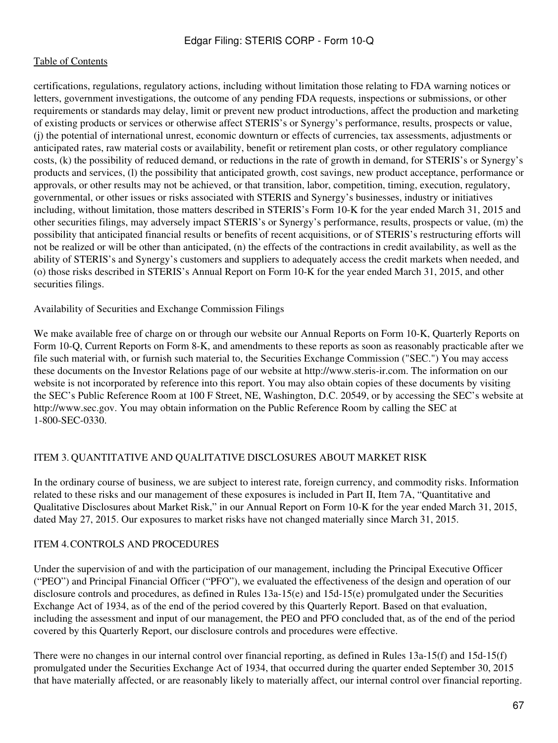certifications, regulations, regulatory actions, including without limitation those relating to FDA warning notices or letters, government investigations, the outcome of any pending FDA requests, inspections or submissions, or other requirements or standards may delay, limit or prevent new product introductions, affect the production and marketing of existing products or services or otherwise affect STERIS's or Synergy's performance, results, prospects or value, (j) the potential of international unrest, economic downturn or effects of currencies, tax assessments, adjustments or anticipated rates, raw material costs or availability, benefit or retirement plan costs, or other regulatory compliance costs, (k) the possibility of reduced demand, or reductions in the rate of growth in demand, for STERIS's or Synergy's products and services, (l) the possibility that anticipated growth, cost savings, new product acceptance, performance or approvals, or other results may not be achieved, or that transition, labor, competition, timing, execution, regulatory, governmental, or other issues or risks associated with STERIS and Synergy's businesses, industry or initiatives including, without limitation, those matters described in STERIS's Form 10-K for the year ended March 31, 2015 and other securities filings, may adversely impact STERIS's or Synergy's performance, results, prospects or value, (m) the possibility that anticipated financial results or benefits of recent acquisitions, or of STERIS's restructuring efforts will not be realized or will be other than anticipated, (n) the effects of the contractions in credit availability, as well as the ability of STERIS's and Synergy's customers and suppliers to adequately access the credit markets when needed, and (o) those risks described in STERIS's Annual Report on Form 10-K for the year ended March 31, 2015, and other securities filings.

Availability of Securities and Exchange Commission Filings

We make available free of charge on or through our website our Annual Reports on Form 10-K, Quarterly Reports on Form 10-Q, Current Reports on Form 8-K, and amendments to these reports as soon as reasonably practicable after we file such material with, or furnish such material to, the Securities Exchange Commission ("SEC.") You may access these documents on the Investor Relations page of our website at http://www.steris-ir.com. The information on our website is not incorporated by reference into this report. You may also obtain copies of these documents by visiting the SEC's Public Reference Room at 100 F Street, NE, Washington, D.C. 20549, or by accessing the SEC's website at http://www.sec.gov. You may obtain information on the Public Reference Room by calling the SEC at 1-800-SEC-0330.

## ITEM 3. QUANTITATIVE AND QUALITATIVE DISCLOSURES ABOUT MARKET RISK

In the ordinary course of business, we are subject to interest rate, foreign currency, and commodity risks. Information related to these risks and our management of these exposures is included in Part II, Item 7A, "Quantitative and Qualitative Disclosures about Market Risk," in our Annual Report on Form 10-K for the year ended March 31, 2015, dated May 27, 2015. Our exposures to market risks have not changed materially since March 31, 2015.

## ITEM 4. CONTROLS AND PROCEDURES

Under the supervision of and with the participation of our management, including the Principal Executive Officer ("PEO") and Principal Financial Officer ("PFO"), we evaluated the effectiveness of the design and operation of our disclosure controls and procedures, as defined in Rules 13a-15(e) and 15d-15(e) promulgated under the Securities Exchange Act of 1934, as of the end of the period covered by this Quarterly Report. Based on that evaluation, including the assessment and input of our management, the PEO and PFO concluded that, as of the end of the period covered by this Quarterly Report, our disclosure controls and procedures were effective.

There were no changes in our internal control over financial reporting, as defined in Rules 13a-15(f) and 15d-15(f) promulgated under the Securities Exchange Act of 1934, that occurred during the quarter ended September 30, 2015 that have materially affected, or are reasonably likely to materially affect, our internal control over financial reporting.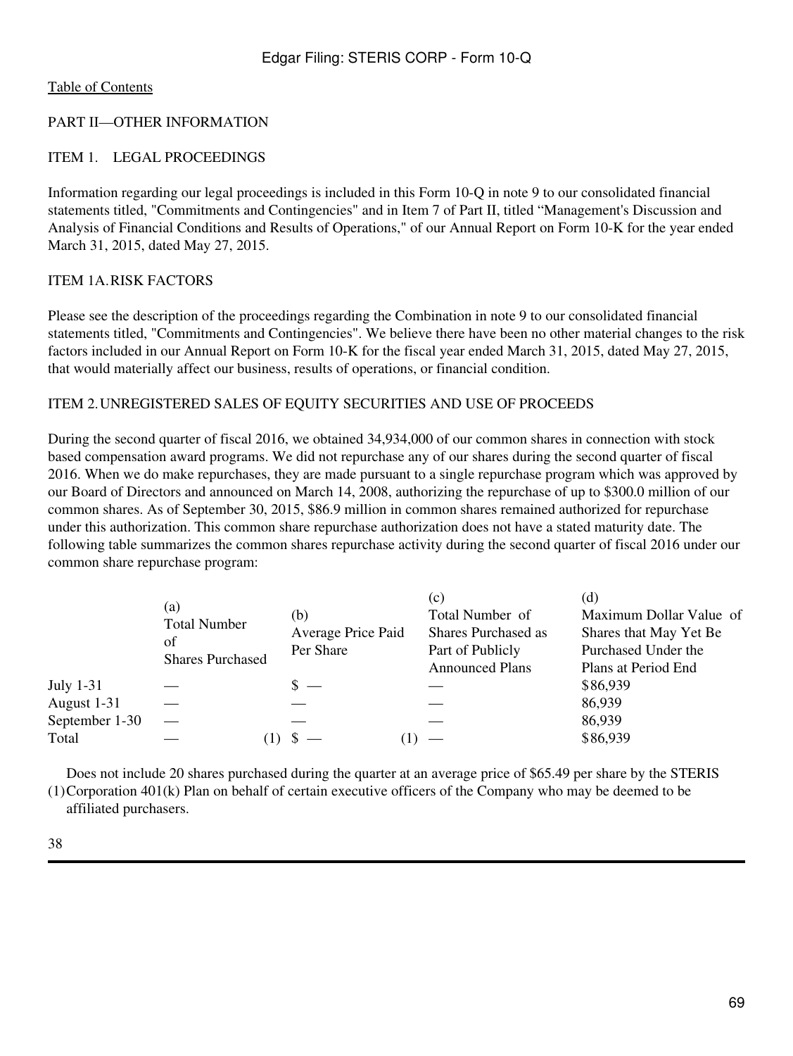## PART II—OTHER INFORMATION

### ITEM 1. LEGAL PROCEEDINGS

Information regarding our legal proceedings is included in this Form 10-Q in note 9 to our consolidated financial statements titled, "Commitments and Contingencies" and in Item 7 of Part II, titled "Management's Discussion and Analysis of Financial Conditions and Results of Operations," of our Annual Report on Form 10-K for the year ended March 31, 2015, dated May 27, 2015.

### ITEM 1A. RISK FACTORS

Please see the description of the proceedings regarding the Combination in note 9 to our consolidated financial statements titled, "Commitments and Contingencies". We believe there have been no other material changes to the risk factors included in our Annual Report on Form 10-K for the fiscal year ended March 31, 2015, dated May 27, 2015, that would materially affect our business, results of operations, or financial condition.

### ITEM 2. UNREGISTERED SALES OF EQUITY SECURITIES AND USE OF PROCEEDS

During the second quarter of fiscal 2016, we obtained 34,934,000 of our common shares in connection with stock based compensation award programs. We did not repurchase any of our shares during the second quarter of fiscal 2016. When we do make repurchases, they are made pursuant to a single repurchase program which was approved by our Board of Directors and announced on March 14, 2008, authorizing the repurchase of up to $300.0 million of our common shares. As of September 30, 2015, $86.9 million in common shares remained authorized for repurchase under this authorization. This common share repurchase authorization does not have a stated maturity date. The following table summarizes the common shares repurchase activity during the second quarter of fiscal 2016 under our common share repurchase program:

| | (a) Total Number of Shares Purchased | (b) Average Price Paid Per Share | (c) Total Number of Shares Purchased as Part of Publicly Announced Plans | (d) Maximum Dollar Value of Shares that May Yet Be Purchased Under the Plans at Period End |
|---|---|---|---|---|
| July 1-31 | — | $ — | — | $86,939 |
| August 1-31 | — | — | — | 86,939 |
| September 1-30 | — | — | — | 86,939 |
| Total | — (1) | $ — (1) | — | $86,939 |

(1) Does not include 20 shares purchased during the quarter at an average price of $65.49 per share by the STERIS Corporation 401(k) Plan on behalf of certain executive officers of the Company who may be deemed to be affiliated purchasers.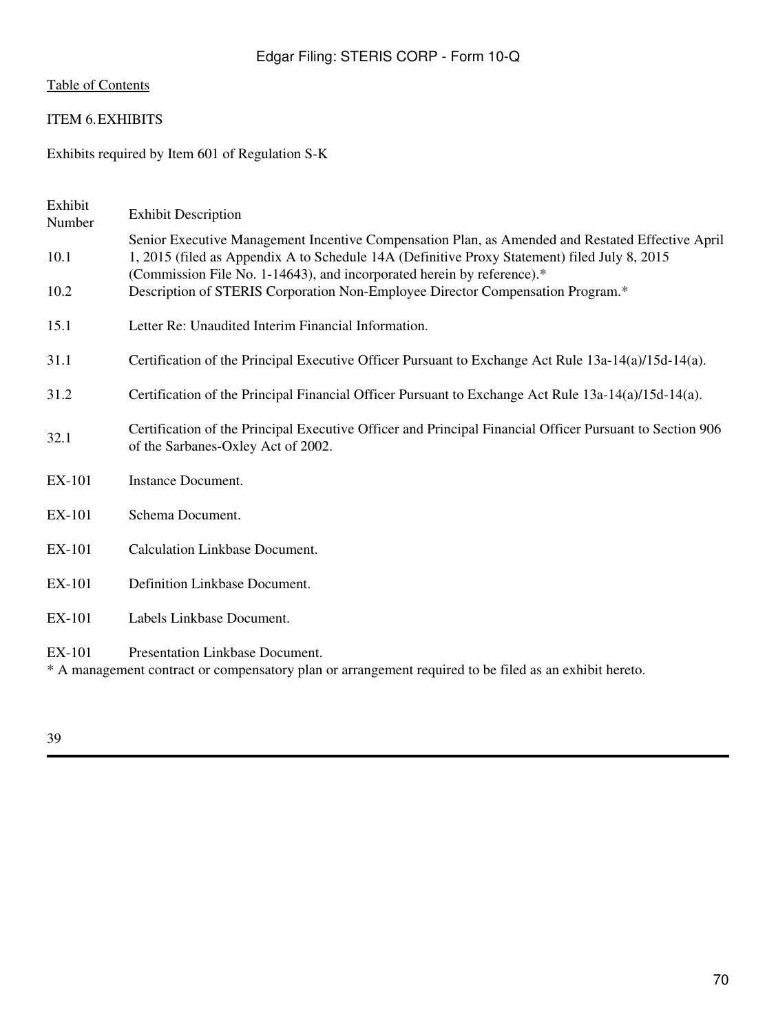[Table of Contents](#)

## ITEM 6. EXHIBITS

Exhibits required by Item 601 of Regulation S-K

| Exhibit Number | Exhibit Description |
| --- | --- |
| 10.1 | Senior Executive Management Incentive Compensation Plan, as Amended and Restated Effective April 1, 2015 (filed as Appendix A to Schedule 14A (Definitive Proxy Statement) filed July 8, 2015 (Commission File No. 1-14643), and incorporated herein by reference).* |
| 10.2 | Description of STERIS Corporation Non-Employee Director Compensation Program.* |
| 15.1 | Letter Re: Unaudited Interim Financial Information. |
| 31.1 | Certification of the Principal Executive Officer Pursuant to Exchange Act Rule 13a-14(a)/15d-14(a). |
| 31.2 | Certification of the Principal Financial Officer Pursuant to Exchange Act Rule 13a-14(a)/15d-14(a). |
| 32.1 | Certification of the Principal Executive Officer and Principal Financial Officer Pursuant to Section 906 of the Sarbanes-Oxley Act of 2002. |
| EX-101 | Instance Document. |
| EX-101 | Schema Document. |
| EX-101 | Calculation Linkbase Document. |
| EX-101 | Definition Linkbase Document. |
| EX-101 | Labels Linkbase Document. |
| EX-101 | Presentation Linkbase Document. |

* A management contract or compensatory plan or arrangement required to be filed as an exhibit hereto.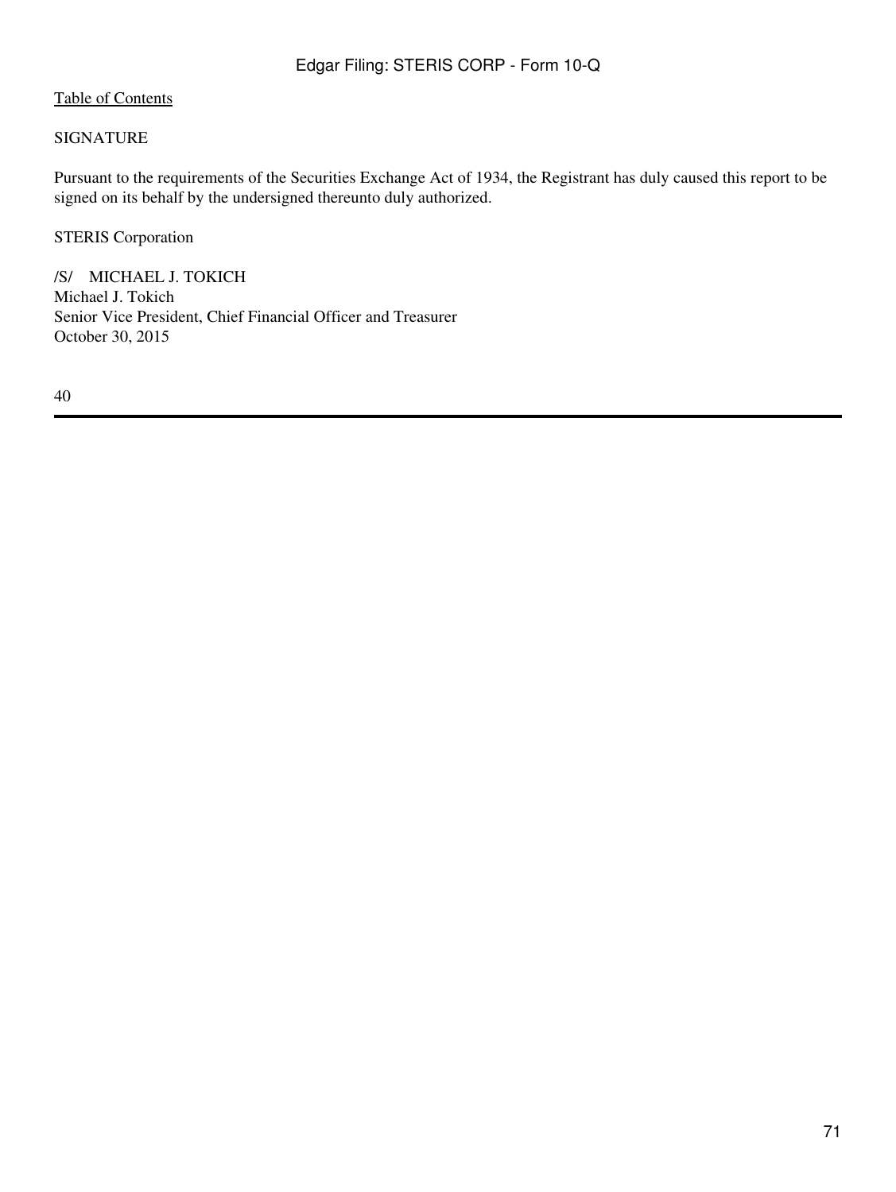[Table of Contents]

SIGNATURE

Pursuant to the requirements of the Securities Exchange Act of 1934, the Registrant has duly caused this report to be signed on its behalf by the undersigned thereunto duly authorized.

STERIS Corporation

/S/    MICHAEL J. TOKICH
Michael J. Tokich
Senior Vice President, Chief Financial Officer and Treasurer
October 30, 2015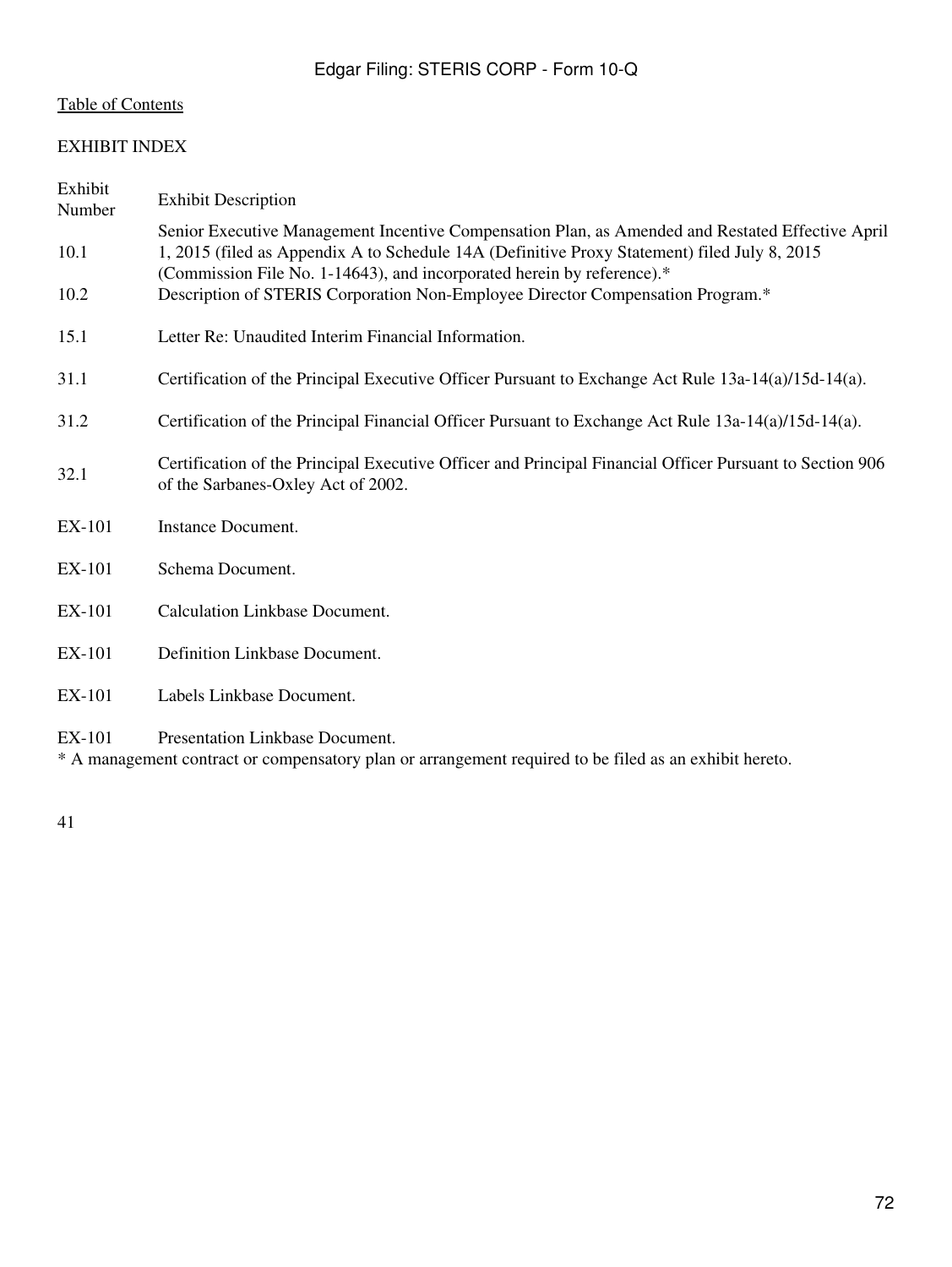[Table of Contents](#)

EXHIBIT INDEX

| Exhibit Number | Exhibit Description |
| --- | --- |
| 10.1 | Senior Executive Management Incentive Compensation Plan, as Amended and Restated Effective April 1, 2015 (filed as Appendix A to Schedule 14A (Definitive Proxy Statement) filed July 8, 2015 (Commission File No. 1-14643), and incorporated herein by reference).* |
| 10.2 | Description of STERIS Corporation Non-Employee Director Compensation Program.* |
| 15.1 | Letter Re: Unaudited Interim Financial Information. |
| 31.1 | Certification of the Principal Executive Officer Pursuant to Exchange Act Rule 13a-14(a)/15d-14(a). |
| 31.2 | Certification of the Principal Financial Officer Pursuant to Exchange Act Rule 13a-14(a)/15d-14(a). |
| 32.1 | Certification of the Principal Executive Officer and Principal Financial Officer Pursuant to Section 906 of the Sarbanes-Oxley Act of 2002. |
| EX-101 | Instance Document. |
| EX-101 | Schema Document. |
| EX-101 | Calculation Linkbase Document. |
| EX-101 | Definition Linkbase Document. |
| EX-101 | Labels Linkbase Document. |
| EX-101 | Presentation Linkbase Document. |

* A management contract or compensatory plan or arrangement required to be filed as an exhibit hereto.

41